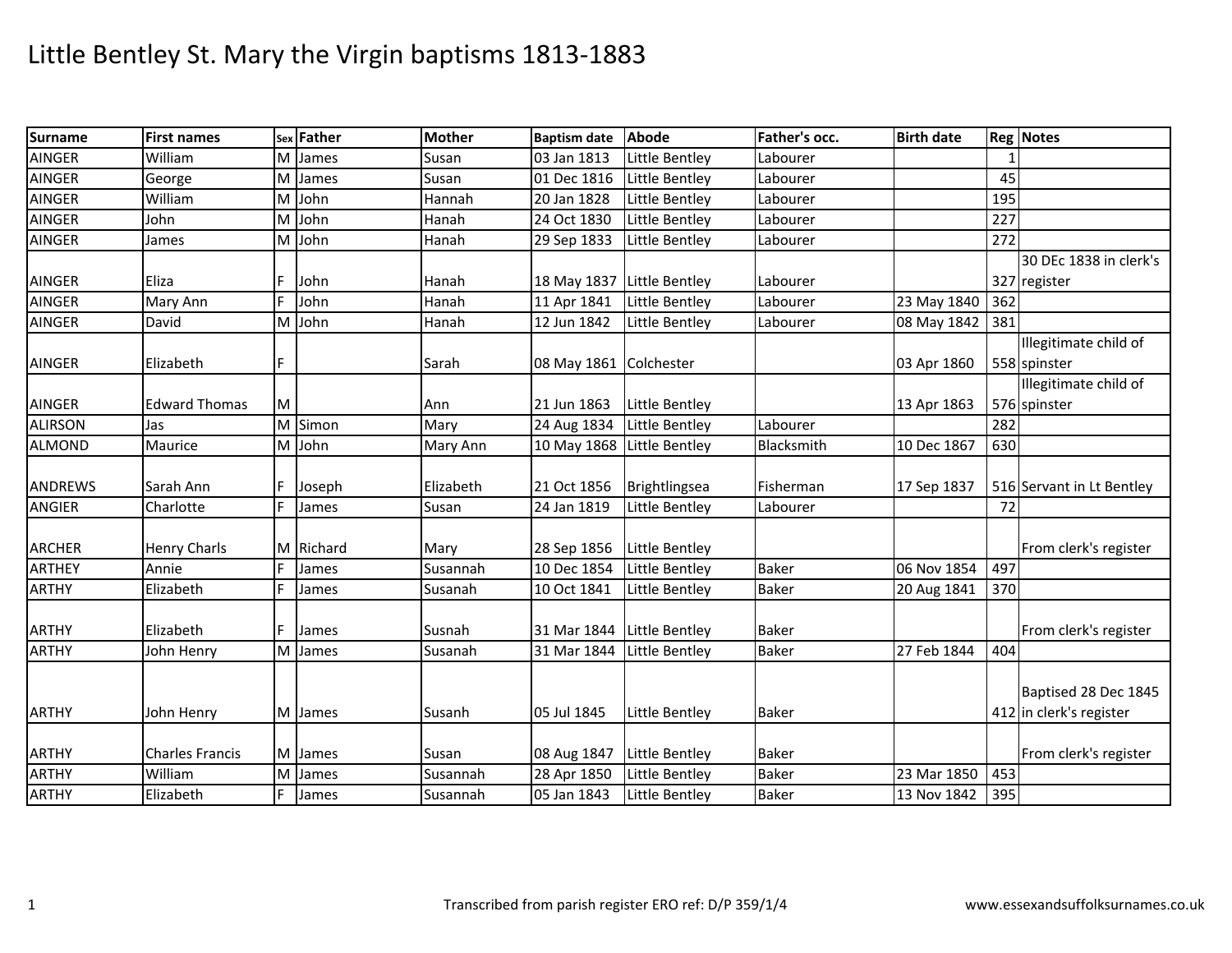# Little Bentley St. Mary the Virgin baptisms 1813-1883

| Surname | First names | Sex | Father | Mother | Baptism date | Abode | Father's occ. | Birth date | Reg | Notes |
|---|---|---|---|---|---|---|---|---|---|---|
| AINGER | William | M | James | Susan | 03 Jan 1813 | Little Bentley | Labourer | | 1 | |
| AINGER | George | M | James | Susan | 01 Dec 1816 | Little Bentley | Labourer | | 45 | |
| AINGER | William | M | John | Hannah | 20 Jan 1828 | Little Bentley | Labourer | | 195 | |
| AINGER | John | M | John | Hanah | 24 Oct 1830 | Little Bentley | Labourer | | 227 | |
| AINGER | James | M | John | Hanah | 29 Sep 1833 | Little Bentley | Labourer | | 272 | |
| AINGER | Eliza | F | John | Hanah | 18 May 1837 | Little Bentley | Labourer | | 327 | 30 DEc 1838 in clerk's register |
| AINGER | Mary Ann | F | John | Hanah | 11 Apr 1841 | Little Bentley | Labourer | 23 May 1840 | 362 | |
| AINGER | David | M | John | Hanah | 12 Jun 1842 | Little Bentley | Labourer | 08 May 1842 | 381 | |
| AINGER | Elizabeth | F | | Sarah | 08 May 1861 | Colchester | | 03 Apr 1860 | 558 | Illegitimate child of spinster |
| AINGER | Edward Thomas | M | | Ann | 21 Jun 1863 | Little Bentley | | 13 Apr 1863 | 576 | Illegitimate child of spinster |
| ALIRSON | Jas | M | Simon | Mary | 24 Aug 1834 | Little Bentley | Labourer | | 282 | |
| ALMOND | Maurice | M | John | Mary Ann | 10 May 1868 | Little Bentley | Blacksmith | 10 Dec 1867 | 630 | |
| ANDREWS | Sarah Ann | F | Joseph | Elizabeth | 21 Oct 1856 | Brightlingsea | Fisherman | 17 Sep 1837 | 516 | Servant in Lt Bentley |
| ANGIER | Charlotte | F | James | Susan | 24 Jan 1819 | Little Bentley | Labourer | | 72 | |
| ARCHER | Henry Charls | M | Richard | Mary | 28 Sep 1856 | Little Bentley | | | | From clerk's register |
| ARTHEY | Annie | F | James | Susannah | 10 Dec 1854 | Little Bentley | Baker | 06 Nov 1854 | 497 | |
| ARTHY | Elizabeth | F | James | Susanah | 10 Oct 1841 | Little Bentley | Baker | 20 Aug 1841 | 370 | |
| ARTHY | Elizabeth | F | James | Susnah | 31 Mar 1844 | Little Bentley | Baker | | | From clerk's register |
| ARTHY | John Henry | M | James | Susanah | 31 Mar 1844 | Little Bentley | Baker | 27 Feb 1844 | 404 | |
| ARTHY | John Henry | M | James | Susanh | 05 Jul 1845 | Little Bentley | Baker | | 412 | Baptised 28 Dec 1845 in clerk's register |
| ARTHY | Charles Francis | M | James | Susan | 08 Aug 1847 | Little Bentley | Baker | | | From clerk's register |
| ARTHY | William | M | James | Susannah | 28 Apr 1850 | Little Bentley | Baker | 23 Mar 1850 | 453 | |
| ARTHY | Elizabeth | F | James | Susannah | 05 Jan 1843 | Little Bentley | Baker | 13 Nov 1842 | 395 | |

Transcribed from parish register ERO ref: D/P 359/1/4

www.essexandsuffolksurnames.co.uk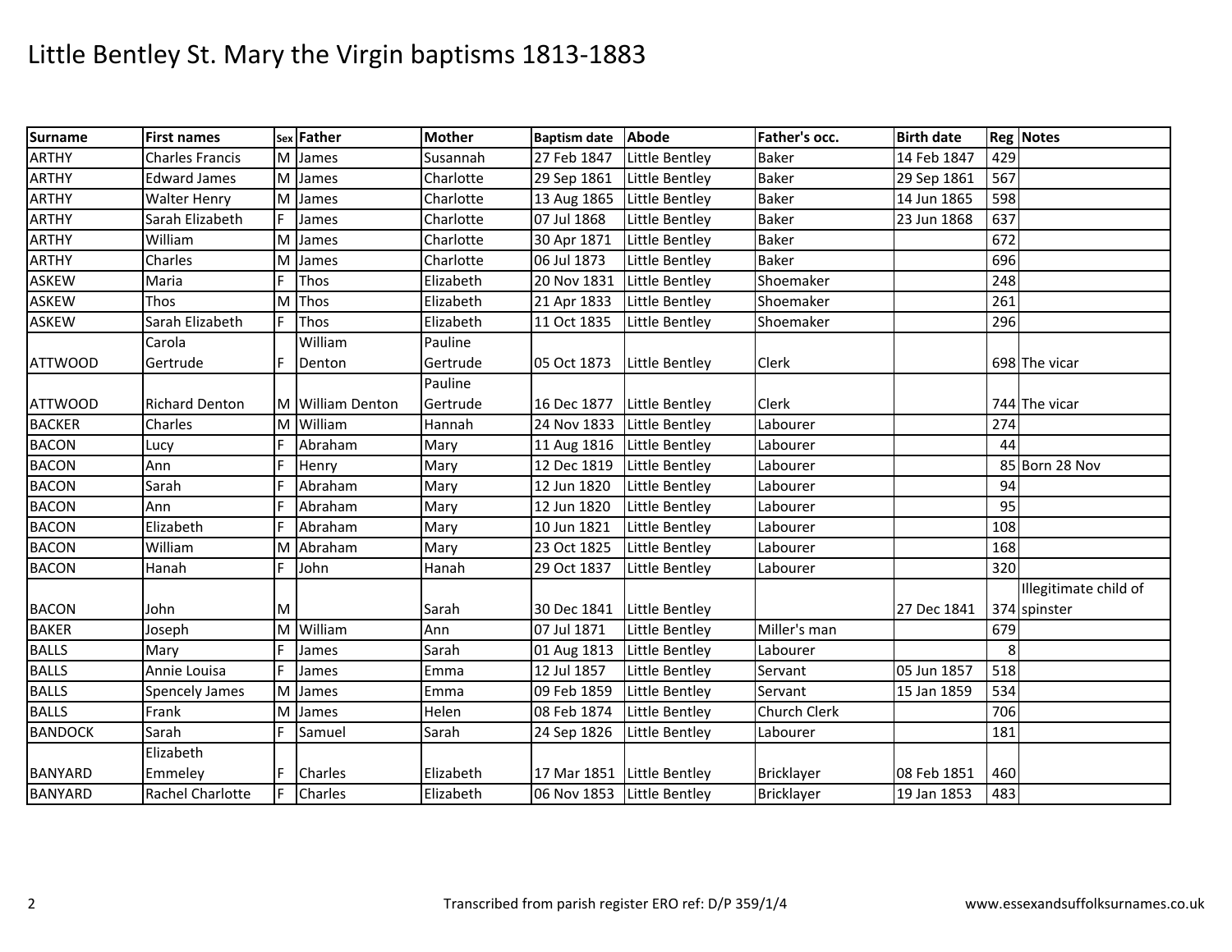# Little Bentley St. Mary the Virgin baptisms 1813-1883

| Surname | First names | Sex | Father | Mother | Baptism date | Abode | Father's occ. | Birth date | Reg | Notes |
|---|---|---|---|---|---|---|---|---|---|---|
| ARTHY | Charles Francis | M | James | Susannah | 27 Feb 1847 | Little Bentley | Baker | 14 Feb 1847 | 429 | |
| ARTHY | Edward James | M | James | Charlotte | 29 Sep 1861 | Little Bentley | Baker | 29 Sep 1861 | 567 | |
| ARTHY | Walter Henry | M | James | Charlotte | 13 Aug 1865 | Little Bentley | Baker | 14 Jun 1865 | 598 | |
| ARTHY | Sarah Elizabeth | F | James | Charlotte | 07 Jul 1868 | Little Bentley | Baker | 23 Jun 1868 | 637 | |
| ARTHY | William | M | James | Charlotte | 30 Apr 1871 | Little Bentley | Baker | | 672 | |
| ARTHY | Charles | M | James | Charlotte | 06 Jul 1873 | Little Bentley | Baker | | 696 | |
| ASKEW | Maria | F | Thos | Elizabeth | 20 Nov 1831 | Little Bentley | Shoemaker | | 248 | |
| ASKEW | Thos | M | Thos | Elizabeth | 21 Apr 1833 | Little Bentley | Shoemaker | | 261 | |
| ASKEW | Sarah Elizabeth | F | Thos | Elizabeth | 11 Oct 1835 | Little Bentley | Shoemaker | | 296 | |
| ATTWOOD | Carola Gertrude | F | William Denton | Pauline Gertrude | 05 Oct 1873 | Little Bentley | Clerk | | 698 | The vicar |
| ATTWOOD | Richard Denton | M | William Denton | Pauline Gertrude | 16 Dec 1877 | Little Bentley | Clerk | | 744 | The vicar |
| BACKER | Charles | M | William | Hannah | 24 Nov 1833 | Little Bentley | Labourer | | 274 | |
| BACON | Lucy | F | Abraham | Mary | 11 Aug 1816 | Little Bentley | Labourer | | 44 | |
| BACON | Ann | F | Henry | Mary | 12 Dec 1819 | Little Bentley | Labourer | | 85 | Born 28 Nov |
| BACON | Sarah | F | Abraham | Mary | 12 Jun 1820 | Little Bentley | Labourer | | 94 | |
| BACON | Ann | F | Abraham | Mary | 12 Jun 1820 | Little Bentley | Labourer | | 95 | |
| BACON | Elizabeth | F | Abraham | Mary | 10 Jun 1821 | Little Bentley | Labourer | | 108 | |
| BACON | William | M | Abraham | Mary | 23 Oct 1825 | Little Bentley | Labourer | | 168 | |
| BACON | Hanah | F | John | Hanah | 29 Oct 1837 | Little Bentley | Labourer | | 320 | |
| BACON | John | M | | Sarah | 30 Dec 1841 | Little Bentley | | 27 Dec 1841 | 374 | Illegitimate child of spinster |
| BAKER | Joseph | M | William | Ann | 07 Jul 1871 | Little Bentley | Miller's man | | 679 | |
| BALLS | Mary | F | James | Sarah | 01 Aug 1813 | Little Bentley | Labourer | | 8 | |
| BALLS | Annie Louisa | F | James | Emma | 12 Jul 1857 | Little Bentley | Servant | 05 Jun 1857 | 518 | |
| BALLS | Spencely James | M | James | Emma | 09 Feb 1859 | Little Bentley | Servant | 15 Jan 1859 | 534 | |
| BALLS | Frank | M | James | Helen | 08 Feb 1874 | Little Bentley | Church Clerk | | 706 | |
| BANDOCK | Sarah | F | Samuel | Sarah | 24 Sep 1826 | Little Bentley | Labourer | | 181 | |
| BANYARD | Elizabeth Emmeley | F | Charles | Elizabeth | 17 Mar 1851 | Little Bentley | Bricklayer | 08 Feb 1851 | 460 | |
| BANYARD | Rachel Charlotte | F | Charles | Elizabeth | 06 Nov 1853 | Little Bentley | Bricklayer | 19 Jan 1853 | 483 | |

Transcribed from parish register ERO ref: D/P 359/1/4

www.essexandsuffolksurnames.co.uk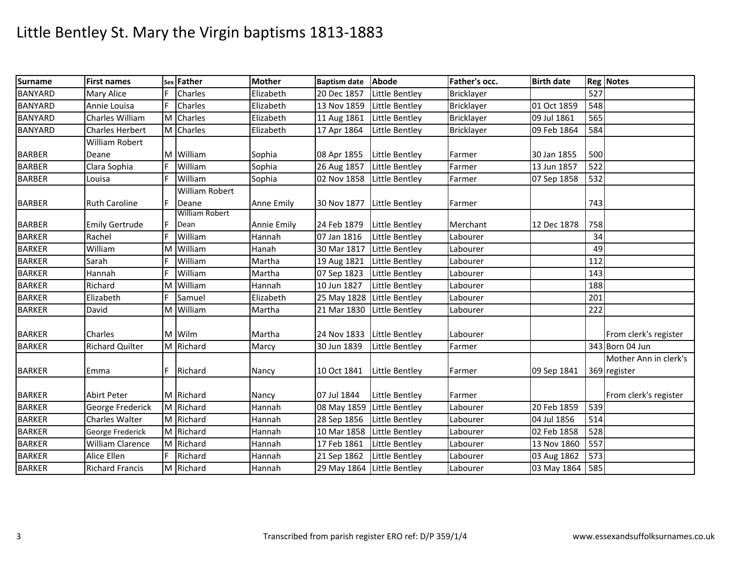# Little Bentley St. Mary the Virgin baptisms 1813-1883

| Surname | First names | Sex | Father | Mother | Baptism date | Abode | Father's occ. | Birth date | Reg | Notes |
|---|---|---|---|---|---|---|---|---|---|---|
| BANYARD | Mary Alice | F | Charles | Elizabeth | 20 Dec 1857 | Little Bentley | Bricklayer | | 527 | |
| BANYARD | Annie Louisa | F | Charles | Elizabeth | 13 Nov 1859 | Little Bentley | Bricklayer | 01 Oct 1859 | 548 | |
| BANYARD | Charles William | M | Charles | Elizabeth | 11 Aug 1861 | Little Bentley | Bricklayer | 09 Jul 1861 | 565 | |
| BANYARD | Charles Herbert | M | Charles | Elizabeth | 17 Apr 1864 | Little Bentley | Bricklayer | 09 Feb 1864 | 584 | |
| BARBER | William Robert Deane | M | William | Sophia | 08 Apr 1855 | Little Bentley | Farmer | 30 Jan 1855 | 500 | |
| BARBER | Clara Sophia | F | William | Sophia | 26 Aug 1857 | Little Bentley | Farmer | 13 Jun 1857 | 522 | |
| BARBER | Louisa | F | William | Sophia | 02 Nov 1858 | Little Bentley | Farmer | 07 Sep 1858 | 532 | |
| BARBER | Ruth Caroline | F | William Robert Deane | Anne Emily | 30 Nov 1877 | Little Bentley | Farmer | | 743 | |
| BARBER | Emily Gertrude | F | William Robert Dean | Annie Emily | 24 Feb 1879 | Little Bentley | Merchant | 12 Dec 1878 | 758 | |
| BARKER | Rachel | F | William | Hannah | 07 Jan 1816 | Little Bentley | Labourer | | 34 | |
| BARKER | William | M | William | Hanah | 30 Mar 1817 | Little Bentley | Labourer | | 49 | |
| BARKER | Sarah | F | William | Martha | 19 Aug 1821 | Little Bentley | Labourer | | 112 | |
| BARKER | Hannah | F | William | Martha | 07 Sep 1823 | Little Bentley | Labourer | | 143 | |
| BARKER | Richard | M | William | Hannah | 10 Jun 1827 | Little Bentley | Labourer | | 188 | |
| BARKER | Elizabeth | F | Samuel | Elizabeth | 25 May 1828 | Little Bentley | Labourer | | 201 | |
| BARKER | David | M | William | Martha | 21 Mar 1830 | Little Bentley | Labourer | | 222 | |
| BARKER | Charles | M | Wilm | Martha | 24 Nov 1833 | Little Bentley | Labourer | | | From clerk's register |
| BARKER | Richard Quilter | M | Richard | Marcy | 30 Jun 1839 | Little Bentley | Farmer | | 343 | Born 04 Jun |
| BARKER | Emma | F | Richard | Nancy | 10 Oct 1841 | Little Bentley | Farmer | 09 Sep 1841 | 369 | Mother Ann in clerk's register |
| BARKER | Abirt Peter | M | Richard | Nancy | 07 Jul 1844 | Little Bentley | Farmer | | | From clerk's register |
| BARKER | George Frederick | M | Richard | Hannah | 08 May 1859 | Little Bentley | Labourer | 20 Feb 1859 | 539 | |
| BARKER | Charles Walter | M | Richard | Hannah | 28 Sep 1856 | Little Bentley | Labourer | 04 Jul 1856 | 514 | |
| BARKER | George Frederick | M | Richard | Hannah | 10 Mar 1858 | Little Bentley | Labourer | 02 Feb 1858 | 528 | |
| BARKER | William Clarence | M | Richard | Hannah | 17 Feb 1861 | Little Bentley | Labourer | 13 Nov 1860 | 557 | |
| BARKER | Alice Ellen | F | Richard | Hannah | 21 Sep 1862 | Little Bentley | Labourer | 03 Aug 1862 | 573 | |
| BARKER | Richard Francis | M | Richard | Hannah | 29 May 1864 | Little Bentley | Labourer | 03 May 1864 | 585 | |

Transcribed from parish register ERO ref: D/P 359/1/4

www.essexandsuffolksurnames.co.uk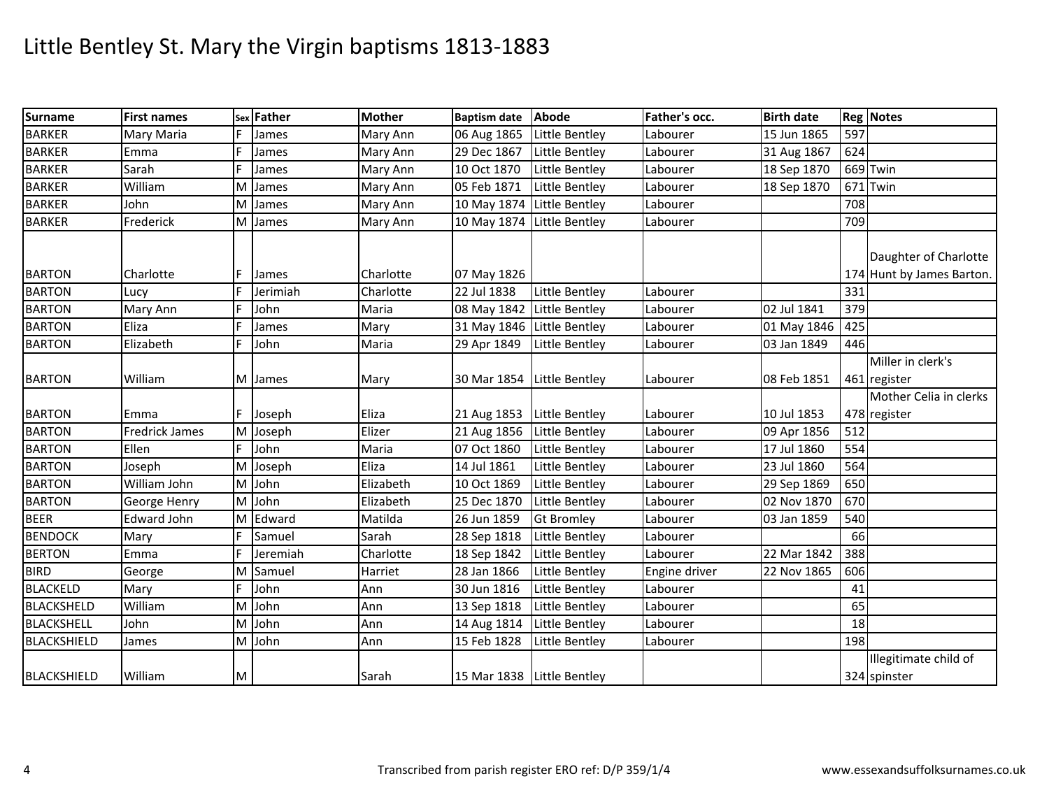# Little Bentley St. Mary the Virgin baptisms 1813-1883

| Surname | First names | Sex | Father | Mother | Baptism date | Abode | Father's occ. | Birth date | Reg | Notes |
|---|---|---|---|---|---|---|---|---|---|---|
| BARKER | Mary Maria | F | James | Mary Ann | 06 Aug 1865 | Little Bentley | Labourer | 15 Jun 1865 | 597 | |
| BARKER | Emma | F | James | Mary Ann | 29 Dec 1867 | Little Bentley | Labourer | 31 Aug 1867 | 624 | |
| BARKER | Sarah | F | James | Mary Ann | 10 Oct 1870 | Little Bentley | Labourer | 18 Sep 1870 | 669 | Twin |
| BARKER | William | M | James | Mary Ann | 05 Feb 1871 | Little Bentley | Labourer | 18 Sep 1870 | 671 | Twin |
| BARKER | John | M | James | Mary Ann | 10 May 1874 | Little Bentley | Labourer | | 708 | |
| BARKER | Frederick | M | James | Mary Ann | 10 May 1874 | Little Bentley | Labourer | | 709 | |
| BARTON | Charlotte | F | James | Charlotte | 07 May 1826 | | | | 174 | Daughter of Charlotte Hunt by James Barton. |
| BARTON | Lucy | F | Jerimiah | Charlotte | 22 Jul 1838 | Little Bentley | Labourer | | 331 | |
| BARTON | Mary Ann | F | John | Maria | 08 May 1842 | Little Bentley | Labourer | 02 Jul 1841 | 379 | |
| BARTON | Eliza | F | James | Mary | 31 May 1846 | Little Bentley | Labourer | 01 May 1846 | 425 | |
| BARTON | Elizabeth | F | John | Maria | 29 Apr 1849 | Little Bentley | Labourer | 03 Jan 1849 | 446 | |
| BARTON | William | M | James | Mary | 30 Mar 1854 | Little Bentley | Labourer | 08 Feb 1851 | 461 | Miller in clerk's register |
| BARTON | Emma | F | Joseph | Eliza | 21 Aug 1853 | Little Bentley | Labourer | 10 Jul 1853 | 478 | Mother Celia in clerks register |
| BARTON | Fredrick James | M | Joseph | Elizer | 21 Aug 1856 | Little Bentley | Labourer | 09 Apr 1856 | 512 | |
| BARTON | Ellen | F | John | Maria | 07 Oct 1860 | Little Bentley | Labourer | 17 Jul 1860 | 554 | |
| BARTON | Joseph | M | Joseph | Eliza | 14 Jul 1861 | Little Bentley | Labourer | 23 Jul 1860 | 564 | |
| BARTON | William John | M | John | Elizabeth | 10 Oct 1869 | Little Bentley | Labourer | 29 Sep 1869 | 650 | |
| BARTON | George Henry | M | John | Elizabeth | 25 Dec 1870 | Little Bentley | Labourer | 02 Nov 1870 | 670 | |
| BEER | Edward John | M | Edward | Matilda | 26 Jun 1859 | Gt Bromley | Labourer | 03 Jan 1859 | 540 | |
| BENDOCK | Mary | F | Samuel | Sarah | 28 Sep 1818 | Little Bentley | Labourer | | 66 | |
| BERTON | Emma | F | Jeremiah | Charlotte | 18 Sep 1842 | Little Bentley | Labourer | 22 Mar 1842 | 388 | |
| BIRD | George | M | Samuel | Harriet | 28 Jan 1866 | Little Bentley | Engine driver | 22 Nov 1865 | 606 | |
| BLACKELD | Mary | F | John | Ann | 30 Jun 1816 | Little Bentley | Labourer | | 41 | |
| BLACKSHELD | William | M | John | Ann | 13 Sep 1818 | Little Bentley | Labourer | | 65 | |
| BLACKSHELL | John | M | John | Ann | 14 Aug 1814 | Little Bentley | Labourer | | 18 | |
| BLACKSHIELD | James | M | John | Ann | 15 Feb 1828 | Little Bentley | Labourer | | 198 | |
| BLACKSHIELD | William | M | | Sarah | 15 Mar 1838 | Little Bentley | | | 324 | Illegitimate child of spinster |

Transcribed from parish register ERO ref: D/P 359/1/4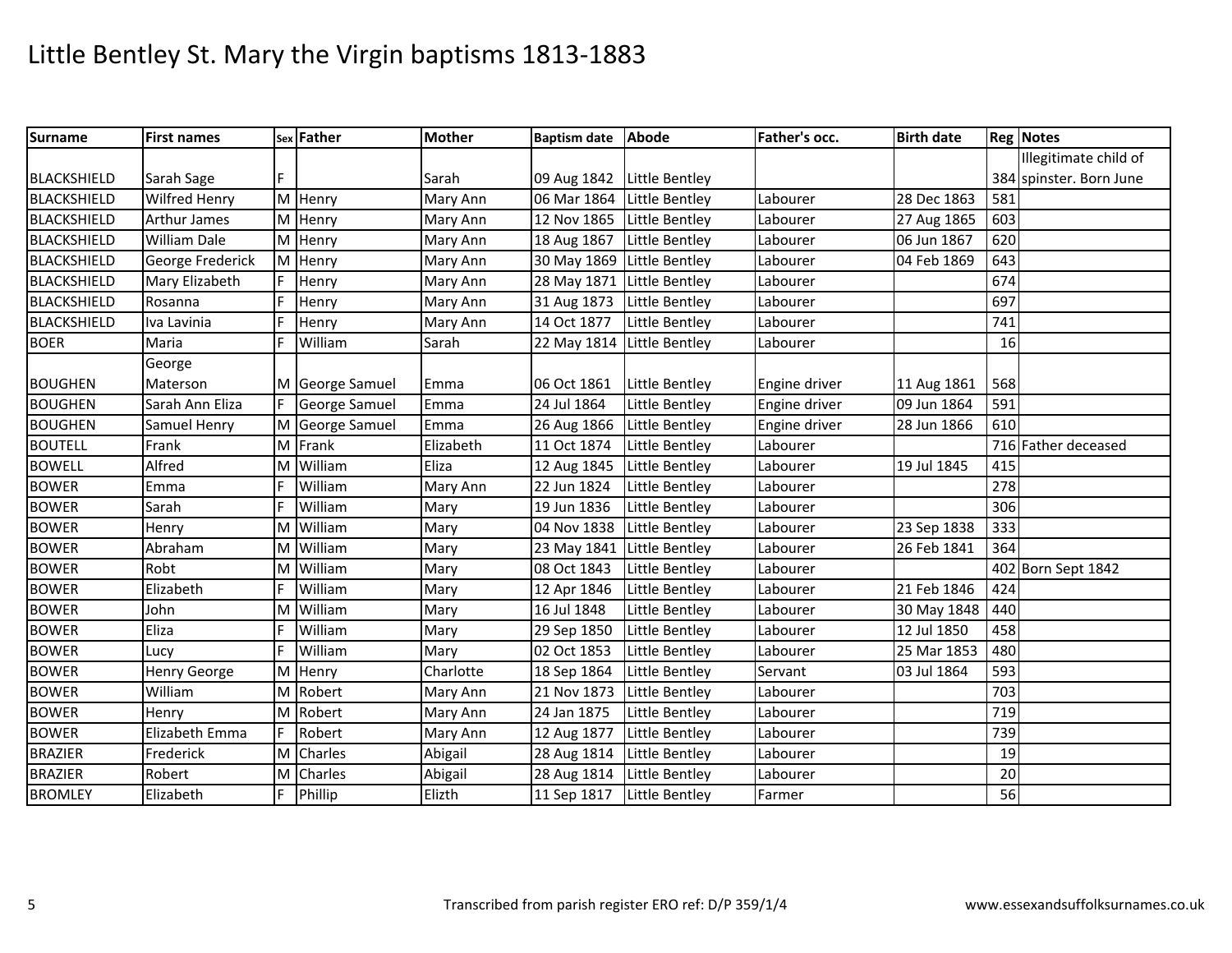# Little Bentley St. Mary the Virgin baptisms 1813-1883

| Surname | First names | Sex | Father | Mother | Baptism date | Abode | Father's occ. | Birth date | Reg | Notes |
|---|---|---|---|---|---|---|---|---|---|---|
| BLACKSHIELD | Sarah Sage | F | | Sarah | 09 Aug 1842 | Little Bentley | | | 384 | Illegitimate child of spinster. Born June |
| BLACKSHIELD | Wilfred Henry | M | Henry | Mary Ann | 06 Mar 1864 | Little Bentley | Labourer | 28 Dec 1863 | 581 | |
| BLACKSHIELD | Arthur James | M | Henry | Mary Ann | 12 Nov 1865 | Little Bentley | Labourer | 27 Aug 1865 | 603 | |
| BLACKSHIELD | William Dale | M | Henry | Mary Ann | 18 Aug 1867 | Little Bentley | Labourer | 06 Jun 1867 | 620 | |
| BLACKSHIELD | George Frederick | M | Henry | Mary Ann | 30 May 1869 | Little Bentley | Labourer | 04 Feb 1869 | 643 | |
| BLACKSHIELD | Mary Elizabeth | F | Henry | Mary Ann | 28 May 1871 | Little Bentley | Labourer | | 674 | |
| BLACKSHIELD | Rosanna | F | Henry | Mary Ann | 31 Aug 1873 | Little Bentley | Labourer | | 697 | |
| BLACKSHIELD | Iva Lavinia | F | Henry | Mary Ann | 14 Oct 1877 | Little Bentley | Labourer | | 741 | |
| BOER | Maria | F | William | Sarah | 22 May 1814 | Little Bentley | Labourer | | 16 | |
| BOUGHEN | George Materson | M | George Samuel | Emma | 06 Oct 1861 | Little Bentley | Engine driver | 11 Aug 1861 | 568 | |
| BOUGHEN | Sarah Ann Eliza | F | George Samuel | Emma | 24 Jul 1864 | Little Bentley | Engine driver | 09 Jun 1864 | 591 | |
| BOUGHEN | Samuel Henry | M | George Samuel | Emma | 26 Aug 1866 | Little Bentley | Engine driver | 28 Jun 1866 | 610 | |
| BOUTELL | Frank | M | Frank | Elizabeth | 11 Oct 1874 | Little Bentley | Labourer | | 716 | Father deceased |
| BOWELL | Alfred | M | William | Eliza | 12 Aug 1845 | Little Bentley | Labourer | 19 Jul 1845 | 415 | |
| BOWER | Emma | F | William | Mary Ann | 22 Jun 1824 | Little Bentley | Labourer | | 278 | |
| BOWER | Sarah | F | William | Mary | 19 Jun 1836 | Little Bentley | Labourer | | 306 | |
| BOWER | Henry | M | William | Mary | 04 Nov 1838 | Little Bentley | Labourer | 23 Sep 1838 | 333 | |
| BOWER | Abraham | M | William | Mary | 23 May 1841 | Little Bentley | Labourer | 26 Feb 1841 | 364 | |
| BOWER | Robt | M | William | Mary | 08 Oct 1843 | Little Bentley | Labourer | | 402 | Born Sept 1842 |
| BOWER | Elizabeth | F | William | Mary | 12 Apr 1846 | Little Bentley | Labourer | 21 Feb 1846 | 424 | |
| BOWER | John | M | William | Mary | 16 Jul 1848 | Little Bentley | Labourer | 30 May 1848 | 440 | |
| BOWER | Eliza | F | William | Mary | 29 Sep 1850 | Little Bentley | Labourer | 12 Jul 1850 | 458 | |
| BOWER | Lucy | F | William | Mary | 02 Oct 1853 | Little Bentley | Labourer | 25 Mar 1853 | 480 | |
| BOWER | Henry George | M | Henry | Charlotte | 18 Sep 1864 | Little Bentley | Servant | 03 Jul 1864 | 593 | |
| BOWER | William | M | Robert | Mary Ann | 21 Nov 1873 | Little Bentley | Labourer | | 703 | |
| BOWER | Henry | M | Robert | Mary Ann | 24 Jan 1875 | Little Bentley | Labourer | | 719 | |
| BOWER | Elizabeth Emma | F | Robert | Mary Ann | 12 Aug 1877 | Little Bentley | Labourer | | 739 | |
| BRAZIER | Frederick | M | Charles | Abigail | 28 Aug 1814 | Little Bentley | Labourer | | 19 | |
| BRAZIER | Robert | M | Charles | Abigail | 28 Aug 1814 | Little Bentley | Labourer | | 20 | |
| BROMLEY | Elizabeth | F | Phillip | Elizth | 11 Sep 1817 | Little Bentley | Farmer | | 56 | |

Transcribed from parish register ERO ref: D/P 359/1/4

www.essexandsuffolksurnames.co.uk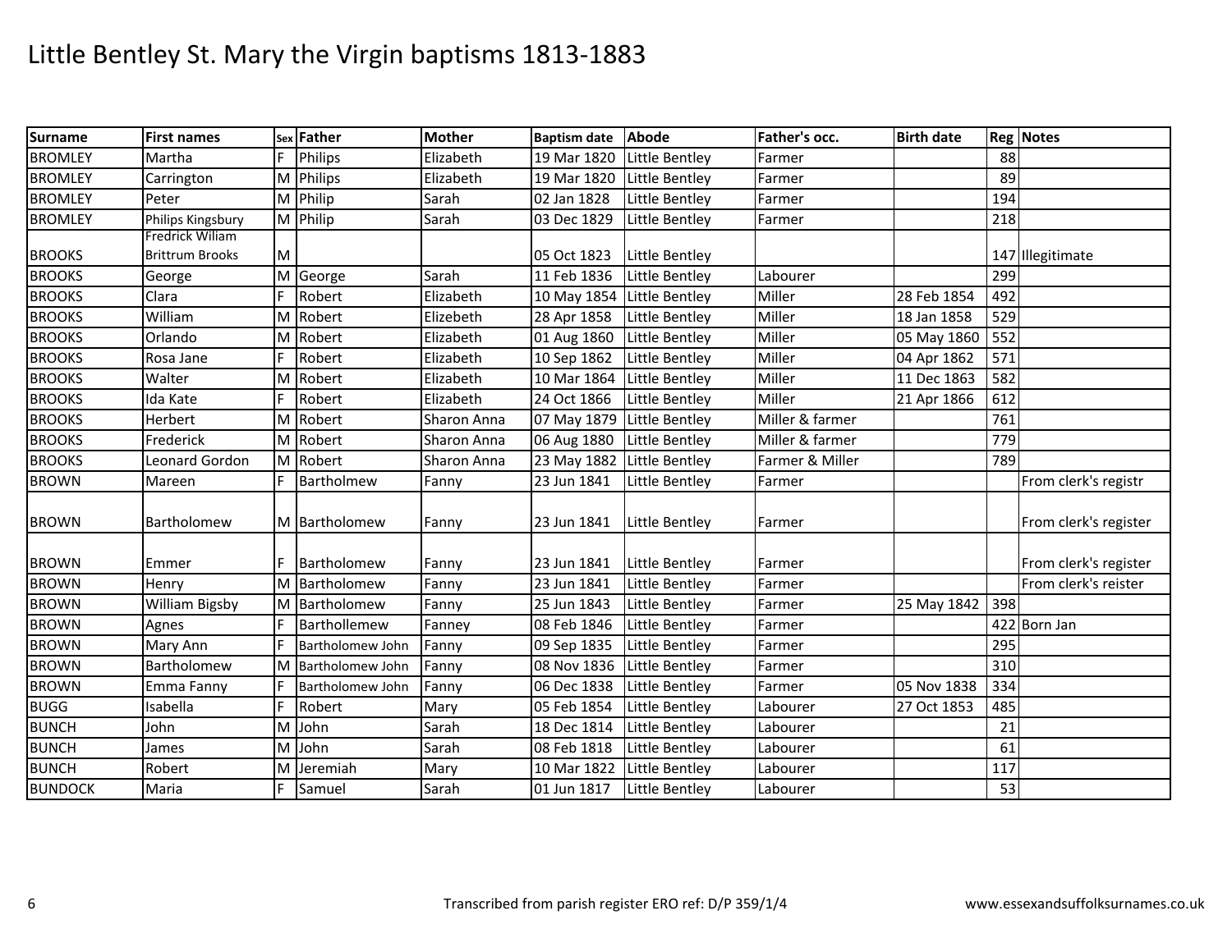# Little Bentley St. Mary the Virgin baptisms 1813-1883

| Surname | First names | Sex | Father | Mother | Baptism date | Abode | Father's occ. | Birth date | Reg | Notes |
|---|---|---|---|---|---|---|---|---|---|---|
| BROMLEY | Martha | F | Philips | Elizabeth | 19 Mar 1820 | Little Bentley | Farmer | | 88 | |
| BROMLEY | Carrington | M | Philips | Elizabeth | 19 Mar 1820 | Little Bentley | Farmer | | 89 | |
| BROMLEY | Peter | M | Philip | Sarah | 02 Jan 1828 | Little Bentley | Farmer | | 194 | |
| BROMLEY | Philips Kingsbury | M | Philip | Sarah | 03 Dec 1829 | Little Bentley | Farmer | | 218 | |
| BROOKS | Fredrick Wiliam Brittrum Brooks | M | | | 05 Oct 1823 | Little Bentley | | | 147 | Illegitimate |
| BROOKS | George | M | George | Sarah | 11 Feb 1836 | Little Bentley | Labourer | | 299 | |
| BROOKS | Clara | F | Robert | Elizabeth | 10 May 1854 | Little Bentley | Miller | 28 Feb 1854 | 492 | |
| BROOKS | William | M | Robert | Elizebeth | 28 Apr 1858 | Little Bentley | Miller | 18 Jan 1858 | 529 | |
| BROOKS | Orlando | M | Robert | Elizabeth | 01 Aug 1860 | Little Bentley | Miller | 05 May 1860 | 552 | |
| BROOKS | Rosa Jane | F | Robert | Elizabeth | 10 Sep 1862 | Little Bentley | Miller | 04 Apr 1862 | 571 | |
| BROOKS | Walter | M | Robert | Elizabeth | 10 Mar 1864 | Little Bentley | Miller | 11 Dec 1863 | 582 | |
| BROOKS | Ida Kate | F | Robert | Elizabeth | 24 Oct 1866 | Little Bentley | Miller | 21 Apr 1866 | 612 | |
| BROOKS | Herbert | M | Robert | Sharon Anna | 07 May 1879 | Little Bentley | Miller & farmer | | 761 | |
| BROOKS | Frederick | M | Robert | Sharon Anna | 06 Aug 1880 | Little Bentley | Miller & farmer | | 779 | |
| BROOKS | Leonard Gordon | M | Robert | Sharon Anna | 23 May 1882 | Little Bentley | Farmer & Miller | | 789 | |
| BROWN | Mareen | F | Bartholmew | Fanny | 23 Jun 1841 | Little Bentley | Farmer | | | From clerk's registr |
| BROWN | Bartholomew | M | Bartholomew | Fanny | 23 Jun 1841 | Little Bentley | Farmer | | | From clerk's register |
| BROWN | Emmer | F | Bartholomew | Fanny | 23 Jun 1841 | Little Bentley | Farmer | | | From clerk's register |
| BROWN | Henry | M | Bartholomew | Fanny | 23 Jun 1841 | Little Bentley | Farmer | | | From clerk's reister |
| BROWN | William Bigsby | M | Bartholomew | Fanny | 25 Jun 1843 | Little Bentley | Farmer | 25 May 1842 | 398 | |
| BROWN | Agnes | F | Barthollemew | Fanney | 08 Feb 1846 | Little Bentley | Farmer | | 422 | Born Jan |
| BROWN | Mary Ann | F | Bartholomew John | Fanny | 09 Sep 1835 | Little Bentley | Farmer | | 295 | |
| BROWN | Bartholomew | M | Bartholomew John | Fanny | 08 Nov 1836 | Little Bentley | Farmer | | 310 | |
| BROWN | Emma Fanny | F | Bartholomew John | Fanny | 06 Dec 1838 | Little Bentley | Farmer | 05 Nov 1838 | 334 | |
| BUGG | Isabella | F | Robert | Mary | 05 Feb 1854 | Little Bentley | Labourer | 27 Oct 1853 | 485 | |
| BUNCH | John | M | John | Sarah | 18 Dec 1814 | Little Bentley | Labourer | | 21 | |
| BUNCH | James | M | John | Sarah | 08 Feb 1818 | Little Bentley | Labourer | | 61 | |
| BUNCH | Robert | M | Jeremiah | Mary | 10 Mar 1822 | Little Bentley | Labourer | | 117 | |
| BUNDOCK | Maria | F | Samuel | Sarah | 01 Jun 1817 | Little Bentley | Labourer | | 53 | |

Transcribed from parish register ERO ref: D/P 359/1/4

www.essexandsuffolksurnames.co.uk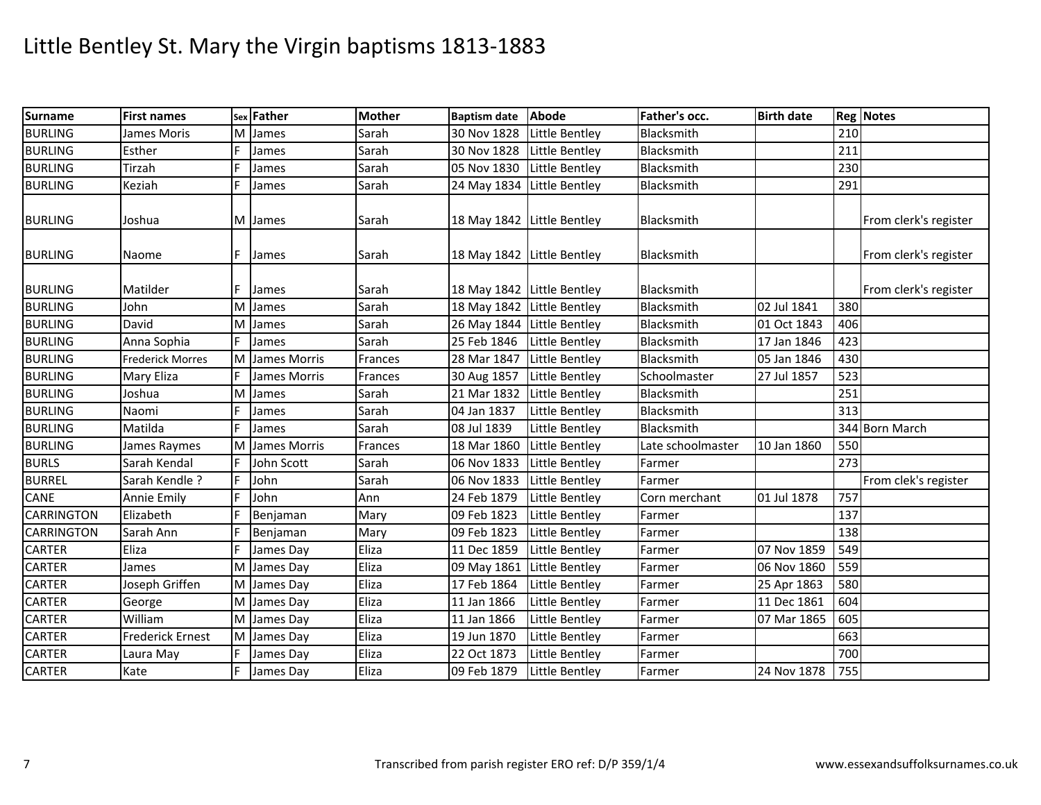# Little Bentley St. Mary the Virgin baptisms 1813-1883

| Surname | First names | Sex | Father | Mother | Baptism date | Abode | Father's occ. | Birth date | Reg | Notes |
|---|---|---|---|---|---|---|---|---|---|---|
| BURLING | James Moris | M | James | Sarah | 30 Nov 1828 | Little Bentley | Blacksmith | | 210 | |
| BURLING | Esther | F | James | Sarah | 30 Nov 1828 | Little Bentley | Blacksmith | | 211 | |
| BURLING | Tirzah | F | James | Sarah | 05 Nov 1830 | Little Bentley | Blacksmith | | 230 | |
| BURLING | Keziah | F | James | Sarah | 24 May 1834 | Little Bentley | Blacksmith | | 291 | |
| BURLING | Joshua | M | James | Sarah | 18 May 1842 | Little Bentley | Blacksmith | | | From clerk's register |
| BURLING | Naome | F | James | Sarah | 18 May 1842 | Little Bentley | Blacksmith | | | From clerk's register |
| BURLING | Matilder | F | James | Sarah | 18 May 1842 | Little Bentley | Blacksmith | | | From clerk's register |
| BURLING | John | M | James | Sarah | 18 May 1842 | Little Bentley | Blacksmith | 02 Jul 1841 | 380 | |
| BURLING | David | M | James | Sarah | 26 May 1844 | Little Bentley | Blacksmith | 01 Oct 1843 | 406 | |
| BURLING | Anna Sophia | F | James | Sarah | 25 Feb 1846 | Little Bentley | Blacksmith | 17 Jan 1846 | 423 | |
| BURLING | Frederick Morres | M | James Morris | Frances | 28 Mar 1847 | Little Bentley | Blacksmith | 05 Jan 1846 | 430 | |
| BURLING | Mary Eliza | F | James Morris | Frances | 30 Aug 1857 | Little Bentley | Schoolmaster | 27 Jul 1857 | 523 | |
| BURLING | Joshua | M | James | Sarah | 21 Mar 1832 | Little Bentley | Blacksmith | | 251 | |
| BURLING | Naomi | F | James | Sarah | 04 Jan 1837 | Little Bentley | Blacksmith | | 313 | |
| BURLING | Matilda | F | James | Sarah | 08 Jul 1839 | Little Bentley | Blacksmith | | 344 | Born March |
| BURLING | James Raymes | M | James Morris | Frances | 18 Mar 1860 | Little Bentley | Late schoolmaster | 10 Jan 1860 | 550 | |
| BURLS | Sarah Kendal | F | John Scott | Sarah | 06 Nov 1833 | Little Bentley | Farmer | | 273 | |
| BURREL | Sarah Kendle ? | F | John | Sarah | 06 Nov 1833 | Little Bentley | Farmer | | | From clek's register |
| CANE | Annie Emily | F | John | Ann | 24 Feb 1879 | Little Bentley | Corn merchant | 01 Jul 1878 | 757 | |
| CARRINGTON | Elizabeth | F | Benjaman | Mary | 09 Feb 1823 | Little Bentley | Farmer | | 137 | |
| CARRINGTON | Sarah Ann | F | Benjaman | Mary | 09 Feb 1823 | Little Bentley | Farmer | | 138 | |
| CARTER | Eliza | F | James Day | Eliza | 11 Dec 1859 | Little Bentley | Farmer | 07 Nov 1859 | 549 | |
| CARTER | James | M | James Day | Eliza | 09 May 1861 | Little Bentley | Farmer | 06 Nov 1860 | 559 | |
| CARTER | Joseph Griffen | M | James Day | Eliza | 17 Feb 1864 | Little Bentley | Farmer | 25 Apr 1863 | 580 | |
| CARTER | George | M | James Day | Eliza | 11 Jan 1866 | Little Bentley | Farmer | 11 Dec 1861 | 604 | |
| CARTER | William | M | James Day | Eliza | 11 Jan 1866 | Little Bentley | Farmer | 07 Mar 1865 | 605 | |
| CARTER | Frederick Ernest | M | James Day | Eliza | 19 Jun 1870 | Little Bentley | Farmer | | 663 | |
| CARTER | Laura May | F | James Day | Eliza | 22 Oct 1873 | Little Bentley | Farmer | | 700 | |
| CARTER | Kate | F | James Day | Eliza | 09 Feb 1879 | Little Bentley | Farmer | 24 Nov 1878 | 755 | |

Transcribed from parish register ERO ref: D/P 359/1/4

www.essexandsuffolksurnames.co.uk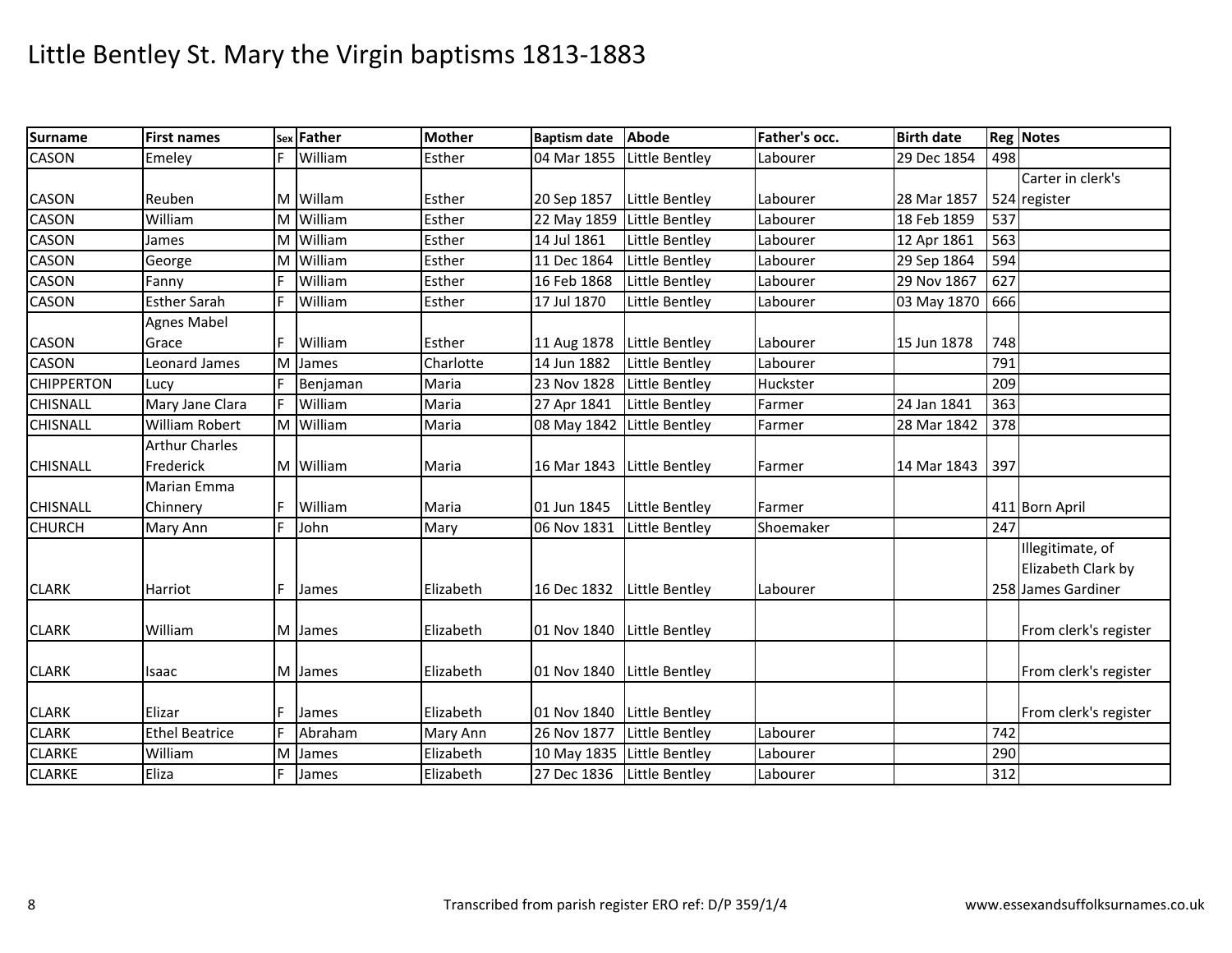# Little Bentley St. Mary the Virgin baptisms 1813-1883

| Surname | First names | Sex | Father | Mother | Baptism date | Abode | Father's occ. | Birth date | Reg | Notes |
|---|---|---|---|---|---|---|---|---|---|---|
| CASON | Emeley | F | William | Esther | 04 Mar 1855 | Little Bentley | Labourer | 29 Dec 1854 | 498 | |
| CASON | Reuben | M | Willam | Esther | 20 Sep 1857 | Little Bentley | Labourer | 28 Mar 1857 | 524 | Carter in clerk's register |
| CASON | William | M | William | Esther | 22 May 1859 | Little Bentley | Labourer | 18 Feb 1859 | 537 | |
| CASON | James | M | William | Esther | 14 Jul 1861 | Little Bentley | Labourer | 12 Apr 1861 | 563 | |
| CASON | George | M | William | Esther | 11 Dec 1864 | Little Bentley | Labourer | 29 Sep 1864 | 594 | |
| CASON | Fanny | F | William | Esther | 16 Feb 1868 | Little Bentley | Labourer | 29 Nov 1867 | 627 | |
| CASON | Esther Sarah | F | William | Esther | 17 Jul 1870 | Little Bentley | Labourer | 03 May 1870 | 666 | |
| CASON | Agnes Mabel Grace | F | William | Esther | 11 Aug 1878 | Little Bentley | Labourer | 15 Jun 1878 | 748 | |
| CASON | Leonard James | M | James | Charlotte | 14 Jun 1882 | Little Bentley | Labourer | | 791 | |
| CHIPPERTON | Lucy | F | Benjaman | Maria | 23 Nov 1828 | Little Bentley | Huckster | | 209 | |
| CHISNALL | Mary Jane Clara | F | William | Maria | 27 Apr 1841 | Little Bentley | Farmer | 24 Jan 1841 | 363 | |
| CHISNALL | William Robert | M | William | Maria | 08 May 1842 | Little Bentley | Farmer | 28 Mar 1842 | 378 | |
| CHISNALL | Arthur Charles Frederick | M | William | Maria | 16 Mar 1843 | Little Bentley | Farmer | 14 Mar 1843 | 397 | |
| CHISNALL | Marian Emma Chinnery | F | William | Maria | 01 Jun 1845 | Little Bentley | Farmer | | 411 | Born April |
| CHURCH | Mary Ann | F | John | Mary | 06 Nov 1831 | Little Bentley | Shoemaker | | 247 | |
| CLARK | Harriot | F | James | Elizabeth | 16 Dec 1832 | Little Bentley | Labourer | | 258 | Illegitimate, of Elizabeth Clark by James Gardiner |
| CLARK | William | M | James | Elizabeth | 01 Nov 1840 | Little Bentley | | | | From clerk's register |
| CLARK | Isaac | M | James | Elizabeth | 01 Nov 1840 | Little Bentley | | | | From clerk's register |
| CLARK | Elizar | F | James | Elizabeth | 01 Nov 1840 | Little Bentley | | | | From clerk's register |
| CLARK | Ethel Beatrice | F | Abraham | Mary Ann | 26 Nov 1877 | Little Bentley | Labourer | | 742 | |
| CLARKE | William | M | James | Elizabeth | 10 May 1835 | Little Bentley | Labourer | | 290 | |
| CLARKE | Eliza | F | James | Elizabeth | 27 Dec 1836 | Little Bentley | Labourer | | 312 | |

Transcribed from parish register ERO ref: D/P 359/1/4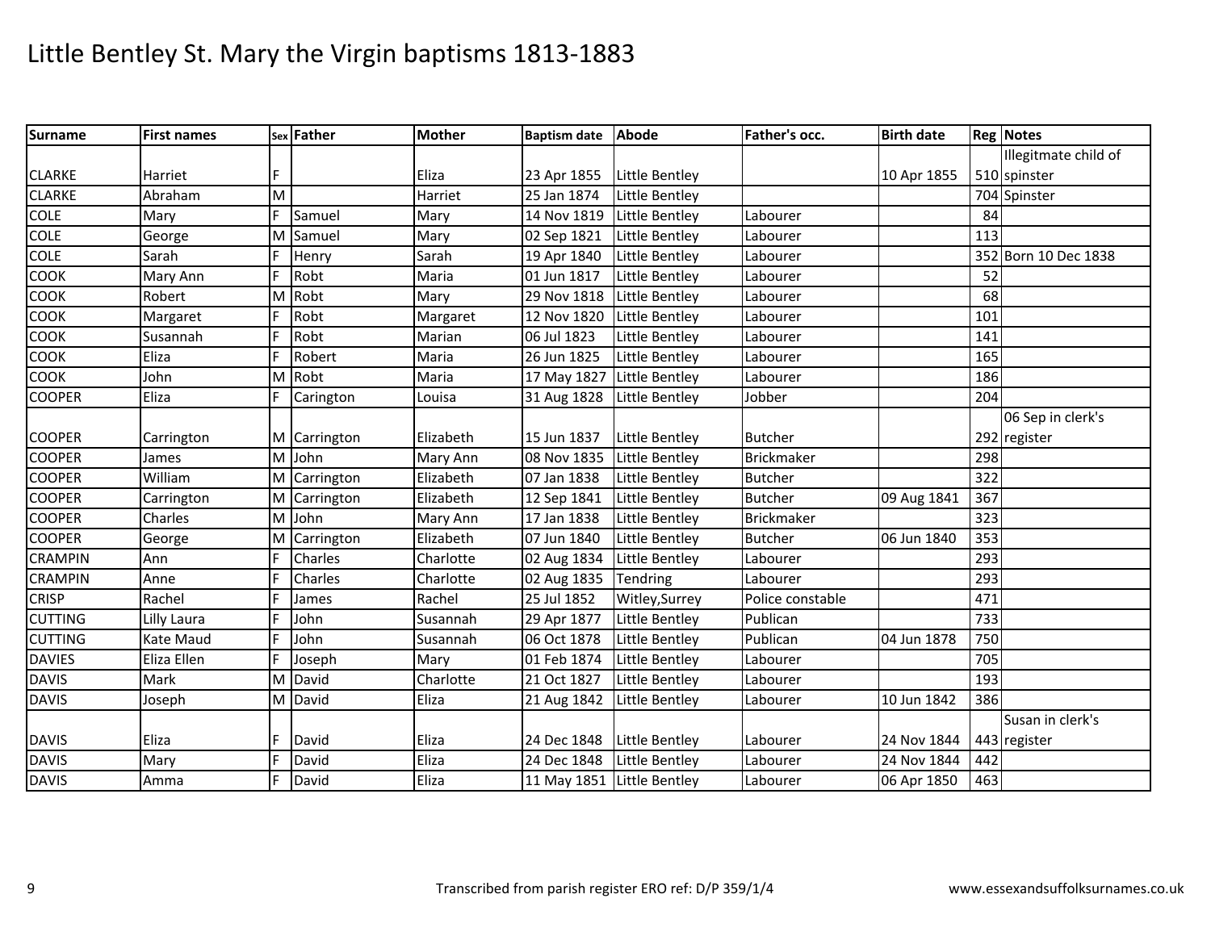# Little Bentley St. Mary the Virgin baptisms 1813-1883

| Surname | First names | Sex | Father | Mother | Baptism date | Abode | Father's occ. | Birth date | Reg | Notes |
|---|---|---|---|---|---|---|---|---|---|---|
| CLARKE | Harriet | F | | Eliza | 23 Apr 1855 | Little Bentley | | 10 Apr 1855 | 510 | Illegitmate child of spinster |
| CLARKE | Abraham | M | | Harriet | 25 Jan 1874 | Little Bentley | | | 704 | Spinster |
| COLE | Mary | F | Samuel | Mary | 14 Nov 1819 | Little Bentley | Labourer | | 84 | |
| COLE | George | M | Samuel | Mary | 02 Sep 1821 | Little Bentley | Labourer | | 113 | |
| COLE | Sarah | F | Henry | Sarah | 19 Apr 1840 | Little Bentley | Labourer | | 352 | Born 10 Dec 1838 |
| COOK | Mary Ann | F | Robt | Maria | 01 Jun 1817 | Little Bentley | Labourer | | 52 | |
| COOK | Robert | M | Robt | Mary | 29 Nov 1818 | Little Bentley | Labourer | | 68 | |
| COOK | Margaret | F | Robt | Margaret | 12 Nov 1820 | Little Bentley | Labourer | | 101 | |
| COOK | Susannah | F | Robt | Marian | 06 Jul 1823 | Little Bentley | Labourer | | 141 | |
| COOK | Eliza | F | Robert | Maria | 26 Jun 1825 | Little Bentley | Labourer | | 165 | |
| COOK | John | M | Robt | Maria | 17 May 1827 | Little Bentley | Labourer | | 186 | |
| COOPER | Eliza | F | Carington | Louisa | 31 Aug 1828 | Little Bentley | Jobber | | 204 | |
| COOPER | Carrington | M | Carrington | Elizabeth | 15 Jun 1837 | Little Bentley | Butcher | | 292 | 06 Sep in clerk's register |
| COOPER | James | M | John | Mary Ann | 08 Nov 1835 | Little Bentley | Brickmaker | | 298 | |
| COOPER | William | M | Carrington | Elizabeth | 07 Jan 1838 | Little Bentley | Butcher | | 322 | |
| COOPER | Carrington | M | Carrington | Elizabeth | 12 Sep 1841 | Little Bentley | Butcher | 09 Aug 1841 | 367 | |
| COOPER | Charles | M | John | Mary Ann | 17 Jan 1838 | Little Bentley | Brickmaker | | 323 | |
| COOPER | George | M | Carrington | Elizabeth | 07 Jun 1840 | Little Bentley | Butcher | 06 Jun 1840 | 353 | |
| CRAMPIN | Ann | F | Charles | Charlotte | 02 Aug 1834 | Little Bentley | Labourer | | 293 | |
| CRAMPIN | Anne | F | Charles | Charlotte | 02 Aug 1835 | Tendring | Labourer | | 293 | |
| CRISP | Rachel | F | James | Rachel | 25 Jul 1852 | Witley,Surrey | Police constable | | 471 | |
| CUTTING | Lilly Laura | F | John | Susannah | 29 Apr 1877 | Little Bentley | Publican | | 733 | |
| CUTTING | Kate Maud | F | John | Susannah | 06 Oct 1878 | Little Bentley | Publican | 04 Jun 1878 | 750 | |
| DAVIES | Eliza Ellen | F | Joseph | Mary | 01 Feb 1874 | Little Bentley | Labourer | | 705 | |
| DAVIS | Mark | M | David | Charlotte | 21 Oct 1827 | Little Bentley | Labourer | | 193 | |
| DAVIS | Joseph | M | David | Eliza | 21 Aug 1842 | Little Bentley | Labourer | 10 Jun 1842 | 386 | |
| DAVIS | Eliza | F | David | Eliza | 24 Dec 1848 | Little Bentley | Labourer | 24 Nov 1844 | 443 | Susan in clerk's register |
| DAVIS | Mary | F | David | Eliza | 24 Dec 1848 | Little Bentley | Labourer | 24 Nov 1844 | 442 | |
| DAVIS | Amma | F | David | Eliza | 11 May 1851 | Little Bentley | Labourer | 06 Apr 1850 | 463 | |

Transcribed from parish register ERO ref: D/P 359/1/4

www.essexandsuffolksurnames.co.uk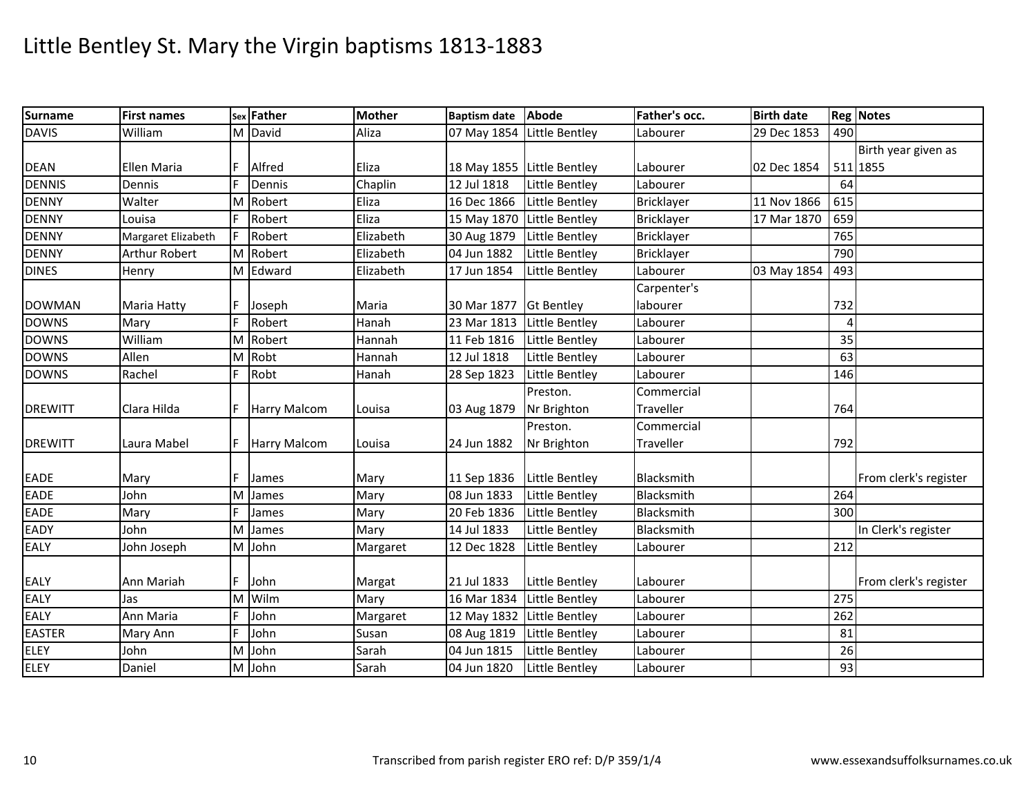# Little Bentley St. Mary the Virgin baptisms 1813-1883

| Surname | First names | Sex | Father | Mother | Baptism date | Abode | Father's occ. | Birth date | Reg | Notes |
|---|---|---|---|---|---|---|---|---|---|---|
| DAVIS | William | M | David | Aliza | 07 May 1854 | Little Bentley | Labourer | 29 Dec 1853 | 490 | |
| DEAN | Ellen Maria | F | Alfred | Eliza | 18 May 1855 | Little Bentley | Labourer | 02 Dec 1854 | 511 | Birth year given as 1855 |
| DENNIS | Dennis | F | Dennis | Chaplin | 12 Jul 1818 | Little Bentley | Labourer | | 64 | |
| DENNY | Walter | M | Robert | Eliza | 16 Dec 1866 | Little Bentley | Bricklayer | 11 Nov 1866 | 615 | |
| DENNY | Louisa | F | Robert | Eliza | 15 May 1870 | Little Bentley | Bricklayer | 17 Mar 1870 | 659 | |
| DENNY | Margaret Elizabeth | F | Robert | Elizabeth | 30 Aug 1879 | Little Bentley | Bricklayer | | 765 | |
| DENNY | Arthur Robert | M | Robert | Elizabeth | 04 Jun 1882 | Little Bentley | Bricklayer | | 790 | |
| DINES | Henry | M | Edward | Elizabeth | 17 Jun 1854 | Little Bentley | Labourer | 03 May 1854 | 493 | |
| DOWMAN | Maria Hatty | F | Joseph | Maria | 30 Mar 1877 | Gt Bentley | Carpenter's labourer | | 732 | |
| DOWNS | Mary | F | Robert | Hanah | 23 Mar 1813 | Little Bentley | Labourer | | 4 | |
| DOWNS | William | M | Robert | Hannah | 11 Feb 1816 | Little Bentley | Labourer | | 35 | |
| DOWNS | Allen | M | Robt | Hannah | 12 Jul 1818 | Little Bentley | Labourer | | 63 | |
| DOWNS | Rachel | F | Robt | Hanah | 28 Sep 1823 | Little Bentley | Labourer | | 146 | |
| DREWITT | Clara Hilda | F | Harry Malcom | Louisa | 03 Aug 1879 | Preston. Nr Brighton | Commercial Traveller | | 764 | |
| DREWITT | Laura Mabel | F | Harry Malcom | Louisa | 24 Jun 1882 | Preston. Nr Brighton | Commercial Traveller | | 792 | |
| EADE | Mary | F | James | Mary | 11 Sep 1836 | Little Bentley | Blacksmith | | | From clerk's register |
| EADE | John | M | James | Mary | 08 Jun 1833 | Little Bentley | Blacksmith | | 264 | |
| EADE | Mary | F | James | Mary | 20 Feb 1836 | Little Bentley | Blacksmith | | 300 | |
| EADY | John | M | James | Mary | 14 Jul 1833 | Little Bentley | Blacksmith | | | In Clerk's register |
| EALY | John Joseph | M | John | Margaret | 12 Dec 1828 | Little Bentley | Labourer | | 212 | |
| EALY | Ann Mariah | F | John | Margat | 21 Jul 1833 | Little Bentley | Labourer | | | From clerk's register |
| EALY | Jas | M | Wilm | Mary | 16 Mar 1834 | Little Bentley | Labourer | | 275 | |
| EALY | Ann Maria | F | John | Margaret | 12 May 1832 | Little Bentley | Labourer | | 262 | |
| EASTER | Mary Ann | F | John | Susan | 08 Aug 1819 | Little Bentley | Labourer | | 81 | |
| ELEY | John | M | John | Sarah | 04 Jun 1815 | Little Bentley | Labourer | | 26 | |
| ELEY | Daniel | M | John | Sarah | 04 Jun 1820 | Little Bentley | Labourer | | 93 | |

Transcribed from parish register ERO ref: D/P 359/1/4

www.essexandsuffolksurnames.co.uk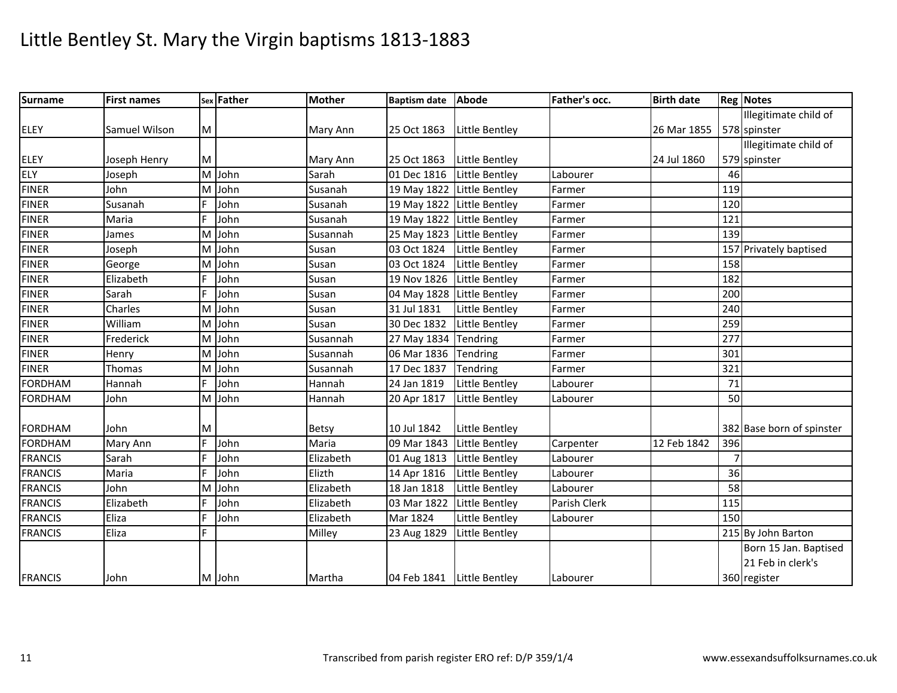# Little Bentley St. Mary the Virgin baptisms 1813-1883

| Surname | First names | Sex | Father | Mother | Baptism date | Abode | Father's occ. | Birth date | Reg | Notes |
|---|---|---|---|---|---|---|---|---|---|---|
| ELEY | Samuel Wilson | M | | Mary Ann | 25 Oct 1863 | Little Bentley | | 26 Mar 1855 | 578 | Illegitimate child of spinster |
| ELEY | Joseph Henry | M | | Mary Ann | 25 Oct 1863 | Little Bentley | | 24 Jul 1860 | 579 | Illegitimate child of spinster |
| ELY | Joseph | M | John | Sarah | 01 Dec 1816 | Little Bentley | Labourer | | 46 | |
| FINER | John | M | John | Susanah | 19 May 1822 | Little Bentley | Farmer | | 119 | |
| FINER | Susanah | F | John | Susanah | 19 May 1822 | Little Bentley | Farmer | | 120 | |
| FINER | Maria | F | John | Susanah | 19 May 1822 | Little Bentley | Farmer | | 121 | |
| FINER | James | M | John | Susannah | 25 May 1823 | Little Bentley | Farmer | | 139 | |
| FINER | Joseph | M | John | Susan | 03 Oct 1824 | Little Bentley | Farmer | | 157 | Privately baptised |
| FINER | George | M | John | Susan | 03 Oct 1824 | Little Bentley | Farmer | | 158 | |
| FINER | Elizabeth | F | John | Susan | 19 Nov 1826 | Little Bentley | Farmer | | 182 | |
| FINER | Sarah | F | John | Susan | 04 May 1828 | Little Bentley | Farmer | | 200 | |
| FINER | Charles | M | John | Susan | 31 Jul 1831 | Little Bentley | Farmer | | 240 | |
| FINER | William | M | John | Susan | 30 Dec 1832 | Little Bentley | Farmer | | 259 | |
| FINER | Frederick | M | John | Susannah | 27 May 1834 | Tendring | Farmer | | 277 | |
| FINER | Henry | M | John | Susannah | 06 Mar 1836 | Tendring | Farmer | | 301 | |
| FINER | Thomas | M | John | Susannah | 17 Dec 1837 | Tendring | Farmer | | 321 | |
| FORDHAM | Hannah | F | John | Hannah | 24 Jan 1819 | Little Bentley | Labourer | | 71 | |
| FORDHAM | John | M | John | Hannah | 20 Apr 1817 | Little Bentley | Labourer | | 50 | |
| FORDHAM | John | M | | Betsy | 10 Jul 1842 | Little Bentley | | | 382 | Base born of spinster |
| FORDHAM | Mary Ann | F | John | Maria | 09 Mar 1843 | Little Bentley | Carpenter | 12 Feb 1842 | 396 | |
| FRANCIS | Sarah | F | John | Elizabeth | 01 Aug 1813 | Little Bentley | Labourer | | 7 | |
| FRANCIS | Maria | F | John | Elizth | 14 Apr 1816 | Little Bentley | Labourer | | 36 | |
| FRANCIS | John | M | John | Elizabeth | 18 Jan 1818 | Little Bentley | Labourer | | 58 | |
| FRANCIS | Elizabeth | F | John | Elizabeth | 03 Mar 1822 | Little Bentley | Parish Clerk | | 115 | |
| FRANCIS | Eliza | F | John | Elizabeth | Mar 1824 | Little Bentley | Labourer | | 150 | |
| FRANCIS | Eliza | F | | Milley | 23 Aug 1829 | Little Bentley | | | 215 | By John Barton |
| FRANCIS | John | M | John | Martha | 04 Feb 1841 | Little Bentley | Labourer | | 360 | Born 15 Jan. Baptised 21 Feb in clerk's register |

Transcribed from parish register ERO ref: D/P 359/1/4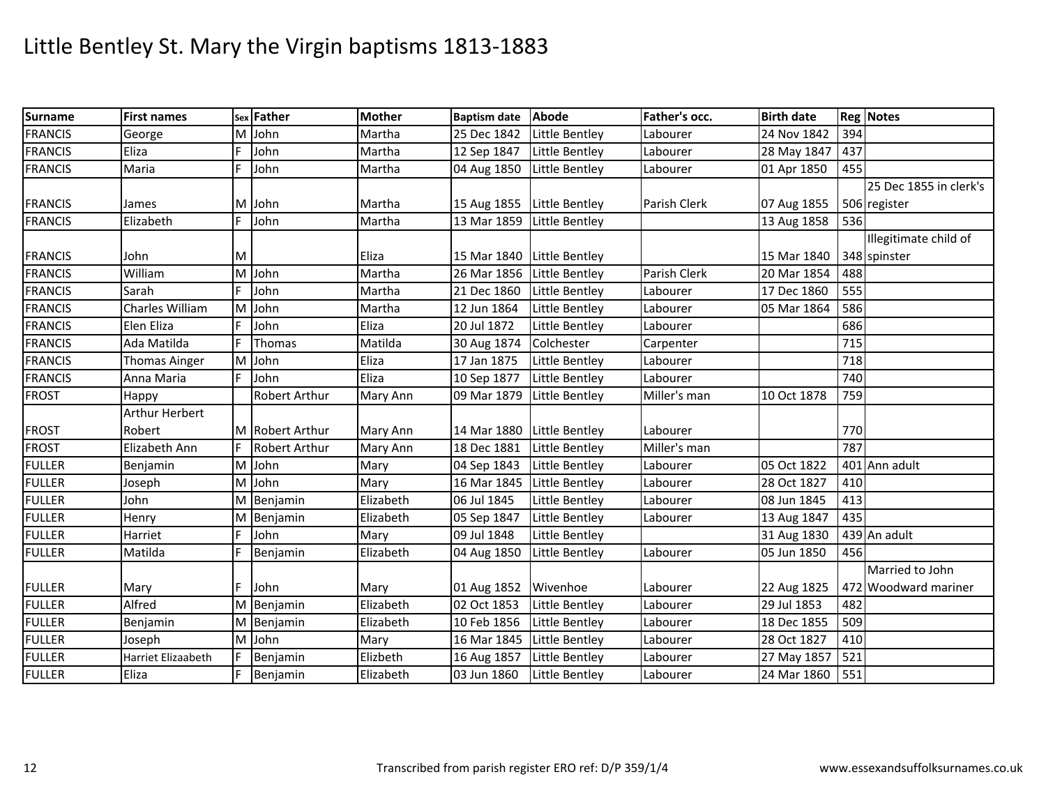# Little Bentley St. Mary the Virgin baptisms 1813-1883

| Surname | First names | Sex | Father | Mother | Baptism date | Abode | Father's occ. | Birth date | Reg | Notes |
|---|---|---|---|---|---|---|---|---|---|---|
| FRANCIS | George | M | John | Martha | 25 Dec 1842 | Little Bentley | Labourer | 24 Nov 1842 | 394 | |
| FRANCIS | Eliza | F | John | Martha | 12 Sep 1847 | Little Bentley | Labourer | 28 May 1847 | 437 | |
| FRANCIS | Maria | F | John | Martha | 04 Aug 1850 | Little Bentley | Labourer | 01 Apr 1850 | 455 | |
| FRANCIS | James | M | John | Martha | 15 Aug 1855 | Little Bentley | Parish Clerk | 07 Aug 1855 | 506 | 25 Dec 1855 in clerk's register |
| FRANCIS | Elizabeth | F | John | Martha | 13 Mar 1859 | Little Bentley | | 13 Aug 1858 | 536 | |
| FRANCIS | John | M | | Eliza | 15 Mar 1840 | Little Bentley | | 15 Mar 1840 | 348 | Illegitimate child of spinster |
| FRANCIS | William | M | John | Martha | 26 Mar 1856 | Little Bentley | Parish Clerk | 20 Mar 1854 | 488 | |
| FRANCIS | Sarah | F | John | Martha | 21 Dec 1860 | Little Bentley | Labourer | 17 Dec 1860 | 555 | |
| FRANCIS | Charles William | M | John | Martha | 12 Jun 1864 | Little Bentley | Labourer | 05 Mar 1864 | 586 | |
| FRANCIS | Elen Eliza | F | John | Eliza | 20 Jul 1872 | Little Bentley | Labourer | | 686 | |
| FRANCIS | Ada Matilda | F | Thomas | Matilda | 30 Aug 1874 | Colchester | Carpenter | | 715 | |
| FRANCIS | Thomas Ainger | M | John | Eliza | 17 Jan 1875 | Little Bentley | Labourer | | 718 | |
| FRANCIS | Anna Maria | F | John | Eliza | 10 Sep 1877 | Little Bentley | Labourer | | 740 | |
| FROST | Happy | | Robert Arthur | Mary Ann | 09 Mar 1879 | Little Bentley | Miller's man | 10 Oct 1878 | 759 | |
| FROST | Arthur Herbert Robert | M | Robert Arthur | Mary Ann | 14 Mar 1880 | Little Bentley | Labourer | | 770 | |
| FROST | Elizabeth Ann | F | Robert Arthur | Mary Ann | 18 Dec 1881 | Little Bentley | Miller's man | | 787 | |
| FULLER | Benjamin | M | John | Mary | 04 Sep 1843 | Little Bentley | Labourer | 05 Oct 1822 | 401 | Ann adult |
| FULLER | Joseph | M | John | Mary | 16 Mar 1845 | Little Bentley | Labourer | 28 Oct 1827 | 410 | |
| FULLER | John | M | Benjamin | Elizabeth | 06 Jul 1845 | Little Bentley | Labourer | 08 Jun 1845 | 413 | |
| FULLER | Henry | M | Benjamin | Elizabeth | 05 Sep 1847 | Little Bentley | Labourer | 13 Aug 1847 | 435 | |
| FULLER | Harriet | F | John | Mary | 09 Jul 1848 | Little Bentley | | 31 Aug 1830 | 439 | An adult |
| FULLER | Matilda | F | Benjamin | Elizabeth | 04 Aug 1850 | Little Bentley | Labourer | 05 Jun 1850 | 456 | |
| FULLER | Mary | F | John | Mary | 01 Aug 1852 | Wivenhoe | Labourer | 22 Aug 1825 | 472 | Married to John Woodward mariner |
| FULLER | Alfred | M | Benjamin | Elizabeth | 02 Oct 1853 | Little Bentley | Labourer | 29 Jul 1853 | 482 | |
| FULLER | Benjamin | M | Benjamin | Elizabeth | 10 Feb 1856 | Little Bentley | Labourer | 18 Dec 1855 | 509 | |
| FULLER | Joseph | M | John | Mary | 16 Mar 1845 | Little Bentley | Labourer | 28 Oct 1827 | 410 | |
| FULLER | Harriet Elizaabeth | F | Benjamin | Elizbeth | 16 Aug 1857 | Little Bentley | Labourer | 27 May 1857 | 521 | |
| FULLER | Eliza | F | Benjamin | Elizabeth | 03 Jun 1860 | Little Bentley | Labourer | 24 Mar 1860 | 551 | |

Transcribed from parish register ERO ref: D/P 359/1/4

www.essexandsuffolksurnames.co.uk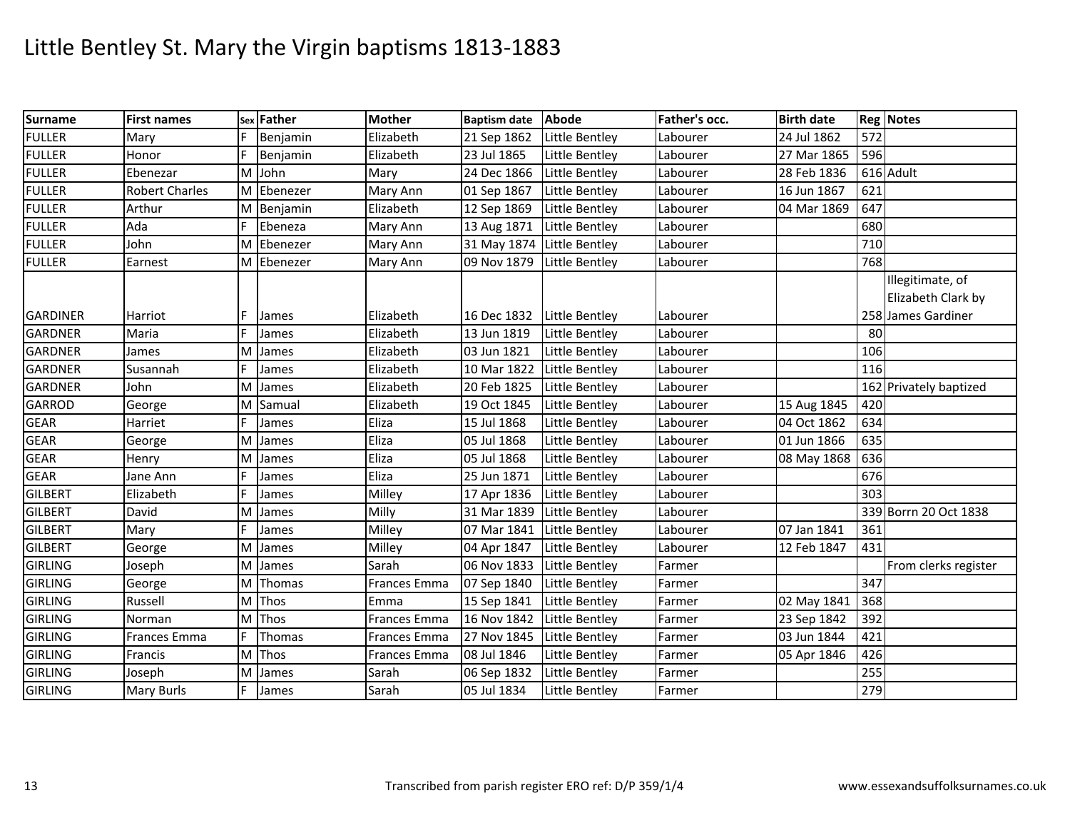# Little Bentley St. Mary the Virgin baptisms 1813-1883

| Surname | First names | Sex | Father | Mother | Baptism date | Abode | Father's occ. | Birth date | Reg | Notes |
|---|---|---|---|---|---|---|---|---|---|---|
| FULLER | Mary | F | Benjamin | Elizabeth | 21 Sep 1862 | Little Bentley | Labourer | 24 Jul 1862 | 572 | |
| FULLER | Honor | F | Benjamin | Elizabeth | 23 Jul 1865 | Little Bentley | Labourer | 27 Mar 1865 | 596 | |
| FULLER | Ebenezar | M | John | Mary | 24 Dec 1866 | Little Bentley | Labourer | 28 Feb 1836 | 616 | Adult |
| FULLER | Robert Charles | M | Ebenezer | Mary Ann | 01 Sep 1867 | Little Bentley | Labourer | 16 Jun 1867 | 621 | |
| FULLER | Arthur | M | Benjamin | Elizabeth | 12 Sep 1869 | Little Bentley | Labourer | 04 Mar 1869 | 647 | |
| FULLER | Ada | F | Ebeneza | Mary Ann | 13 Aug 1871 | Little Bentley | Labourer | | 680 | |
| FULLER | John | M | Ebenezer | Mary Ann | 31 May 1874 | Little Bentley | Labourer | | 710 | |
| FULLER | Earnest | M | Ebenezer | Mary Ann | 09 Nov 1879 | Little Bentley | Labourer | | 768 | |
| GARDINER | Harriot | F | James | Elizabeth | 16 Dec 1832 | Little Bentley | Labourer | | 258 | Illegitimate, of Elizabeth Clark by James Gardiner |
| GARDNER | Maria | F | James | Elizabeth | 13 Jun 1819 | Little Bentley | Labourer | | 80 | |
| GARDNER | James | M | James | Elizabeth | 03 Jun 1821 | Little Bentley | Labourer | | 106 | |
| GARDNER | Susannah | F | James | Elizabeth | 10 Mar 1822 | Little Bentley | Labourer | | 116 | |
| GARDNER | John | M | James | Elizabeth | 20 Feb 1825 | Little Bentley | Labourer | | 162 | Privately baptized |
| GARROD | George | M | Samual | Elizabeth | 19 Oct 1845 | Little Bentley | Labourer | 15 Aug 1845 | 420 | |
| GEAR | Harriet | F | James | Eliza | 15 Jul 1868 | Little Bentley | Labourer | 04 Oct 1862 | 634 | |
| GEAR | George | M | James | Eliza | 05 Jul 1868 | Little Bentley | Labourer | 01 Jun 1866 | 635 | |
| GEAR | Henry | M | James | Eliza | 05 Jul 1868 | Little Bentley | Labourer | 08 May 1868 | 636 | |
| GEAR | Jane Ann | F | James | Eliza | 25 Jun 1871 | Little Bentley | Labourer | | 676 | |
| GILBERT | Elizabeth | F | James | Milley | 17 Apr 1836 | Little Bentley | Labourer | | 303 | |
| GILBERT | David | M | James | Milly | 31 Mar 1839 | Little Bentley | Labourer | | 339 | Borrn 20 Oct 1838 |
| GILBERT | Mary | F | James | Milley | 07 Mar 1841 | Little Bentley | Labourer | 07 Jan 1841 | 361 | |
| GILBERT | George | M | James | Milley | 04 Apr 1847 | Little Bentley | Labourer | 12 Feb 1847 | 431 | |
| GIRLING | Joseph | M | James | Sarah | 06 Nov 1833 | Little Bentley | Farmer | | | From clerks register |
| GIRLING | George | M | Thomas | Frances Emma | 07 Sep 1840 | Little Bentley | Farmer | | 347 | |
| GIRLING | Russell | M | Thos | Emma | 15 Sep 1841 | Little Bentley | Farmer | 02 May 1841 | 368 | |
| GIRLING | Norman | M | Thos | Frances Emma | 16 Nov 1842 | Little Bentley | Farmer | 23 Sep 1842 | 392 | |
| GIRLING | Frances Emma | F | Thomas | Frances Emma | 27 Nov 1845 | Little Bentley | Farmer | 03 Jun 1844 | 421 | |
| GIRLING | Francis | M | Thos | Frances Emma | 08 Jul 1846 | Little Bentley | Farmer | 05 Apr 1846 | 426 | |
| GIRLING | Joseph | M | James | Sarah | 06 Sep 1832 | Little Bentley | Farmer | | 255 | |
| GIRLING | Mary Burls | F | James | Sarah | 05 Jul 1834 | Little Bentley | Farmer | | 279 | |

Transcribed from parish register ERO ref: D/P 359/1/4 www.essexandsuffolksurnames.co.uk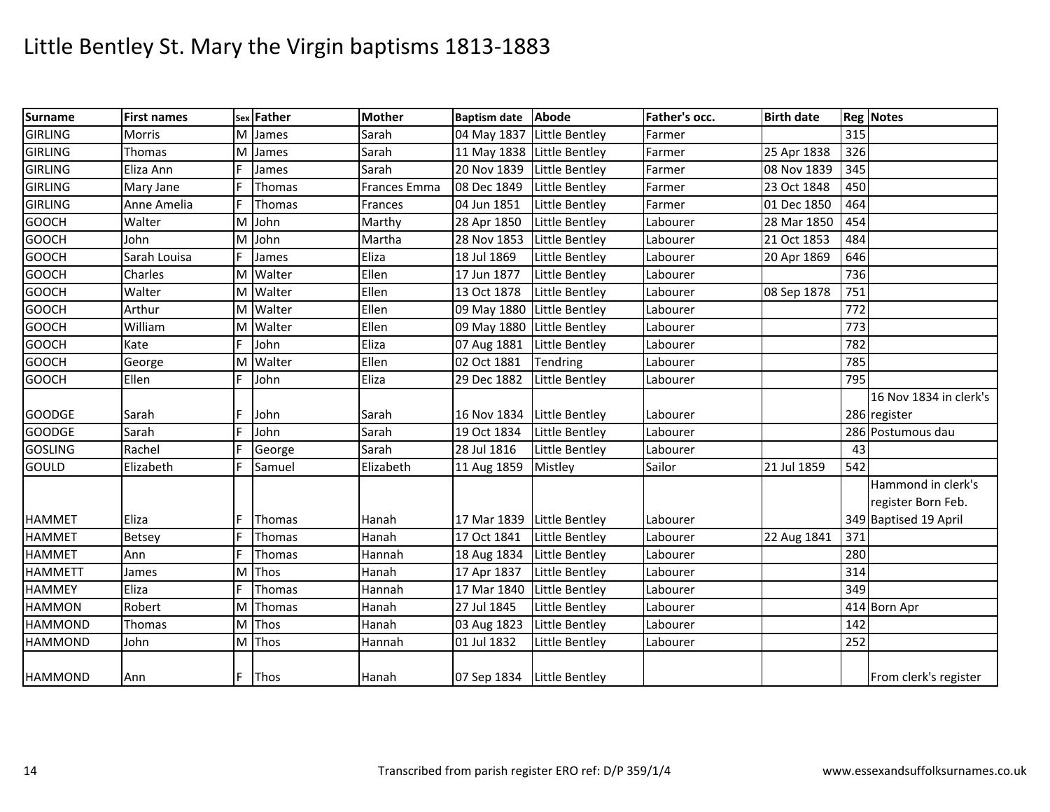# Little Bentley St. Mary the Virgin baptisms 1813-1883

| Surname | First names | Sex | Father | Mother | Baptism date | Abode | Father's occ. | Birth date | Reg | Notes |
|---|---|---|---|---|---|---|---|---|---|---|
| GIRLING | Morris | M | James | Sarah | 04 May 1837 | Little Bentley | Farmer | | 315 | |
| GIRLING | Thomas | M | James | Sarah | 11 May 1838 | Little Bentley | Farmer | 25 Apr 1838 | 326 | |
| GIRLING | Eliza Ann | F | James | Sarah | 20 Nov 1839 | Little Bentley | Farmer | 08 Nov 1839 | 345 | |
| GIRLING | Mary Jane | F | Thomas | Frances Emma | 08 Dec 1849 | Little Bentley | Farmer | 23 Oct 1848 | 450 | |
| GIRLING | Anne Amelia | F | Thomas | Frances | 04 Jun 1851 | Little Bentley | Farmer | 01 Dec 1850 | 464 | |
| GOOCH | Walter | M | John | Marthy | 28 Apr 1850 | Little Bentley | Labourer | 28 Mar 1850 | 454 | |
| GOOCH | John | M | John | Martha | 28 Nov 1853 | Little Bentley | Labourer | 21 Oct 1853 | 484 | |
| GOOCH | Sarah Louisa | F | James | Eliza | 18 Jul 1869 | Little Bentley | Labourer | 20 Apr 1869 | 646 | |
| GOOCH | Charles | M | Walter | Ellen | 17 Jun 1877 | Little Bentley | Labourer | | 736 | |
| GOOCH | Walter | M | Walter | Ellen | 13 Oct 1878 | Little Bentley | Labourer | 08 Sep 1878 | 751 | |
| GOOCH | Arthur | M | Walter | Ellen | 09 May 1880 | Little Bentley | Labourer | | 772 | |
| GOOCH | William | M | Walter | Ellen | 09 May 1880 | Little Bentley | Labourer | | 773 | |
| GOOCH | Kate | F | John | Eliza | 07 Aug 1881 | Little Bentley | Labourer | | 782 | |
| GOOCH | George | M | Walter | Ellen | 02 Oct 1881 | Tendring | Labourer | | 785 | |
| GOOCH | Ellen | F | John | Eliza | 29 Dec 1882 | Little Bentley | Labourer | | 795 | |
| GOODGE | Sarah | F | John | Sarah | 16 Nov 1834 | Little Bentley | Labourer | | 286 | 16 Nov 1834 in clerk's register |
| GOODGE | Sarah | F | John | Sarah | 19 Oct 1834 | Little Bentley | Labourer | | 286 | Postumous dau |
| GOSLING | Rachel | F | George | Sarah | 28 Jul 1816 | Little Bentley | Labourer | | 43 | |
| GOULD | Elizabeth | F | Samuel | Elizabeth | 11 Aug 1859 | Mistley | Sailor | 21 Jul 1859 | 542 | |
| HAMMET | Eliza | F | Thomas | Hanah | 17 Mar 1839 | Little Bentley | Labourer | | 349 | Hammond in clerk's register Born Feb. Baptised 19 April |
| HAMMET | Betsey | F | Thomas | Hanah | 17 Oct 1841 | Little Bentley | Labourer | 22 Aug 1841 | 371 | |
| HAMMET | Ann | F | Thomas | Hannah | 18 Aug 1834 | Little Bentley | Labourer | | 280 | |
| HAMMETT | James | M | Thos | Hanah | 17 Apr 1837 | Little Bentley | Labourer | | 314 | |
| HAMMEY | Eliza | F | Thomas | Hannah | 17 Mar 1840 | Little Bentley | Labourer | | 349 | |
| HAMMON | Robert | M | Thomas | Hanah | 27 Jul 1845 | Little Bentley | Labourer | | 414 | Born Apr |
| HAMMOND | Thomas | M | Thos | Hanah | 03 Aug 1823 | Little Bentley | Labourer | | 142 | |
| HAMMOND | John | M | Thos | Hannah | 01 Jul 1832 | Little Bentley | Labourer | | 252 | |
| HAMMOND | Ann | F | Thos | Hanah | 07 Sep 1834 | Little Bentley | | | | From clerk's register |

Transcribed from parish register ERO ref: D/P 359/1/4 www.essexandsuffolksurnames.co.uk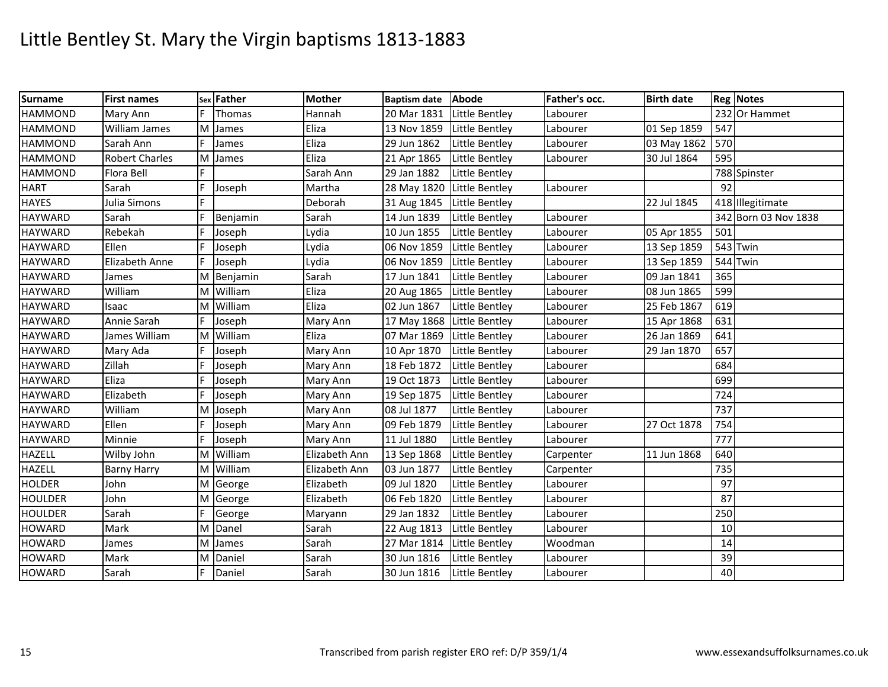# Little Bentley St. Mary the Virgin baptisms 1813-1883

| Surname | First names | Sex | Father | Mother | Baptism date | Abode | Father's occ. | Birth date | Reg | Notes |
|---|---|---|---|---|---|---|---|---|---|---|
| HAMMOND | Mary Ann | F | Thomas | Hannah | 20 Mar 1831 | Little Bentley | Labourer | | 232 | Or Hammet |
| HAMMOND | William James | M | James | Eliza | 13 Nov 1859 | Little Bentley | Labourer | 01 Sep 1859 | 547 | |
| HAMMOND | Sarah Ann | F | James | Eliza | 29 Jun 1862 | Little Bentley | Labourer | 03 May 1862 | 570 | |
| HAMMOND | Robert Charles | M | James | Eliza | 21 Apr 1865 | Little Bentley | Labourer | 30 Jul 1864 | 595 | |
| HAMMOND | Flora Bell | F | | Sarah Ann | 29 Jan 1882 | Little Bentley | | | 788 | Spinster |
| HART | Sarah | F | Joseph | Martha | 28 May 1820 | Little Bentley | Labourer | | 92 | |
| HAYES | Julia Simons | F | | Deborah | 31 Aug 1845 | Little Bentley | | 22 Jul 1845 | 418 | Illegitimate |
| HAYWARD | Sarah | F | Benjamin | Sarah | 14 Jun 1839 | Little Bentley | Labourer | | 342 | Born 03 Nov 1838 |
| HAYWARD | Rebekah | F | Joseph | Lydia | 10 Jun 1855 | Little Bentley | Labourer | 05 Apr 1855 | 501 | |
| HAYWARD | Ellen | F | Joseph | Lydia | 06 Nov 1859 | Little Bentley | Labourer | 13 Sep 1859 | 543 | Twin |
| HAYWARD | Elizabeth Anne | F | Joseph | Lydia | 06 Nov 1859 | Little Bentley | Labourer | 13 Sep 1859 | 544 | Twin |
| HAYWARD | James | M | Benjamin | Sarah | 17 Jun 1841 | Little Bentley | Labourer | 09 Jan 1841 | 365 | |
| HAYWARD | William | M | William | Eliza | 20 Aug 1865 | Little Bentley | Labourer | 08 Jun 1865 | 599 | |
| HAYWARD | Isaac | M | William | Eliza | 02 Jun 1867 | Little Bentley | Labourer | 25 Feb 1867 | 619 | |
| HAYWARD | Annie Sarah | F | Joseph | Mary Ann | 17 May 1868 | Little Bentley | Labourer | 15 Apr 1868 | 631 | |
| HAYWARD | James William | M | William | Eliza | 07 Mar 1869 | Little Bentley | Labourer | 26 Jan 1869 | 641 | |
| HAYWARD | Mary Ada | F | Joseph | Mary Ann | 10 Apr 1870 | Little Bentley | Labourer | 29 Jan 1870 | 657 | |
| HAYWARD | Zillah | F | Joseph | Mary Ann | 18 Feb 1872 | Little Bentley | Labourer | | 684 | |
| HAYWARD | Eliza | F | Joseph | Mary Ann | 19 Oct 1873 | Little Bentley | Labourer | | 699 | |
| HAYWARD | Elizabeth | F | Joseph | Mary Ann | 19 Sep 1875 | Little Bentley | Labourer | | 724 | |
| HAYWARD | William | M | Joseph | Mary Ann | 08 Jul 1877 | Little Bentley | Labourer | | 737 | |
| HAYWARD | Ellen | F | Joseph | Mary Ann | 09 Feb 1879 | Little Bentley | Labourer | 27 Oct 1878 | 754 | |
| HAYWARD | Minnie | F | Joseph | Mary Ann | 11 Jul 1880 | Little Bentley | Labourer | | 777 | |
| HAZELL | Wilby John | M | William | Elizabeth Ann | 13 Sep 1868 | Little Bentley | Carpenter | 11 Jun 1868 | 640 | |
| HAZELL | Barny Harry | M | William | Elizabeth Ann | 03 Jun 1877 | Little Bentley | Carpenter | | 735 | |
| HOLDER | John | M | George | Elizabeth | 09 Jul 1820 | Little Bentley | Labourer | | 97 | |
| HOULDER | John | M | George | Elizabeth | 06 Feb 1820 | Little Bentley | Labourer | | 87 | |
| HOULDER | Sarah | F | George | Maryann | 29 Jan 1832 | Little Bentley | Labourer | | 250 | |
| HOWARD | Mark | M | Danel | Sarah | 22 Aug 1813 | Little Bentley | Labourer | | 10 | |
| HOWARD | James | M | James | Sarah | 27 Mar 1814 | Little Bentley | Woodman | | 14 | |
| HOWARD | Mark | M | Daniel | Sarah | 30 Jun 1816 | Little Bentley | Labourer | | 39 | |
| HOWARD | Sarah | F | Daniel | Sarah | 30 Jun 1816 | Little Bentley | Labourer | | 40 | |

Transcribed from parish register ERO ref: D/P 359/1/4 www.essexandsuffolksurnames.co.uk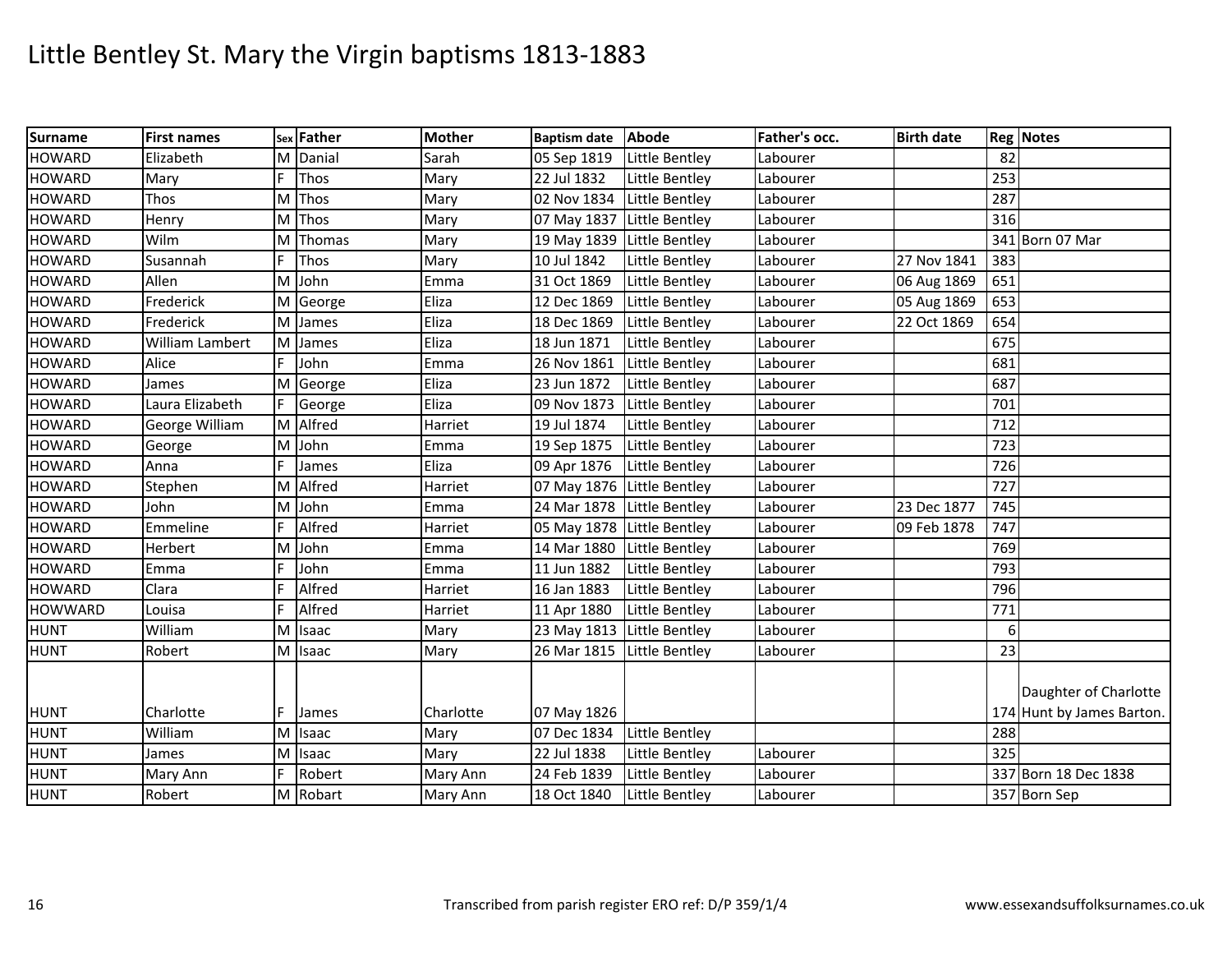# Little Bentley St. Mary the Virgin baptisms 1813-1883

| Surname | First names | Sex | Father | Mother | Baptism date | Abode | Father's occ. | Birth date | Reg | Notes |
|---|---|---|---|---|---|---|---|---|---|---|
| HOWARD | Elizabeth | M | Danial | Sarah | 05 Sep 1819 | Little Bentley | Labourer | | 82 | |
| HOWARD | Mary | F | Thos | Mary | 22 Jul 1832 | Little Bentley | Labourer | | 253 | |
| HOWARD | Thos | M | Thos | Mary | 02 Nov 1834 | Little Bentley | Labourer | | 287 | |
| HOWARD | Henry | M | Thos | Mary | 07 May 1837 | Little Bentley | Labourer | | 316 | |
| HOWARD | Wilm | M | Thomas | Mary | 19 May 1839 | Little Bentley | Labourer | | 341 | Born 07 Mar |
| HOWARD | Susannah | F | Thos | Mary | 10 Jul 1842 | Little Bentley | Labourer | 27 Nov 1841 | 383 | |
| HOWARD | Allen | M | John | Emma | 31 Oct 1869 | Little Bentley | Labourer | 06 Aug 1869 | 651 | |
| HOWARD | Frederick | M | George | Eliza | 12 Dec 1869 | Little Bentley | Labourer | 05 Aug 1869 | 653 | |
| HOWARD | Frederick | M | James | Eliza | 18 Dec 1869 | Little Bentley | Labourer | 22 Oct 1869 | 654 | |
| HOWARD | William Lambert | M | James | Eliza | 18 Jun 1871 | Little Bentley | Labourer | | 675 | |
| HOWARD | Alice | F | John | Emma | 26 Nov 1861 | Little Bentley | Labourer | | 681 | |
| HOWARD | James | M | George | Eliza | 23 Jun 1872 | Little Bentley | Labourer | | 687 | |
| HOWARD | Laura Elizabeth | F | George | Eliza | 09 Nov 1873 | Little Bentley | Labourer | | 701 | |
| HOWARD | George William | M | Alfred | Harriet | 19 Jul 1874 | Little Bentley | Labourer | | 712 | |
| HOWARD | George | M | John | Emma | 19 Sep 1875 | Little Bentley | Labourer | | 723 | |
| HOWARD | Anna | F | James | Eliza | 09 Apr 1876 | Little Bentley | Labourer | | 726 | |
| HOWARD | Stephen | M | Alfred | Harriet | 07 May 1876 | Little Bentley | Labourer | | 727 | |
| HOWARD | John | M | John | Emma | 24 Mar 1878 | Little Bentley | Labourer | 23 Dec 1877 | 745 | |
| HOWARD | Emmeline | F | Alfred | Harriet | 05 May 1878 | Little Bentley | Labourer | 09 Feb 1878 | 747 | |
| HOWARD | Herbert | M | John | Emma | 14 Mar 1880 | Little Bentley | Labourer | | 769 | |
| HOWARD | Emma | F | John | Emma | 11 Jun 1882 | Little Bentley | Labourer | | 793 | |
| HOWARD | Clara | F | Alfred | Harriet | 16 Jan 1883 | Little Bentley | Labourer | | 796 | |
| HOWWARD | Louisa | F | Alfred | Harriet | 11 Apr 1880 | Little Bentley | Labourer | | 771 | |
| HUNT | William | M | Isaac | Mary | 23 May 1813 | Little Bentley | Labourer | | 6 | |
| HUNT | Robert | M | Isaac | Mary | 26 Mar 1815 | Little Bentley | Labourer | | 23 | |
| HUNT | Charlotte | F | James | Charlotte | 07 May 1826 | | | | 174 | Daughter of Charlotte Hunt by James Barton. |
| HUNT | William | M | Isaac | Mary | 07 Dec 1834 | Little Bentley | | | 288 | |
| HUNT | James | M | Isaac | Mary | 22 Jul 1838 | Little Bentley | Labourer | | 325 | |
| HUNT | Mary Ann | F | Robert | Mary Ann | 24 Feb 1839 | Little Bentley | Labourer | | 337 | Born 18 Dec 1838 |
| HUNT | Robert | M | Robart | Mary Ann | 18 Oct 1840 | Little Bentley | Labourer | | 357 | Born Sep |

Transcribed from parish register ERO ref: D/P 359/1/4

www.essexandsuffolksurnames.co.uk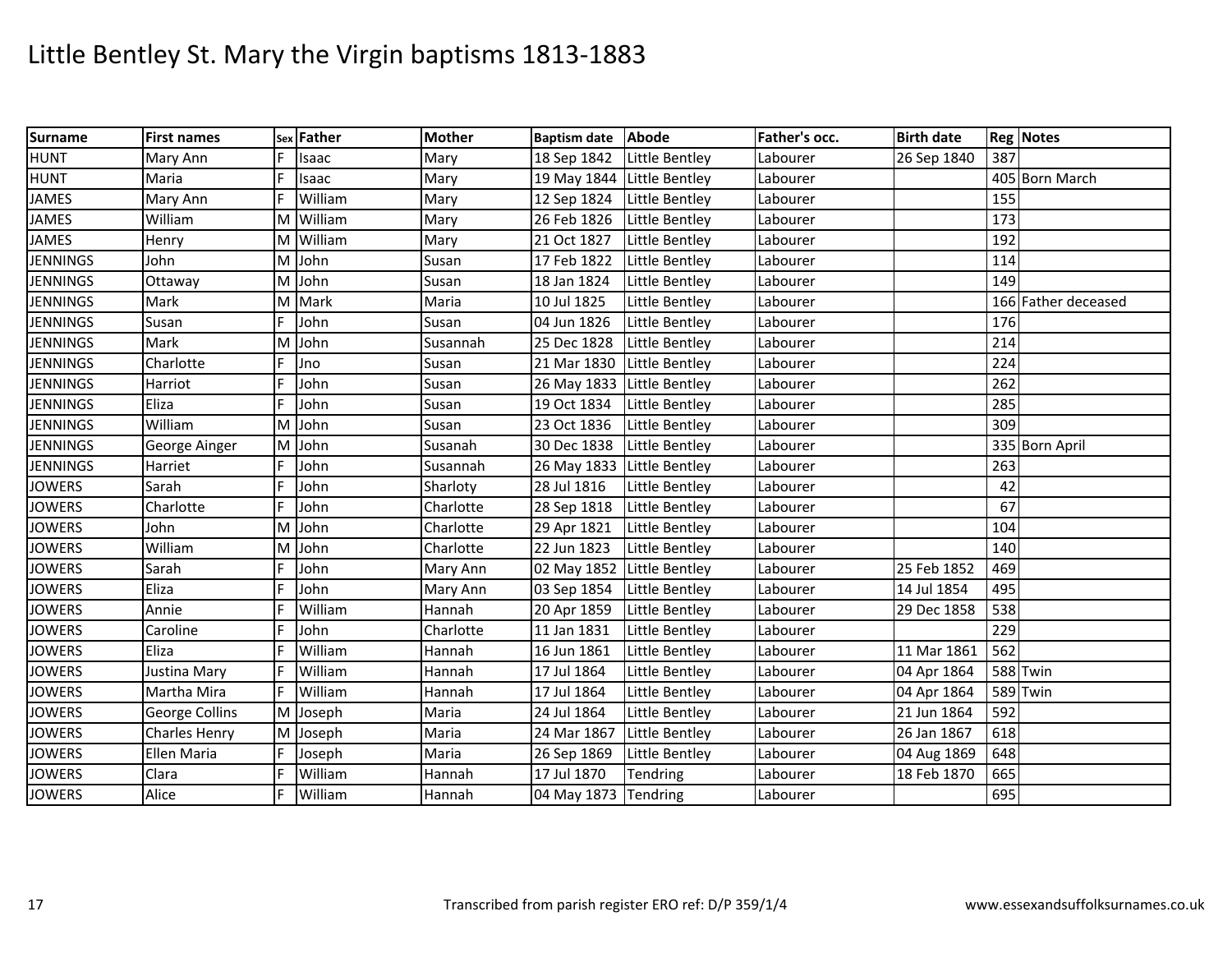# Little Bentley St. Mary the Virgin baptisms 1813-1883

| Surname | First names | Sex | Father | Mother | Baptism date | Abode | Father's occ. | Birth date | Reg | Notes |
|---|---|---|---|---|---|---|---|---|---|---|
| HUNT | Mary Ann | F | Isaac | Mary | 18 Sep 1842 | Little Bentley | Labourer | 26 Sep 1840 | 387 | |
| HUNT | Maria | F | Isaac | Mary | 19 May 1844 | Little Bentley | Labourer | | 405 | Born March |
| JAMES | Mary Ann | F | William | Mary | 12 Sep 1824 | Little Bentley | Labourer | | 155 | |
| JAMES | William | M | William | Mary | 26 Feb 1826 | Little Bentley | Labourer | | 173 | |
| JAMES | Henry | M | William | Mary | 21 Oct 1827 | Little Bentley | Labourer | | 192 | |
| JENNINGS | John | M | John | Susan | 17 Feb 1822 | Little Bentley | Labourer | | 114 | |
| JENNINGS | Ottaway | M | John | Susan | 18 Jan 1824 | Little Bentley | Labourer | | 149 | |
| JENNINGS | Mark | M | Mark | Maria | 10 Jul 1825 | Little Bentley | Labourer | | 166 | Father deceased |
| JENNINGS | Susan | F | John | Susan | 04 Jun 1826 | Little Bentley | Labourer | | 176 | |
| JENNINGS | Mark | M | John | Susannah | 25 Dec 1828 | Little Bentley | Labourer | | 214 | |
| JENNINGS | Charlotte | F | Jno | Susan | 21 Mar 1830 | Little Bentley | Labourer | | 224 | |
| JENNINGS | Harriot | F | John | Susan | 26 May 1833 | Little Bentley | Labourer | | 262 | |
| JENNINGS | Eliza | F | John | Susan | 19 Oct 1834 | Little Bentley | Labourer | | 285 | |
| JENNINGS | William | M | John | Susan | 23 Oct 1836 | Little Bentley | Labourer | | 309 | |
| JENNINGS | George Ainger | M | John | Susanah | 30 Dec 1838 | Little Bentley | Labourer | | 335 | Born April |
| JENNINGS | Harriet | F | John | Susannah | 26 May 1833 | Little Bentley | Labourer | | 263 | |
| JOWERS | Sarah | F | John | Sharloty | 28 Jul 1816 | Little Bentley | Labourer | | 42 | |
| JOWERS | Charlotte | F | John | Charlotte | 28 Sep 1818 | Little Bentley | Labourer | | 67 | |
| JOWERS | John | M | John | Charlotte | 29 Apr 1821 | Little Bentley | Labourer | | 104 | |
| JOWERS | William | M | John | Charlotte | 22 Jun 1823 | Little Bentley | Labourer | | 140 | |
| JOWERS | Sarah | F | John | Mary Ann | 02 May 1852 | Little Bentley | Labourer | 25 Feb 1852 | 469 | |
| JOWERS | Eliza | F | John | Mary Ann | 03 Sep 1854 | Little Bentley | Labourer | 14 Jul 1854 | 495 | |
| JOWERS | Annie | F | William | Hannah | 20 Apr 1859 | Little Bentley | Labourer | 29 Dec 1858 | 538 | |
| JOWERS | Caroline | F | John | Charlotte | 11 Jan 1831 | Little Bentley | Labourer | | 229 | |
| JOWERS | Eliza | F | William | Hannah | 16 Jun 1861 | Little Bentley | Labourer | 11 Mar 1861 | 562 | |
| JOWERS | Justina Mary | F | William | Hannah | 17 Jul 1864 | Little Bentley | Labourer | 04 Apr 1864 | 588 | Twin |
| JOWERS | Martha Mira | F | William | Hannah | 17 Jul 1864 | Little Bentley | Labourer | 04 Apr 1864 | 589 | Twin |
| JOWERS | George Collins | M | Joseph | Maria | 24 Jul 1864 | Little Bentley | Labourer | 21 Jun 1864 | 592 | |
| JOWERS | Charles Henry | M | Joseph | Maria | 24 Mar 1867 | Little Bentley | Labourer | 26 Jan 1867 | 618 | |
| JOWERS | Ellen Maria | F | Joseph | Maria | 26 Sep 1869 | Little Bentley | Labourer | 04 Aug 1869 | 648 | |
| JOWERS | Clara | F | William | Hannah | 17 Jul 1870 | Tendring | Labourer | 18 Feb 1870 | 665 | |
| JOWERS | Alice | F | William | Hannah | 04 May 1873 | Tendring | Labourer | | 695 | |

Transcribed from parish register ERO ref: D/P 359/1/4

www.essexandsuffolksurnames.co.uk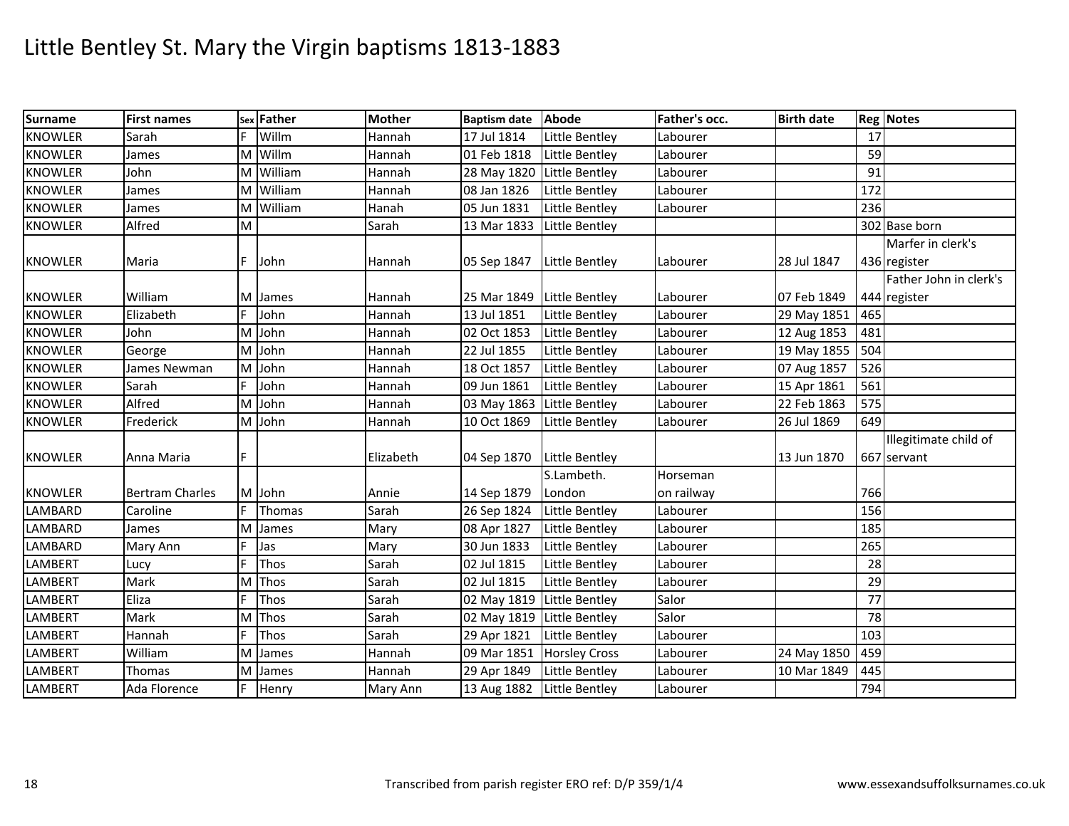# Little Bentley St. Mary the Virgin baptisms 1813-1883

| Surname | First names | Sex | Father | Mother | Baptism date | Abode | Father's occ. | Birth date | Reg | Notes |
|---|---|---|---|---|---|---|---|---|---|---|
| KNOWLER | Sarah | F | Willm | Hannah | 17 Jul 1814 | Little Bentley | Labourer | | 17 | |
| KNOWLER | James | M | Willm | Hannah | 01 Feb 1818 | Little Bentley | Labourer | | 59 | |
| KNOWLER | John | M | William | Hannah | 28 May 1820 | Little Bentley | Labourer | | 91 | |
| KNOWLER | James | M | William | Hannah | 08 Jan 1826 | Little Bentley | Labourer | | 172 | |
| KNOWLER | James | M | William | Hanah | 05 Jun 1831 | Little Bentley | Labourer | | 236 | |
| KNOWLER | Alfred | M | | Sarah | 13 Mar 1833 | Little Bentley | | | 302 | Base born |
| KNOWLER | Maria | F | John | Hannah | 05 Sep 1847 | Little Bentley | Labourer | 28 Jul 1847 | 436 | Marfer in clerk's register |
| KNOWLER | William | M | James | Hannah | 25 Mar 1849 | Little Bentley | Labourer | 07 Feb 1849 | 444 | Father John in clerk's register |
| KNOWLER | Elizabeth | F | John | Hannah | 13 Jul 1851 | Little Bentley | Labourer | 29 May 1851 | 465 | |
| KNOWLER | John | M | John | Hannah | 02 Oct 1853 | Little Bentley | Labourer | 12 Aug 1853 | 481 | |
| KNOWLER | George | M | John | Hannah | 22 Jul 1855 | Little Bentley | Labourer | 19 May 1855 | 504 | |
| KNOWLER | James Newman | M | John | Hannah | 18 Oct 1857 | Little Bentley | Labourer | 07 Aug 1857 | 526 | |
| KNOWLER | Sarah | F | John | Hannah | 09 Jun 1861 | Little Bentley | Labourer | 15 Apr 1861 | 561 | |
| KNOWLER | Alfred | M | John | Hannah | 03 May 1863 | Little Bentley | Labourer | 22 Feb 1863 | 575 | |
| KNOWLER | Frederick | M | John | Hannah | 10 Oct 1869 | Little Bentley | Labourer | 26 Jul 1869 | 649 | |
| KNOWLER | Anna Maria | F | | Elizabeth | 04 Sep 1870 | Little Bentley | | 13 Jun 1870 | 667 | Illegitimate child of servant |
| KNOWLER | Bertram Charles | M | John | Annie | 14 Sep 1879 | S.Lambeth. London | Horseman on railway | | 766 | |
| LAMBARD | Caroline | F | Thomas | Sarah | 26 Sep 1824 | Little Bentley | Labourer | | 156 | |
| LAMBARD | James | M | James | Mary | 08 Apr 1827 | Little Bentley | Labourer | | 185 | |
| LAMBARD | Mary Ann | F | Jas | Mary | 30 Jun 1833 | Little Bentley | Labourer | | 265 | |
| LAMBERT | Lucy | F | Thos | Sarah | 02 Jul 1815 | Little Bentley | Labourer | | 28 | |
| LAMBERT | Mark | M | Thos | Sarah | 02 Jul 1815 | Little Bentley | Labourer | | 29 | |
| LAMBERT | Eliza | F | Thos | Sarah | 02 May 1819 | Little Bentley | Salor | | 77 | |
| LAMBERT | Mark | M | Thos | Sarah | 02 May 1819 | Little Bentley | Salor | | 78 | |
| LAMBERT | Hannah | F | Thos | Sarah | 29 Apr 1821 | Little Bentley | Labourer | | 103 | |
| LAMBERT | William | M | James | Hannah | 09 Mar 1851 | Horsley Cross | Labourer | 24 May 1850 | 459 | |
| LAMBERT | Thomas | M | James | Hannah | 29 Apr 1849 | Little Bentley | Labourer | 10 Mar 1849 | 445 | |
| LAMBERT | Ada Florence | F | Henry | Mary Ann | 13 Aug 1882 | Little Bentley | Labourer | | 794 | |

Transcribed from parish register ERO ref: D/P 359/1/4

www.essexandsuffolksurnames.co.uk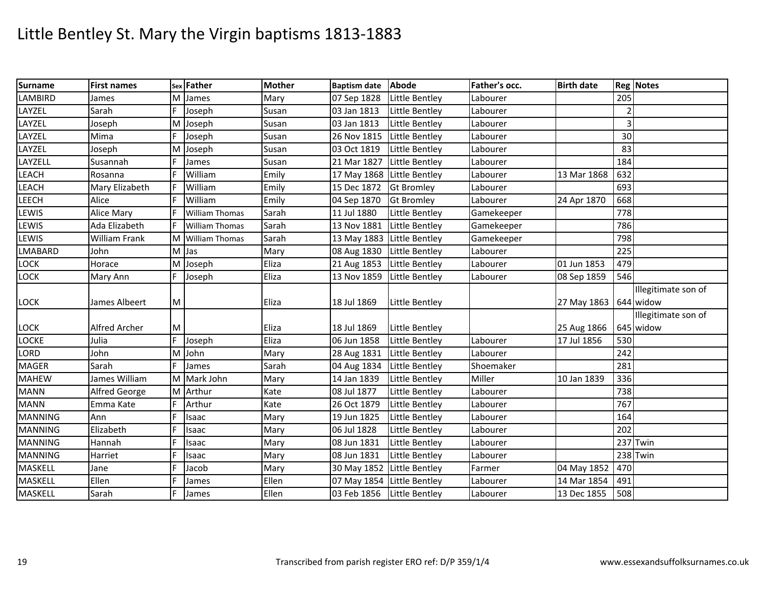# Little Bentley St. Mary the Virgin baptisms 1813-1883

| Surname | First names | Sex | Father | Mother | Baptism date | Abode | Father's occ. | Birth date | Reg | Notes |
|---|---|---|---|---|---|---|---|---|---|---|
| LAMBIRD | James | M | James | Mary | 07 Sep 1828 | Little Bentley | Labourer | | 205 | |
| LAYZEL | Sarah | F | Joseph | Susan | 03 Jan 1813 | Little Bentley | Labourer | | 2 | |
| LAYZEL | Joseph | M | Joseph | Susan | 03 Jan 1813 | Little Bentley | Labourer | | 3 | |
| LAYZEL | Mima | F | Joseph | Susan | 26 Nov 1815 | Little Bentley | Labourer | | 30 | |
| LAYZEL | Joseph | M | Joseph | Susan | 03 Oct 1819 | Little Bentley | Labourer | | 83 | |
| LAYZELL | Susannah | F | James | Susan | 21 Mar 1827 | Little Bentley | Labourer | | 184 | |
| LEACH | Rosanna | F | William | Emily | 17 May 1868 | Little Bentley | Labourer | 13 Mar 1868 | 632 | |
| LEACH | Mary Elizabeth | F | William | Emily | 15 Dec 1872 | Gt Bromley | Labourer | | 693 | |
| LEECH | Alice | F | William | Emily | 04 Sep 1870 | Gt Bromley | Labourer | 24 Apr 1870 | 668 | |
| LEWIS | Alice Mary | F | William Thomas | Sarah | 11 Jul 1880 | Little Bentley | Gamekeeper | | 778 | |
| LEWIS | Ada Elizabeth | F | William Thomas | Sarah | 13 Nov 1881 | Little Bentley | Gamekeeper | | 786 | |
| LEWIS | William Frank | M | William Thomas | Sarah | 13 May 1883 | Little Bentley | Gamekeeper | | 798 | |
| LMABARD | John | M | Jas | Mary | 08 Aug 1830 | Little Bentley | Labourer | | 225 | |
| LOCK | Horace | M | Joseph | Eliza | 21 Aug 1853 | Little Bentley | Labourer | 01 Jun 1853 | 479 | |
| LOCK | Mary Ann | F | Joseph | Eliza | 13 Nov 1859 | Little Bentley | Labourer | 08 Sep 1859 | 546 | |
| LOCK | James Albeert | M | | Eliza | 18 Jul 1869 | Little Bentley | | 27 May 1863 | 644 | Illegitimate son of widow |
| LOCK | Alfred Archer | M | | Eliza | 18 Jul 1869 | Little Bentley | | 25 Aug 1866 | 645 | Illegitimate son of widow |
| LOCKE | Julia | F | Joseph | Eliza | 06 Jun 1858 | Little Bentley | Labourer | 17 Jul 1856 | 530 | |
| LORD | John | M | John | Mary | 28 Aug 1831 | Little Bentley | Labourer | | 242 | |
| MAGER | Sarah | F | James | Sarah | 04 Aug 1834 | Little Bentley | Shoemaker | | 281 | |
| MAHEW | James William | M | Mark John | Mary | 14 Jan 1839 | Little Bentley | Miller | 10 Jan 1839 | 336 | |
| MANN | Alfred George | M | Arthur | Kate | 08 Jul 1877 | Little Bentley | Labourer | | 738 | |
| MANN | Emma Kate | F | Arthur | Kate | 26 Oct 1879 | Little Bentley | Labourer | | 767 | |
| MANNING | Ann | F | Isaac | Mary | 19 Jun 1825 | Little Bentley | Labourer | | 164 | |
| MANNING | Elizabeth | F | Isaac | Mary | 06 Jul 1828 | Little Bentley | Labourer | | 202 | |
| MANNING | Hannah | F | Isaac | Mary | 08 Jun 1831 | Little Bentley | Labourer | | 237 | Twin |
| MANNING | Harriet | F | Isaac | Mary | 08 Jun 1831 | Little Bentley | Labourer | | 238 | Twin |
| MASKELL | Jane | F | Jacob | Mary | 30 May 1852 | Little Bentley | Farmer | 04 May 1852 | 470 | |
| MASKELL | Ellen | F | James | Ellen | 07 May 1854 | Little Bentley | Labourer | 14 Mar 1854 | 491 | |
| MASKELL | Sarah | F | James | Ellen | 03 Feb 1856 | Little Bentley | Labourer | 13 Dec 1855 | 508 | |

Transcribed from parish register ERO ref: D/P 359/1/4 www.essexandsuffolksurnames.co.uk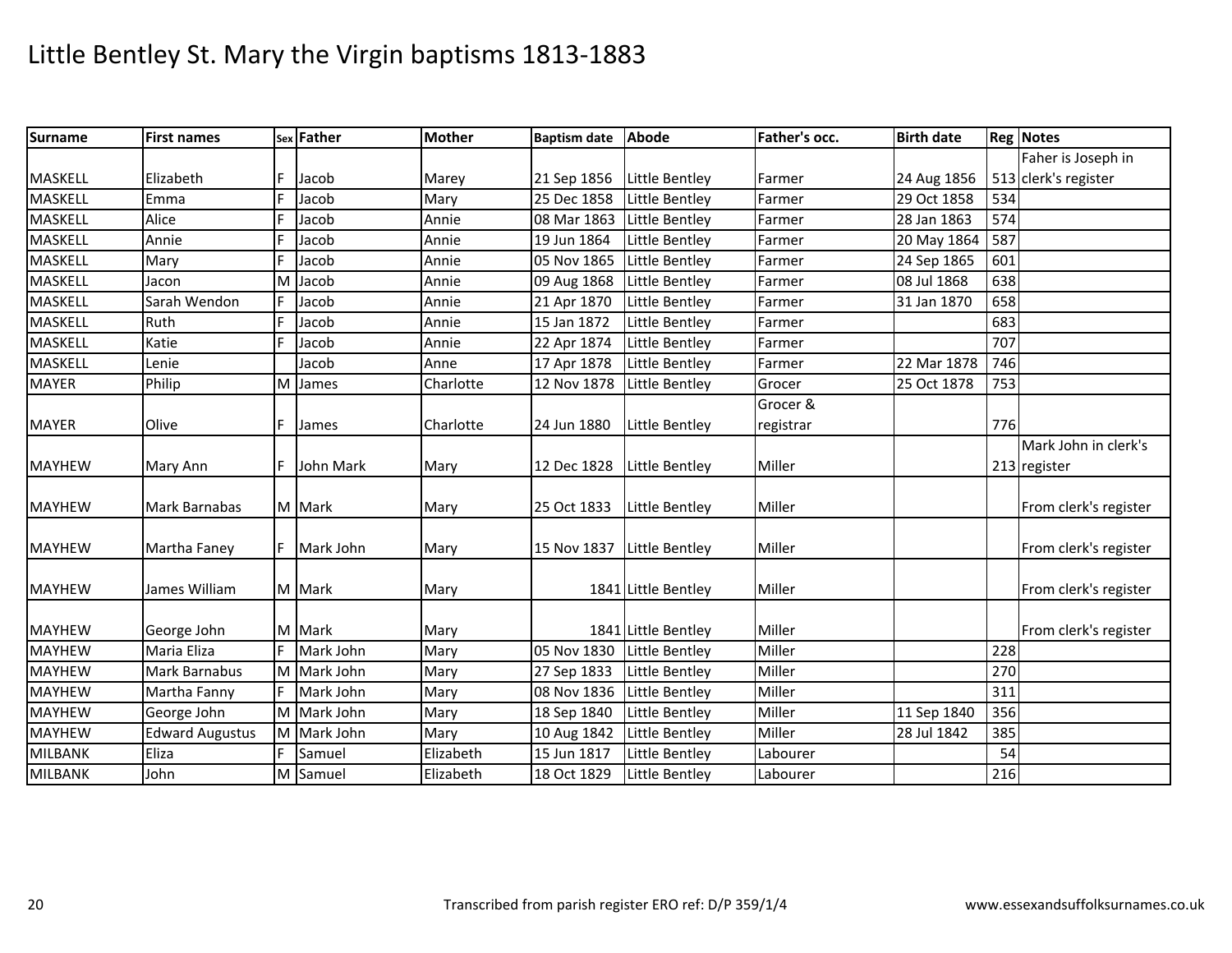# Little Bentley St. Mary the Virgin baptisms 1813-1883

| Surname | First names | Sex | Father | Mother | Baptism date | Abode | Father's occ. | Birth date | Reg | Notes |
|---|---|---|---|---|---|---|---|---|---|---|
| MASKELL | Elizabeth | F | Jacob | Marey | 21 Sep 1856 | Little Bentley | Farmer | 24 Aug 1856 | 513 | Faher is Joseph in clerk's register |
| MASKELL | Emma | F | Jacob | Mary | 25 Dec 1858 | Little Bentley | Farmer | 29 Oct 1858 | 534 | |
| MASKELL | Alice | F | Jacob | Annie | 08 Mar 1863 | Little Bentley | Farmer | 28 Jan 1863 | 574 | |
| MASKELL | Annie | F | Jacob | Annie | 19 Jun 1864 | Little Bentley | Farmer | 20 May 1864 | 587 | |
| MASKELL | Mary | F | Jacob | Annie | 05 Nov 1865 | Little Bentley | Farmer | 24 Sep 1865 | 601 | |
| MASKELL | Jacon | M | Jacob | Annie | 09 Aug 1868 | Little Bentley | Farmer | 08 Jul 1868 | 638 | |
| MASKELL | Sarah Wendon | F | Jacob | Annie | 21 Apr 1870 | Little Bentley | Farmer | 31 Jan 1870 | 658 | |
| MASKELL | Ruth | F | Jacob | Annie | 15 Jan 1872 | Little Bentley | Farmer | | 683 | |
| MASKELL | Katie | F | Jacob | Annie | 22 Apr 1874 | Little Bentley | Farmer | | 707 | |
| MASKELL | Lenie | | Jacob | Anne | 17 Apr 1878 | Little Bentley | Farmer | 22 Mar 1878 | 746 | |
| MAYER | Philip | M | James | Charlotte | 12 Nov 1878 | Little Bentley | Grocer | 25 Oct 1878 | 753 | |
| MAYER | Olive | F | James | Charlotte | 24 Jun 1880 | Little Bentley | Grocer & registrar | | 776 | |
| MAYHEW | Mary Ann | F | John Mark | Mary | 12 Dec 1828 | Little Bentley | Miller | | 213 | Mark John in clerk's register |
| MAYHEW | Mark Barnabas | M | Mark | Mary | 25 Oct 1833 | Little Bentley | Miller | | | From clerk's register |
| MAYHEW | Martha Faney | F | Mark John | Mary | 15 Nov 1837 | Little Bentley | Miller | | | From clerk's register |
| MAYHEW | James William | M | Mark | Mary | 1841 | Little Bentley | Miller | | | From clerk's register |
| MAYHEW | George John | M | Mark | Mary | 1841 | Little Bentley | Miller | | | From clerk's register |
| MAYHEW | Maria Eliza | F | Mark John | Mary | 05 Nov 1830 | Little Bentley | Miller | | 228 | |
| MAYHEW | Mark Barnabus | M | Mark John | Mary | 27 Sep 1833 | Little Bentley | Miller | | 270 | |
| MAYHEW | Martha Fanny | F | Mark John | Mary | 08 Nov 1836 | Little Bentley | Miller | | 311 | |
| MAYHEW | George John | M | Mark John | Mary | 18 Sep 1840 | Little Bentley | Miller | 11 Sep 1840 | 356 | |
| MAYHEW | Edward Augustus | M | Mark John | Mary | 10 Aug 1842 | Little Bentley | Miller | 28 Jul 1842 | 385 | |
| MILBANK | Eliza | F | Samuel | Elizabeth | 15 Jun 1817 | Little Bentley | Labourer | | 54 | |
| MILBANK | John | M | Samuel | Elizabeth | 18 Oct 1829 | Little Bentley | Labourer | | 216 | |

Transcribed from parish register ERO ref: D/P 359/1/4

www.essexandsuffolksurnames.co.uk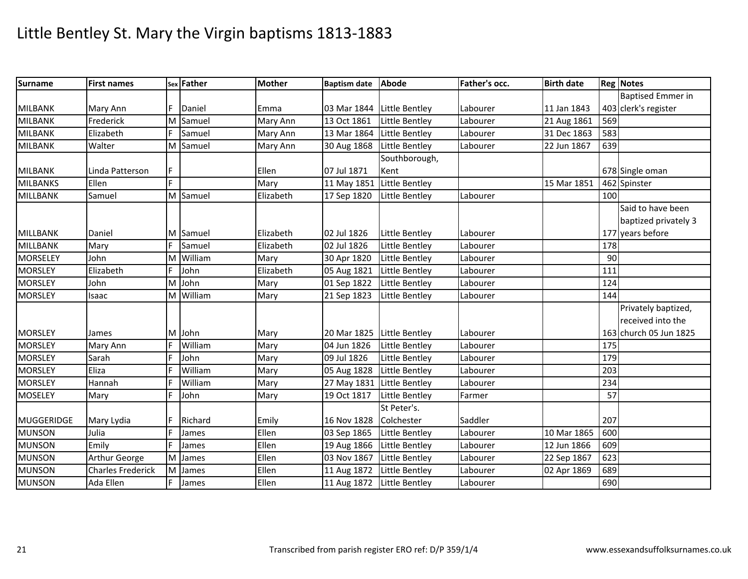# Little Bentley St. Mary the Virgin baptisms 1813-1883

| Surname | First names | Sex | Father | Mother | Baptism date | Abode | Father's occ. | Birth date | Reg | Notes |
|---|---|---|---|---|---|---|---|---|---|---|
| MILBANK | Mary Ann | F | Daniel | Emma | 03 Mar 1844 | Little Bentley | Labourer | 11 Jan 1843 | 403 | Baptised Emmer in clerk's register |
| MILBANK | Frederick | M | Samuel | Mary Ann | 13 Oct 1861 | Little Bentley | Labourer | 21 Aug 1861 | 569 | |
| MILBANK | Elizabeth | F | Samuel | Mary Ann | 13 Mar 1864 | Little Bentley | Labourer | 31 Dec 1863 | 583 | |
| MILBANK | Walter | M | Samuel | Mary Ann | 30 Aug 1868 | Little Bentley | Labourer | 22 Jun 1867 | 639 | |
| MILBANK | Linda Patterson | F | | Ellen | 07 Jul 1871 | Southborough, Kent | | | 678 | Single oman |
| MILBANKS | Ellen | F | | Mary | 11 May 1851 | Little Bentley | | 15 Mar 1851 | 462 | Spinster |
| MILLBANK | Samuel | M | Samuel | Elizabeth | 17 Sep 1820 | Little Bentley | Labourer | | 100 | |
| MILLBANK | Daniel | M | Samuel | Elizabeth | 02 Jul 1826 | Little Bentley | Labourer | | 177 | Said to have been baptized privately 3 years before |
| MILLBANK | Mary | F | Samuel | Elizabeth | 02 Jul 1826 | Little Bentley | Labourer | | 178 | |
| MORSELEY | John | M | William | Mary | 30 Apr 1820 | Little Bentley | Labourer | | 90 | |
| MORSLEY | Elizabeth | F | John | Elizabeth | 05 Aug 1821 | Little Bentley | Labourer | | 111 | |
| MORSLEY | John | M | John | Mary | 01 Sep 1822 | Little Bentley | Labourer | | 124 | |
| MORSLEY | Isaac | M | William | Mary | 21 Sep 1823 | Little Bentley | Labourer | | 144 | |
| MORSLEY | James | M | John | Mary | 20 Mar 1825 | Little Bentley | Labourer | | 163 | Privately baptized, received into the church 05 Jun 1825 |
| MORSLEY | Mary Ann | F | William | Mary | 04 Jun 1826 | Little Bentley | Labourer | | 175 | |
| MORSLEY | Sarah | F | John | Mary | 09 Jul 1826 | Little Bentley | Labourer | | 179 | |
| MORSLEY | Eliza | F | William | Mary | 05 Aug 1828 | Little Bentley | Labourer | | 203 | |
| MORSLEY | Hannah | F | William | Mary | 27 May 1831 | Little Bentley | Labourer | | 234 | |
| MOSELEY | Mary | F | John | Mary | 19 Oct 1817 | Little Bentley | Farmer | | 57 | |
| MUGGERIDGE | Mary Lydia | F | Richard | Emily | 16 Nov 1828 | St Peter's. Colchester | Saddler | | 207 | |
| MUNSON | Julia | F | James | Ellen | 03 Sep 1865 | Little Bentley | Labourer | 10 Mar 1865 | 600 | |
| MUNSON | Emily | F | James | Ellen | 19 Aug 1866 | Little Bentley | Labourer | 12 Jun 1866 | 609 | |
| MUNSON | Arthur George | M | James | Ellen | 03 Nov 1867 | Little Bentley | Labourer | 22 Sep 1867 | 623 | |
| MUNSON | Charles Frederick | M | James | Ellen | 11 Aug 1872 | Little Bentley | Labourer | 02 Apr 1869 | 689 | |
| MUNSON | Ada Ellen | F | James | Ellen | 11 Aug 1872 | Little Bentley | Labourer | | 690 | |

Transcribed from parish register ERO ref: D/P 359/1/4 www.essexandsuffolksurnames.co.uk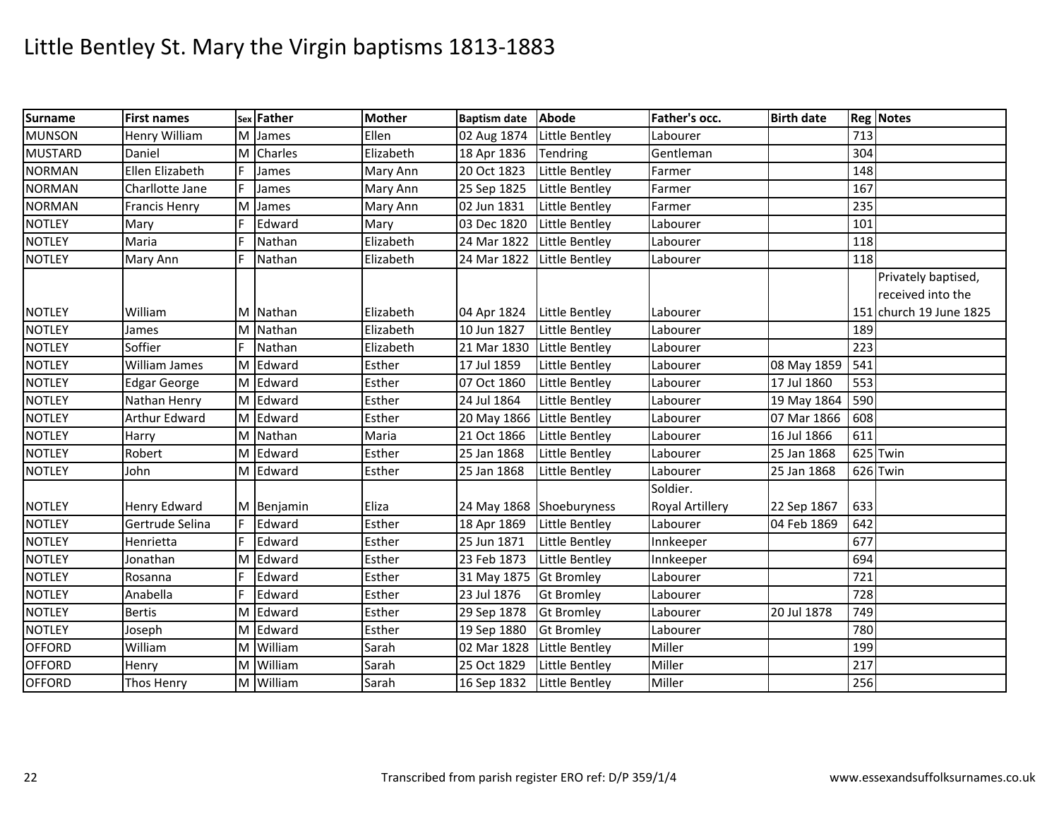# Little Bentley St. Mary the Virgin baptisms 1813-1883

| Surname | First names | Sex | Father | Mother | Baptism date | Abode | Father's occ. | Birth date | Reg | Notes |
|---|---|---|---|---|---|---|---|---|---|---|
| MUNSON | Henry William | M | James | Ellen | 02 Aug 1874 | Little Bentley | Labourer | | 713 | |
| MUSTARD | Daniel | M | Charles | Elizabeth | 18 Apr 1836 | Tendring | Gentleman | | 304 | |
| NORMAN | Ellen Elizabeth | F | James | Mary Ann | 20 Oct 1823 | Little Bentley | Farmer | | 148 | |
| NORMAN | Charllotte Jane | F | James | Mary Ann | 25 Sep 1825 | Little Bentley | Farmer | | 167 | |
| NORMAN | Francis Henry | M | James | Mary Ann | 02 Jun 1831 | Little Bentley | Farmer | | 235 | |
| NOTLEY | Mary | F | Edward | Mary | 03 Dec 1820 | Little Bentley | Labourer | | 101 | |
| NOTLEY | Maria | F | Nathan | Elizabeth | 24 Mar 1822 | Little Bentley | Labourer | | 118 | |
| NOTLEY | Mary Ann | F | Nathan | Elizabeth | 24 Mar 1822 | Little Bentley | Labourer | | 118 | |
| NOTLEY | William | M | Nathan | Elizabeth | 04 Apr 1824 | Little Bentley | Labourer | | 151 | Privately baptised, received into the church 19 June 1825 |
| NOTLEY | James | M | Nathan | Elizabeth | 10 Jun 1827 | Little Bentley | Labourer | | 189 | |
| NOTLEY | Soffier | F | Nathan | Elizabeth | 21 Mar 1830 | Little Bentley | Labourer | | 223 | |
| NOTLEY | William James | M | Edward | Esther | 17 Jul 1859 | Little Bentley | Labourer | 08 May 1859 | 541 | |
| NOTLEY | Edgar George | M | Edward | Esther | 07 Oct 1860 | Little Bentley | Labourer | 17 Jul 1860 | 553 | |
| NOTLEY | Nathan Henry | M | Edward | Esther | 24 Jul 1864 | Little Bentley | Labourer | 19 May 1864 | 590 | |
| NOTLEY | Arthur Edward | M | Edward | Esther | 20 May 1866 | Little Bentley | Labourer | 07 Mar 1866 | 608 | |
| NOTLEY | Harry | M | Nathan | Maria | 21 Oct 1866 | Little Bentley | Labourer | 16 Jul 1866 | 611 | |
| NOTLEY | Robert | M | Edward | Esther | 25 Jan 1868 | Little Bentley | Labourer | 25 Jan 1868 | 625 | Twin |
| NOTLEY | John | M | Edward | Esther | 25 Jan 1868 | Little Bentley | Labourer | 25 Jan 1868 | 626 | Twin |
| NOTLEY | Henry Edward | M | Benjamin | Eliza | 24 May 1868 | Shoeburyness | Soldier. Royal Artillery | 22 Sep 1867 | 633 | |
| NOTLEY | Gertrude Selina | F | Edward | Esther | 18 Apr 1869 | Little Bentley | Labourer | 04 Feb 1869 | 642 | |
| NOTLEY | Henrietta | F | Edward | Esther | 25 Jun 1871 | Little Bentley | Innkeeper | | 677 | |
| NOTLEY | Jonathan | M | Edward | Esther | 23 Feb 1873 | Little Bentley | Innkeeper | | 694 | |
| NOTLEY | Rosanna | F | Edward | Esther | 31 May 1875 | Gt Bromley | Labourer | | 721 | |
| NOTLEY | Anabella | F | Edward | Esther | 23 Jul 1876 | Gt Bromley | Labourer | | 728 | |
| NOTLEY | Bertis | M | Edward | Esther | 29 Sep 1878 | Gt Bromley | Labourer | 20 Jul 1878 | 749 | |
| NOTLEY | Joseph | M | Edward | Esther | 19 Sep 1880 | Gt Bromley | Labourer | | 780 | |
| OFFORD | William | M | William | Sarah | 02 Mar 1828 | Little Bentley | Miller | | 199 | |
| OFFORD | Henry | M | William | Sarah | 25 Oct 1829 | Little Bentley | Miller | | 217 | |
| OFFORD | Thos Henry | M | William | Sarah | 16 Sep 1832 | Little Bentley | Miller | | 256 | |

Transcribed from parish register ERO ref: D/P 359/1/4 — www.essexandsuffolksurnames.co.uk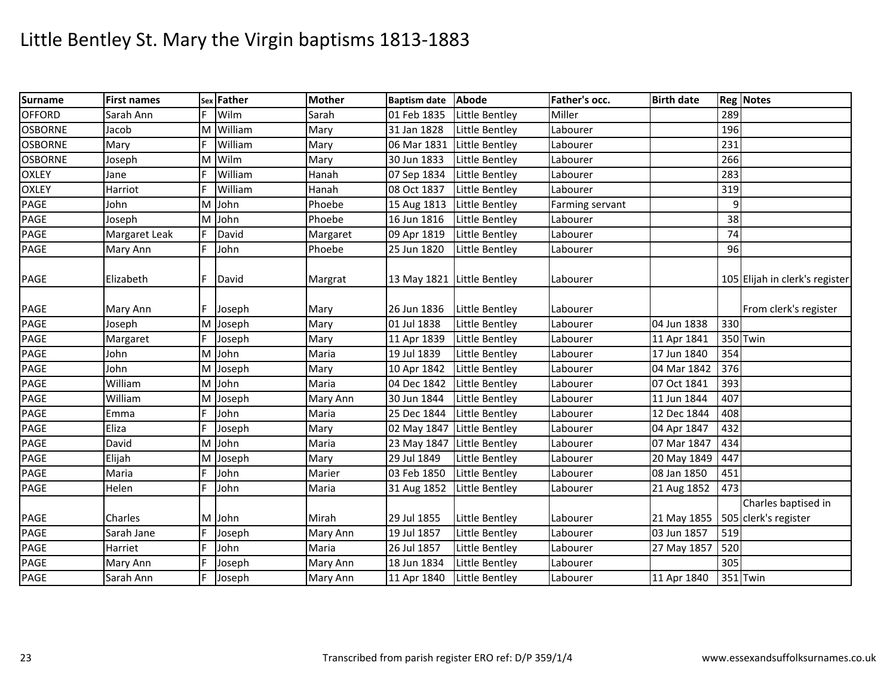# Little Bentley St. Mary the Virgin baptisms 1813-1883

| Surname | First names | Sex | Father | Mother | Baptism date | Abode | Father's occ. | Birth date | Reg | Notes |
|---|---|---|---|---|---|---|---|---|---|---|
| OFFORD | Sarah Ann | F | Wilm | Sarah | 01 Feb 1835 | Little Bentley | Miller | | 289 | |
| OSBORNE | Jacob | M | William | Mary | 31 Jan 1828 | Little Bentley | Labourer | | 196 | |
| OSBORNE | Mary | F | William | Mary | 06 Mar 1831 | Little Bentley | Labourer | | 231 | |
| OSBORNE | Joseph | M | Wilm | Mary | 30 Jun 1833 | Little Bentley | Labourer | | 266 | |
| OXLEY | Jane | F | William | Hanah | 07 Sep 1834 | Little Bentley | Labourer | | 283 | |
| OXLEY | Harriot | F | William | Hanah | 08 Oct 1837 | Little Bentley | Labourer | | 319 | |
| PAGE | John | M | John | Phoebe | 15 Aug 1813 | Little Bentley | Farming servant | | 9 | |
| PAGE | Joseph | M | John | Phoebe | 16 Jun 1816 | Little Bentley | Labourer | | 38 | |
| PAGE | Margaret Leak | F | David | Margaret | 09 Apr 1819 | Little Bentley | Labourer | | 74 | |
| PAGE | Mary Ann | F | John | Phoebe | 25 Jun 1820 | Little Bentley | Labourer | | 96 | |
| PAGE | Elizabeth | F | David | Margrat | 13 May 1821 | Little Bentley | Labourer | | 105 | Elijah in clerk's register |
| PAGE | Mary Ann | F | Joseph | Mary | 26 Jun 1836 | Little Bentley | Labourer | | | From clerk's register |
| PAGE | Joseph | M | Joseph | Mary | 01 Jul 1838 | Little Bentley | Labourer | 04 Jun 1838 | 330 | |
| PAGE | Margaret | F | Joseph | Mary | 11 Apr 1839 | Little Bentley | Labourer | 11 Apr 1841 | 350 | Twin |
| PAGE | John | M | John | Maria | 19 Jul 1839 | Little Bentley | Labourer | 17 Jun 1840 | 354 | |
| PAGE | John | M | Joseph | Mary | 10 Apr 1842 | Little Bentley | Labourer | 04 Mar 1842 | 376 | |
| PAGE | William | M | John | Maria | 04 Dec 1842 | Little Bentley | Labourer | 07 Oct 1841 | 393 | |
| PAGE | William | M | Joseph | Mary Ann | 30 Jun 1844 | Little Bentley | Labourer | 11 Jun 1844 | 407 | |
| PAGE | Emma | F | John | Maria | 25 Dec 1844 | Little Bentley | Labourer | 12 Dec 1844 | 408 | |
| PAGE | Eliza | F | Joseph | Mary | 02 May 1847 | Little Bentley | Labourer | 04 Apr 1847 | 432 | |
| PAGE | David | M | John | Maria | 23 May 1847 | Little Bentley | Labourer | 07 Mar 1847 | 434 | |
| PAGE | Elijah | M | Joseph | Mary | 29 Jul 1849 | Little Bentley | Labourer | 20 May 1849 | 447 | |
| PAGE | Maria | F | John | Marier | 03 Feb 1850 | Little Bentley | Labourer | 08 Jan 1850 | 451 | |
| PAGE | Helen | F | John | Maria | 31 Aug 1852 | Little Bentley | Labourer | 21 Aug 1852 | 473 | |
| PAGE | Charles | M | John | Mirah | 29 Jul 1855 | Little Bentley | Labourer | 21 May 1855 | 505 | Charles baptised in clerk's register |
| PAGE | Sarah Jane | F | Joseph | Mary Ann | 19 Jul 1857 | Little Bentley | Labourer | 03 Jun 1857 | 519 | |
| PAGE | Harriet | F | John | Maria | 26 Jul 1857 | Little Bentley | Labourer | 27 May 1857 | 520 | |
| PAGE | Mary Ann | F | Joseph | Mary Ann | 18 Jun 1834 | Little Bentley | Labourer | | 305 | |
| PAGE | Sarah Ann | F | Joseph | Mary Ann | 11 Apr 1840 | Little Bentley | Labourer | 11 Apr 1840 | 351 | Twin |

Transcribed from parish register ERO ref: D/P 359/1/4

www.essexandsuffolksurnames.co.uk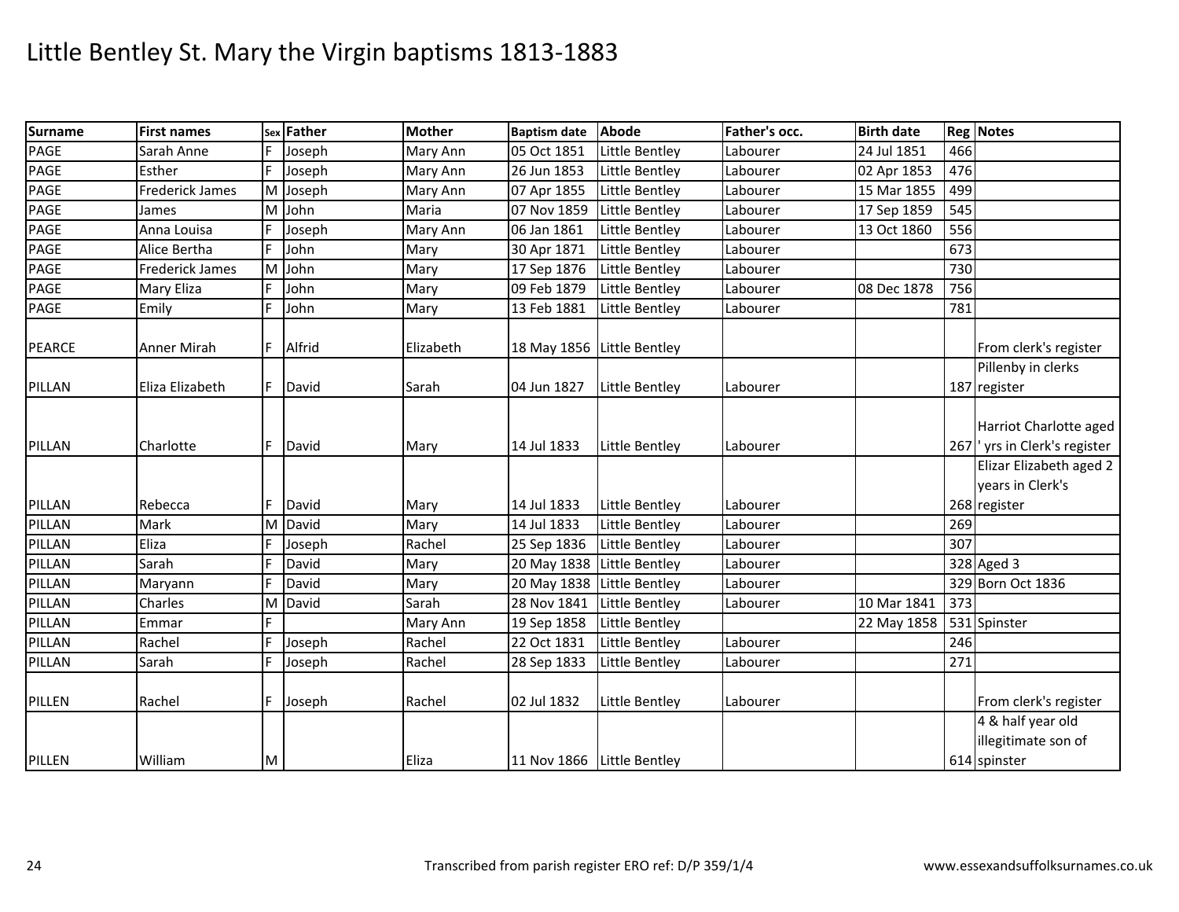# Little Bentley St. Mary the Virgin baptisms 1813-1883

| Surname | First names | Sex | Father | Mother | Baptism date | Abode | Father's occ. | Birth date | Reg | Notes |
|---|---|---|---|---|---|---|---|---|---|---|
| PAGE | Sarah Anne | F | Joseph | Mary Ann | 05 Oct 1851 | Little Bentley | Labourer | 24 Jul 1851 | 466 | |
| PAGE | Esther | F | Joseph | Mary Ann | 26 Jun 1853 | Little Bentley | Labourer | 02 Apr 1853 | 476 | |
| PAGE | Frederick James | M | Joseph | Mary Ann | 07 Apr 1855 | Little Bentley | Labourer | 15 Mar 1855 | 499 | |
| PAGE | James | M | John | Maria | 07 Nov 1859 | Little Bentley | Labourer | 17 Sep 1859 | 545 | |
| PAGE | Anna Louisa | F | Joseph | Mary Ann | 06 Jan 1861 | Little Bentley | Labourer | 13 Oct 1860 | 556 | |
| PAGE | Alice Bertha | F | John | Mary | 30 Apr 1871 | Little Bentley | Labourer | | 673 | |
| PAGE | Frederick James | M | John | Mary | 17 Sep 1876 | Little Bentley | Labourer | | 730 | |
| PAGE | Mary Eliza | F | John | Mary | 09 Feb 1879 | Little Bentley | Labourer | 08 Dec 1878 | 756 | |
| PAGE | Emily | F | John | Mary | 13 Feb 1881 | Little Bentley | Labourer | | 781 | |
| PEARCE | Anner Mirah | F | Alfrid | Elizabeth | 18 May 1856 | Little Bentley | | | | From clerk's register |
| PILLAN | Eliza Elizabeth | F | David | Sarah | 04 Jun 1827 | Little Bentley | Labourer | | 187 | Pillenby in clerks register |
| PILLAN | Charlotte | F | David | Mary | 14 Jul 1833 | Little Bentley | Labourer | | 267 | Harriot Charlotte aged ' yrs in Clerk's register |
| PILLAN | Rebecca | F | David | Mary | 14 Jul 1833 | Little Bentley | Labourer | | 268 | Elizar Elizabeth aged 2 years in Clerk's register |
| PILLAN | Mark | M | David | Mary | 14 Jul 1833 | Little Bentley | Labourer | | 269 | |
| PILLAN | Eliza | F | Joseph | Rachel | 25 Sep 1836 | Little Bentley | Labourer | | 307 | |
| PILLAN | Sarah | F | David | Mary | 20 May 1838 | Little Bentley | Labourer | | 328 | Aged 3 |
| PILLAN | Maryann | F | David | Mary | 20 May 1838 | Little Bentley | Labourer | | 329 | Born Oct 1836 |
| PILLAN | Charles | M | David | Sarah | 28 Nov 1841 | Little Bentley | Labourer | 10 Mar 1841 | 373 | |
| PILLAN | Emmar | F | | Mary Ann | 19 Sep 1858 | Little Bentley | | 22 May 1858 | 531 | Spinster |
| PILLAN | Rachel | F | Joseph | Rachel | 22 Oct 1831 | Little Bentley | Labourer | | 246 | |
| PILLAN | Sarah | F | Joseph | Rachel | 28 Sep 1833 | Little Bentley | Labourer | | 271 | |
| PILLEN | Rachel | F | Joseph | Rachel | 02 Jul 1832 | Little Bentley | Labourer | | | From clerk's register |
| PILLEN | William | M | | Eliza | 11 Nov 1866 | Little Bentley | | | 614 | 4 & half year old illegitimate son of spinster |

Transcribed from parish register ERO ref: D/P 359/1/4

www.essexandsuffolksurnames.co.uk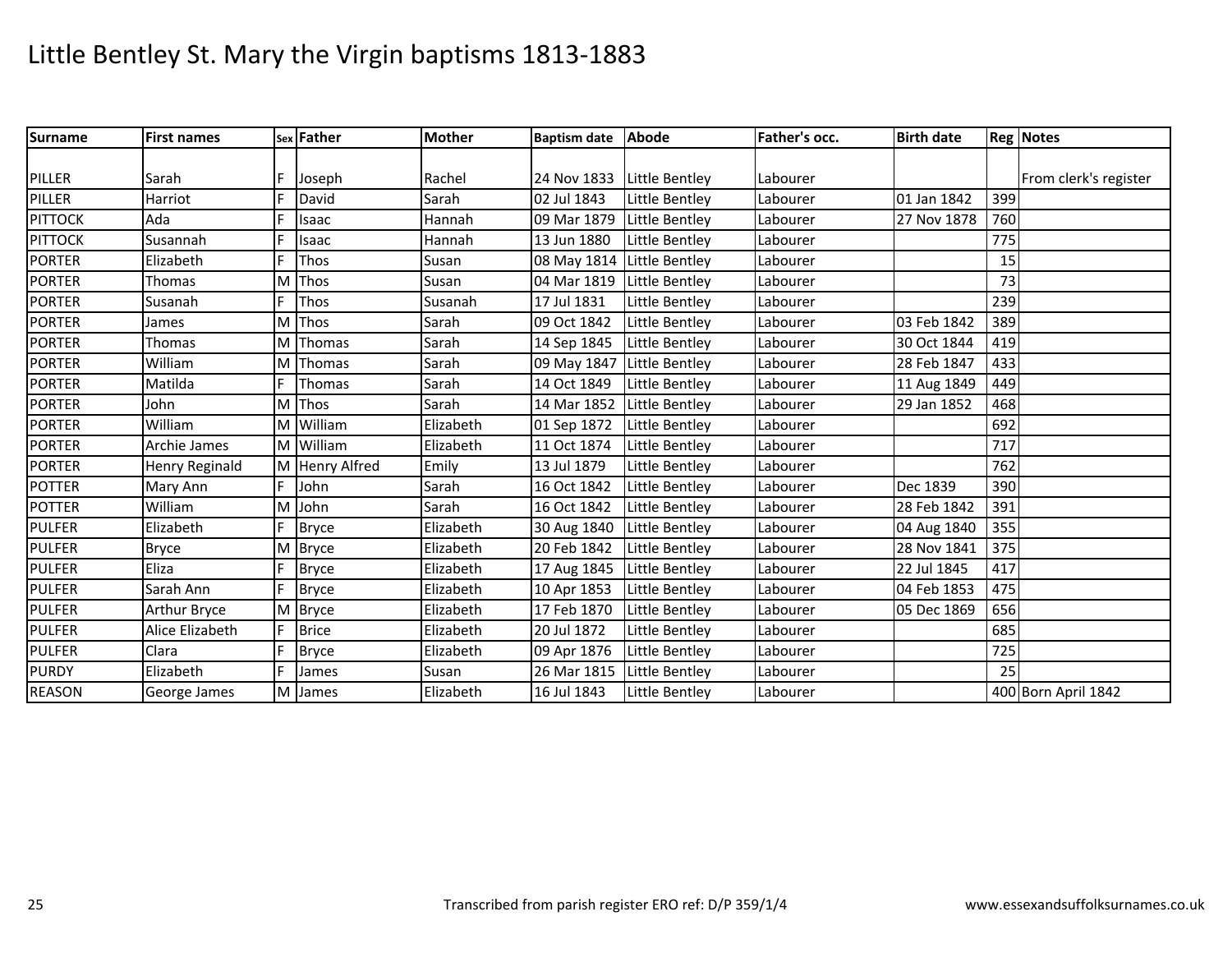# Little Bentley St. Mary the Virgin baptisms 1813-1883

| Surname | First names | Sex | Father | Mother | Baptism date | Abode | Father's occ. | Birth date | Reg | Notes |
|---|---|---|---|---|---|---|---|---|---|---|
| PILLER | Sarah | F | Joseph | Rachel | 24 Nov 1833 | Little Bentley | Labourer | | | From clerk's register |
| PILLER | Harriot | F | David | Sarah | 02 Jul 1843 | Little Bentley | Labourer | 01 Jan 1842 | 399 | |
| PITTOCK | Ada | F | Isaac | Hannah | 09 Mar 1879 | Little Bentley | Labourer | 27 Nov 1878 | 760 | |
| PITTOCK | Susannah | F | Isaac | Hannah | 13 Jun 1880 | Little Bentley | Labourer | | 775 | |
| PORTER | Elizabeth | F | Thos | Susan | 08 May 1814 | Little Bentley | Labourer | | 15 | |
| PORTER | Thomas | M | Thos | Susan | 04 Mar 1819 | Little Bentley | Labourer | | 73 | |
| PORTER | Susanah | F | Thos | Susanah | 17 Jul 1831 | Little Bentley | Labourer | | 239 | |
| PORTER | James | M | Thos | Sarah | 09 Oct 1842 | Little Bentley | Labourer | 03 Feb 1842 | 389 | |
| PORTER | Thomas | M | Thomas | Sarah | 14 Sep 1845 | Little Bentley | Labourer | 30 Oct 1844 | 419 | |
| PORTER | William | M | Thomas | Sarah | 09 May 1847 | Little Bentley | Labourer | 28 Feb 1847 | 433 | |
| PORTER | Matilda | F | Thomas | Sarah | 14 Oct 1849 | Little Bentley | Labourer | 11 Aug 1849 | 449 | |
| PORTER | John | M | Thos | Sarah | 14 Mar 1852 | Little Bentley | Labourer | 29 Jan 1852 | 468 | |
| PORTER | William | M | William | Elizabeth | 01 Sep 1872 | Little Bentley | Labourer | | 692 | |
| PORTER | Archie James | M | William | Elizabeth | 11 Oct 1874 | Little Bentley | Labourer | | 717 | |
| PORTER | Henry Reginald | M | Henry Alfred | Emily | 13 Jul 1879 | Little Bentley | Labourer | | 762 | |
| POTTER | Mary Ann | F | John | Sarah | 16 Oct 1842 | Little Bentley | Labourer | Dec 1839 | 390 | |
| POTTER | William | M | John | Sarah | 16 Oct 1842 | Little Bentley | Labourer | 28 Feb 1842 | 391 | |
| PULFER | Elizabeth | F | Bryce | Elizabeth | 30 Aug 1840 | Little Bentley | Labourer | 04 Aug 1840 | 355 | |
| PULFER | Bryce | M | Bryce | Elizabeth | 20 Feb 1842 | Little Bentley | Labourer | 28 Nov 1841 | 375 | |
| PULFER | Eliza | F | Bryce | Elizabeth | 17 Aug 1845 | Little Bentley | Labourer | 22 Jul 1845 | 417 | |
| PULFER | Sarah Ann | F | Bryce | Elizabeth | 10 Apr 1853 | Little Bentley | Labourer | 04 Feb 1853 | 475 | |
| PULFER | Arthur Bryce | M | Bryce | Elizabeth | 17 Feb 1870 | Little Bentley | Labourer | 05 Dec 1869 | 656 | |
| PULFER | Alice Elizabeth | F | Brice | Elizabeth | 20 Jul 1872 | Little Bentley | Labourer | | 685 | |
| PULFER | Clara | F | Bryce | Elizabeth | 09 Apr 1876 | Little Bentley | Labourer | | 725 | |
| PURDY | Elizabeth | F | James | Susan | 26 Mar 1815 | Little Bentley | Labourer | | 25 | |
| REASON | George James | M | James | Elizabeth | 16 Jul 1843 | Little Bentley | Labourer | | 400 | Born April 1842 |

Transcribed from parish register ERO ref: D/P 359/1/4

www.essexandsuffolksurnames.co.uk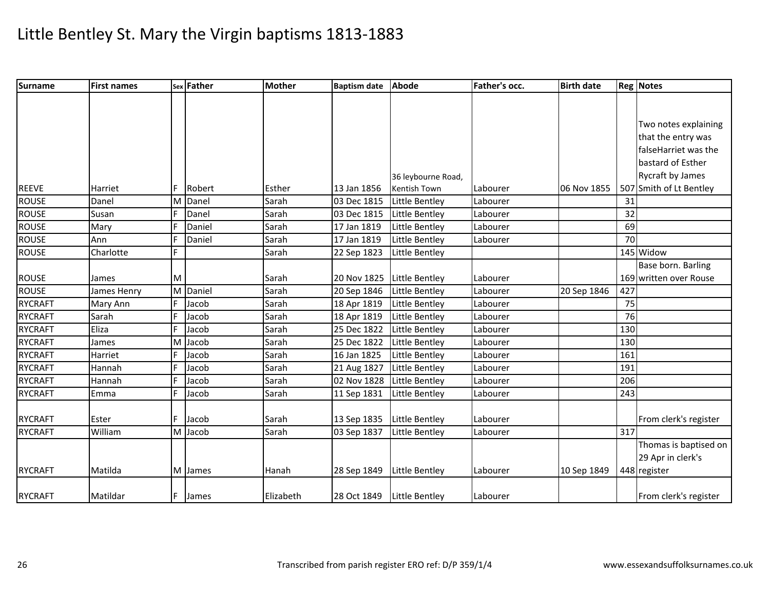# Little Bentley St. Mary the Virgin baptisms 1813-1883

| Surname | First names | Sex | Father | Mother | Baptism date | Abode | Father's occ. | Birth date | Reg | Notes |
|---|---|---|---|---|---|---|---|---|---|---|
| REEVE | Harriet | F | Robert | Esther | 13 Jan 1856 | 36 leybourne Road, Kentish Town | Labourer | 06 Nov 1855 | 507 | Two notes explaining that the entry was falseHarriet was the bastard of Esther Rycraft by James Smith of Lt Bentley |
| ROUSE | Danel | M | Danel | Sarah | 03 Dec 1815 | Little Bentley | Labourer | | 31 | |
| ROUSE | Susan | F | Danel | Sarah | 03 Dec 1815 | Little Bentley | Labourer | | 32 | |
| ROUSE | Mary | F | Daniel | Sarah | 17 Jan 1819 | Little Bentley | Labourer | | 69 | |
| ROUSE | Ann | F | Daniel | Sarah | 17 Jan 1819 | Little Bentley | Labourer | | 70 | |
| ROUSE | Charlotte | F | | Sarah | 22 Sep 1823 | Little Bentley | | | 145 | Widow |
| ROUSE | James | M | | Sarah | 20 Nov 1825 | Little Bentley | Labourer | | 169 | Base born. Barling written over Rouse |
| ROUSE | James Henry | M | Daniel | Sarah | 20 Sep 1846 | Little Bentley | Labourer | 20 Sep 1846 | 427 | |
| RYCRAFT | Mary Ann | F | Jacob | Sarah | 18 Apr 1819 | Little Bentley | Labourer | | 75 | |
| RYCRAFT | Sarah | F | Jacob | Sarah | 18 Apr 1819 | Little Bentley | Labourer | | 76 | |
| RYCRAFT | Eliza | F | Jacob | Sarah | 25 Dec 1822 | Little Bentley | Labourer | | 130 | |
| RYCRAFT | James | M | Jacob | Sarah | 25 Dec 1822 | Little Bentley | Labourer | | 130 | |
| RYCRAFT | Harriet | F | Jacob | Sarah | 16 Jan 1825 | Little Bentley | Labourer | | 161 | |
| RYCRAFT | Hannah | F | Jacob | Sarah | 21 Aug 1827 | Little Bentley | Labourer | | 191 | |
| RYCRAFT | Hannah | F | Jacob | Sarah | 02 Nov 1828 | Little Bentley | Labourer | | 206 | |
| RYCRAFT | Emma | F | Jacob | Sarah | 11 Sep 1831 | Little Bentley | Labourer | | 243 | |
| RYCRAFT | Ester | F | Jacob | Sarah | 13 Sep 1835 | Little Bentley | Labourer | | | From clerk's register |
| RYCRAFT | William | M | Jacob | Sarah | 03 Sep 1837 | Little Bentley | Labourer | | 317 | |
| RYCRAFT | Matilda | M | James | Hanah | 28 Sep 1849 | Little Bentley | Labourer | 10 Sep 1849 | 448 | Thomas is baptised on 29 Apr in clerk's register |
| RYCRAFT | Matildar | F | James | Elizabeth | 28 Oct 1849 | Little Bentley | Labourer | | | From clerk's register |

Transcribed from parish register ERO ref: D/P 359/1/4 www.essexandsuffolksurnames.co.uk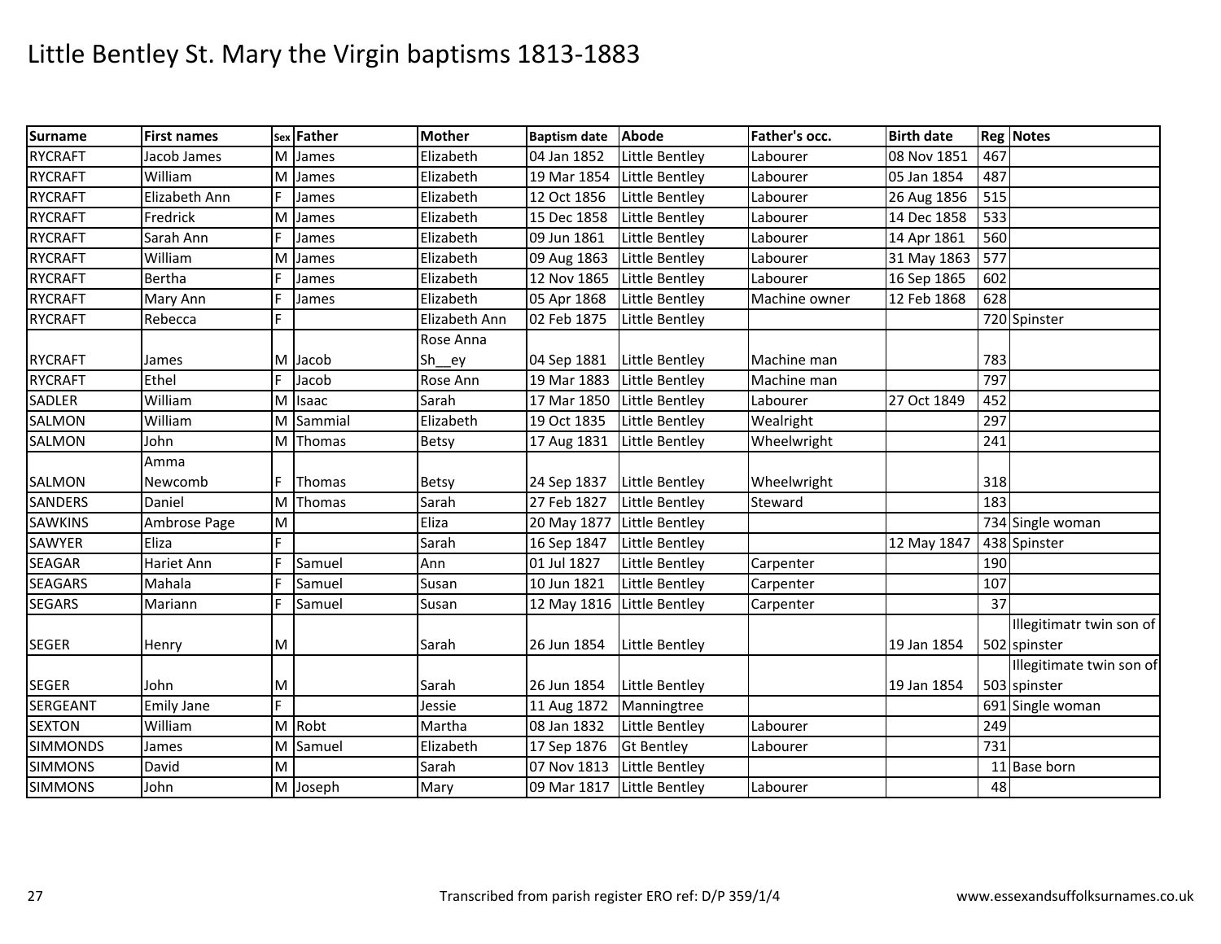# Little Bentley St. Mary the Virgin baptisms 1813-1883

| Surname | First names | Sex | Father | Mother | Baptism date | Abode | Father's occ. | Birth date | Reg | Notes |
|---|---|---|---|---|---|---|---|---|---|---|
| RYCRAFT | Jacob James | M | James | Elizabeth | 04 Jan 1852 | Little Bentley | Labourer | 08 Nov 1851 | 467 | |
| RYCRAFT | William | M | James | Elizabeth | 19 Mar 1854 | Little Bentley | Labourer | 05 Jan 1854 | 487 | |
| RYCRAFT | Elizabeth Ann | F | James | Elizabeth | 12 Oct 1856 | Little Bentley | Labourer | 26 Aug 1856 | 515 | |
| RYCRAFT | Fredrick | M | James | Elizabeth | 15 Dec 1858 | Little Bentley | Labourer | 14 Dec 1858 | 533 | |
| RYCRAFT | Sarah Ann | F | James | Elizabeth | 09 Jun 1861 | Little Bentley | Labourer | 14 Apr 1861 | 560 | |
| RYCRAFT | William | M | James | Elizabeth | 09 Aug 1863 | Little Bentley | Labourer | 31 May 1863 | 577 | |
| RYCRAFT | Bertha | F | James | Elizabeth | 12 Nov 1865 | Little Bentley | Labourer | 16 Sep 1865 | 602 | |
| RYCRAFT | Mary Ann | F | James | Elizabeth | 05 Apr 1868 | Little Bentley | Machine owner | 12 Feb 1868 | 628 | |
| RYCRAFT | Rebecca | F | | Elizabeth Ann | 02 Feb 1875 | Little Bentley | | | 720 | Spinster |
| RYCRAFT | James | M | Jacob | Rose Anna Sh__ey | 04 Sep 1881 | Little Bentley | Machine man | | 783 | |
| RYCRAFT | Ethel | F | Jacob | Rose Ann | 19 Mar 1883 | Little Bentley | Machine man | | 797 | |
| SADLER | William | M | Isaac | Sarah | 17 Mar 1850 | Little Bentley | Labourer | 27 Oct 1849 | 452 | |
| SALMON | William | M | Sammial | Elizabeth | 19 Oct 1835 | Little Bentley | Wealright | | 297 | |
| SALMON | John | M | Thomas | Betsy | 17 Aug 1831 | Little Bentley | Wheelwright | | 241 | |
| SALMON | Amma Newcomb | F | Thomas | Betsy | 24 Sep 1837 | Little Bentley | Wheelwright | | 318 | |
| SANDERS | Daniel | M | Thomas | Sarah | 27 Feb 1827 | Little Bentley | Steward | | 183 | |
| SAWKINS | Ambrose Page | M | | Eliza | 20 May 1877 | Little Bentley | | | 734 | Single woman |
| SAWYER | Eliza | F | | Sarah | 16 Sep 1847 | Little Bentley | | 12 May 1847 | 438 | Spinster |
| SEAGAR | Hariet Ann | F | Samuel | Ann | 01 Jul 1827 | Little Bentley | Carpenter | | 190 | |
| SEAGARS | Mahala | F | Samuel | Susan | 10 Jun 1821 | Little Bentley | Carpenter | | 107 | |
| SEGARS | Mariann | F | Samuel | Susan | 12 May 1816 | Little Bentley | Carpenter | | 37 | |
| SEGER | Henry | M | | Sarah | 26 Jun 1854 | Little Bentley | | 19 Jan 1854 | 502 | Illegitimatr twin son of spinster |
| SEGER | John | M | | Sarah | 26 Jun 1854 | Little Bentley | | 19 Jan 1854 | 503 | Illegitimate twin son of spinster |
| SERGEANT | Emily Jane | F | | Jessie | 11 Aug 1872 | Manningtree | | | 691 | Single woman |
| SEXTON | William | M | Robt | Martha | 08 Jan 1832 | Little Bentley | Labourer | | 249 | |
| SIMMONDS | James | M | Samuel | Elizabeth | 17 Sep 1876 | Gt Bentley | Labourer | | 731 | |
| SIMMONS | David | M | | Sarah | 07 Nov 1813 | Little Bentley | | | 11 | Base born |
| SIMMONS | John | M | Joseph | Mary | 09 Mar 1817 | Little Bentley | Labourer | | 48 | |

Transcribed from parish register ERO ref: D/P 359/1/4

www.essexandsuffolksurnames.co.uk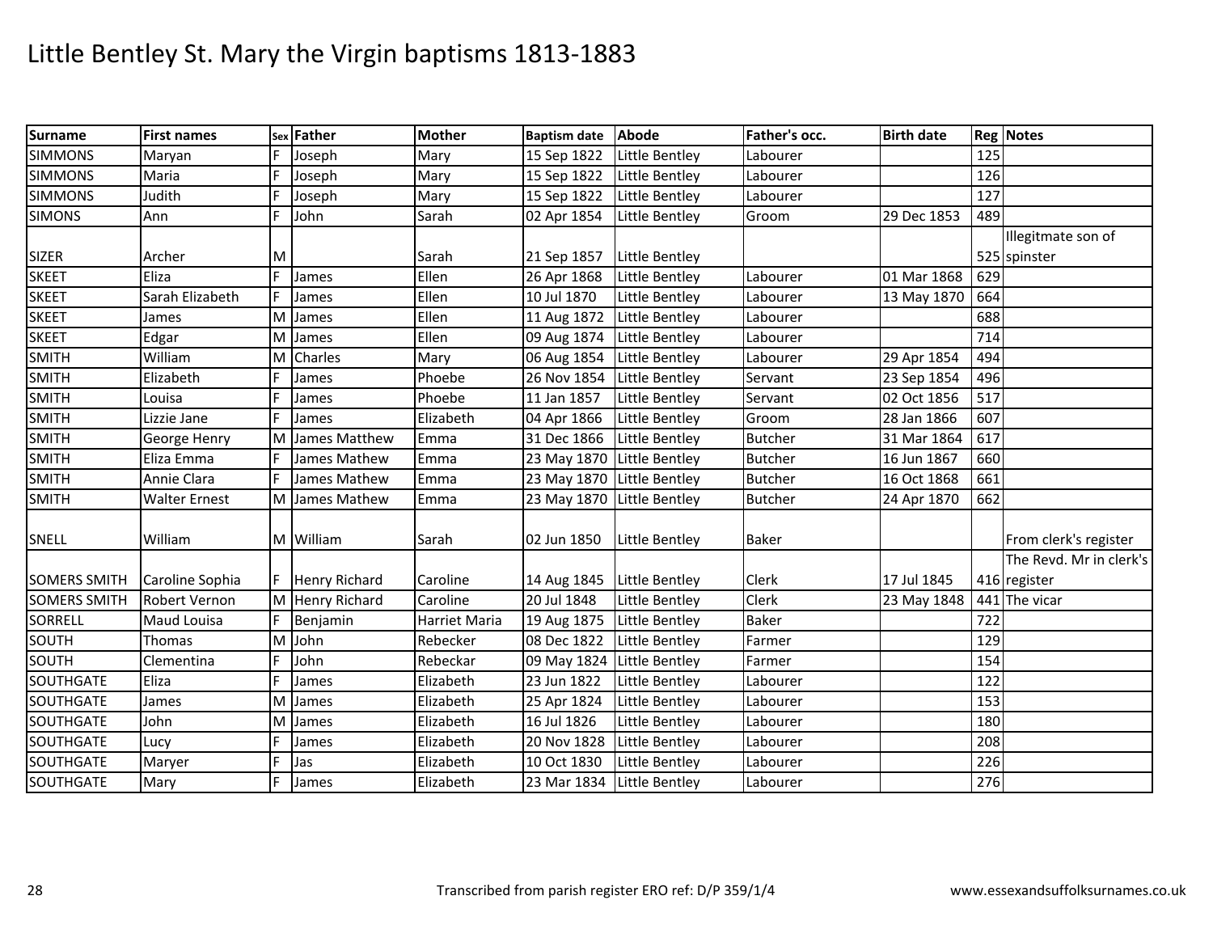# Little Bentley St. Mary the Virgin baptisms 1813-1883

| Surname | First names | Sex | Father | Mother | Baptism date | Abode | Father's occ. | Birth date | Reg | Notes |
|---|---|---|---|---|---|---|---|---|---|---|
| SIMMONS | Maryan | F | Joseph | Mary | 15 Sep 1822 | Little Bentley | Labourer | | 125 | |
| SIMMONS | Maria | F | Joseph | Mary | 15 Sep 1822 | Little Bentley | Labourer | | 126 | |
| SIMMONS | Judith | F | Joseph | Mary | 15 Sep 1822 | Little Bentley | Labourer | | 127 | |
| SIMONS | Ann | F | John | Sarah | 02 Apr 1854 | Little Bentley | Groom | 29 Dec 1853 | 489 | |
| SIZER | Archer | M | | Sarah | 21 Sep 1857 | Little Bentley | | | 525 | Illegitmate son of spinster |
| SKEET | Eliza | F | James | Ellen | 26 Apr 1868 | Little Bentley | Labourer | 01 Mar 1868 | 629 | |
| SKEET | Sarah Elizabeth | F | James | Ellen | 10 Jul 1870 | Little Bentley | Labourer | 13 May 1870 | 664 | |
| SKEET | James | M | James | Ellen | 11 Aug 1872 | Little Bentley | Labourer | | 688 | |
| SKEET | Edgar | M | James | Ellen | 09 Aug 1874 | Little Bentley | Labourer | | 714 | |
| SMITH | William | M | Charles | Mary | 06 Aug 1854 | Little Bentley | Labourer | 29 Apr 1854 | 494 | |
| SMITH | Elizabeth | F | James | Phoebe | 26 Nov 1854 | Little Bentley | Servant | 23 Sep 1854 | 496 | |
| SMITH | Louisa | F | James | Phoebe | 11 Jan 1857 | Little Bentley | Servant | 02 Oct 1856 | 517 | |
| SMITH | Lizzie Jane | F | James | Elizabeth | 04 Apr 1866 | Little Bentley | Groom | 28 Jan 1866 | 607 | |
| SMITH | George Henry | M | James Matthew | Emma | 31 Dec 1866 | Little Bentley | Butcher | 31 Mar 1864 | 617 | |
| SMITH | Eliza Emma | F | James Mathew | Emma | 23 May 1870 | Little Bentley | Butcher | 16 Jun 1867 | 660 | |
| SMITH | Annie Clara | F | James Mathew | Emma | 23 May 1870 | Little Bentley | Butcher | 16 Oct 1868 | 661 | |
| SMITH | Walter Ernest | M | James Mathew | Emma | 23 May 1870 | Little Bentley | Butcher | 24 Apr 1870 | 662 | |
| SNELL | William | M | William | Sarah | 02 Jun 1850 | Little Bentley | Baker | | | From clerk's register |
| SOMERS SMITH | Caroline Sophia | F | Henry Richard | Caroline | 14 Aug 1845 | Little Bentley | Clerk | 17 Jul 1845 | 416 | The Revd. Mr in clerk's register |
| SOMERS SMITH | Robert Vernon | M | Henry Richard | Caroline | 20 Jul 1848 | Little Bentley | Clerk | 23 May 1848 | 441 | The vicar |
| SORRELL | Maud Louisa | F | Benjamin | Harriet Maria | 19 Aug 1875 | Little Bentley | Baker | | 722 | |
| SOUTH | Thomas | M | John | Rebecker | 08 Dec 1822 | Little Bentley | Farmer | | 129 | |
| SOUTH | Clementina | F | John | Rebeckar | 09 May 1824 | Little Bentley | Farmer | | 154 | |
| SOUTHGATE | Eliza | F | James | Elizabeth | 23 Jun 1822 | Little Bentley | Labourer | | 122 | |
| SOUTHGATE | James | M | James | Elizabeth | 25 Apr 1824 | Little Bentley | Labourer | | 153 | |
| SOUTHGATE | John | M | James | Elizabeth | 16 Jul 1826 | Little Bentley | Labourer | | 180 | |
| SOUTHGATE | Lucy | F | James | Elizabeth | 20 Nov 1828 | Little Bentley | Labourer | | 208 | |
| SOUTHGATE | Maryer | F | Jas | Elizabeth | 10 Oct 1830 | Little Bentley | Labourer | | 226 | |
| SOUTHGATE | Mary | F | James | Elizabeth | 23 Mar 1834 | Little Bentley | Labourer | | 276 | |

Transcribed from parish register ERO ref: D/P 359/1/4

www.essexandsuffolksurnames.co.uk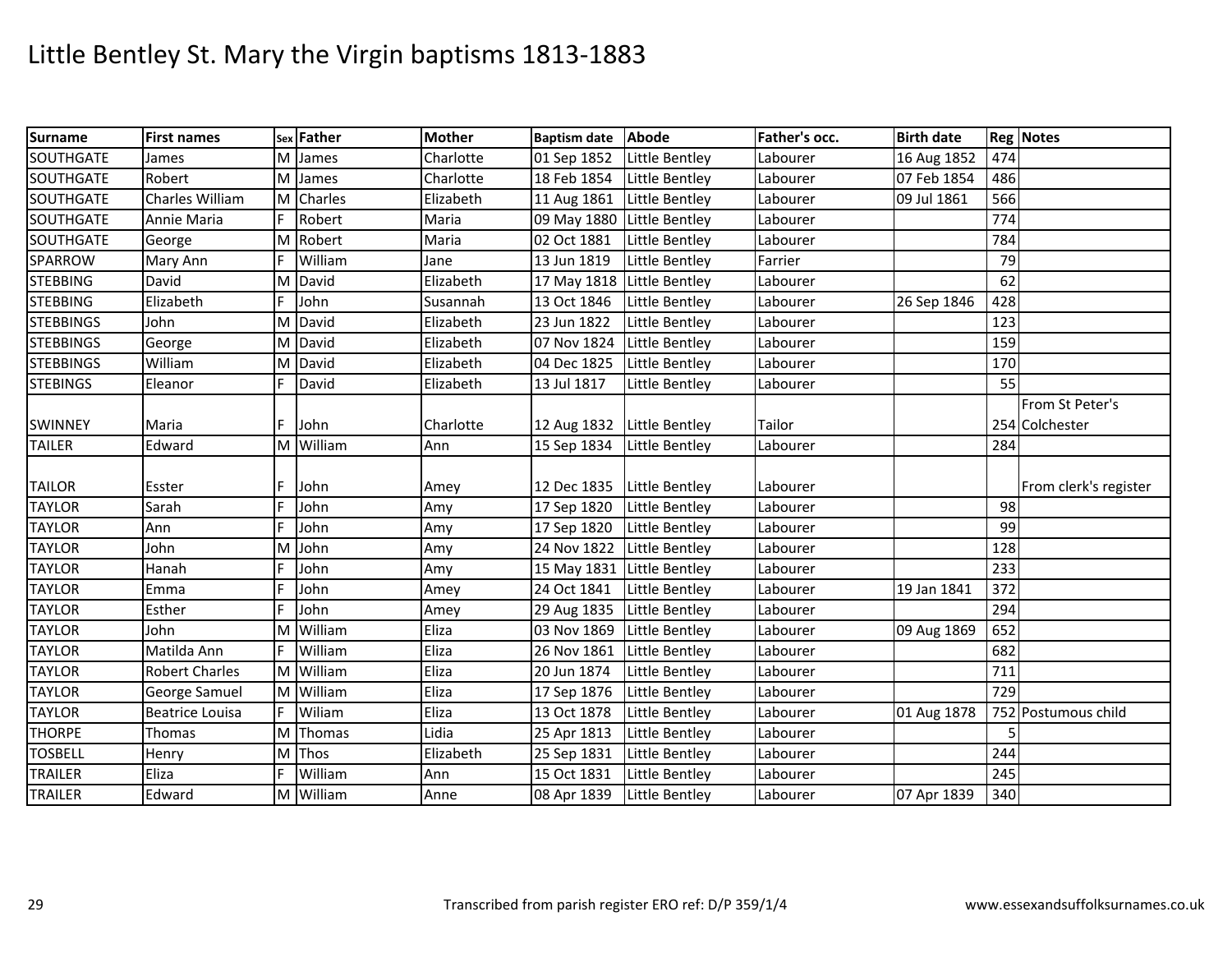# Little Bentley St. Mary the Virgin baptisms 1813-1883

| Surname | First names | Sex | Father | Mother | Baptism date | Abode | Father's occ. | Birth date | Reg | Notes |
|---|---|---|---|---|---|---|---|---|---|---|
| SOUTHGATE | James | M | James | Charlotte | 01 Sep 1852 | Little Bentley | Labourer | 16 Aug 1852 | 474 | |
| SOUTHGATE | Robert | M | James | Charlotte | 18 Feb 1854 | Little Bentley | Labourer | 07 Feb 1854 | 486 | |
| SOUTHGATE | Charles William | M | Charles | Elizabeth | 11 Aug 1861 | Little Bentley | Labourer | 09 Jul 1861 | 566 | |
| SOUTHGATE | Annie Maria | F | Robert | Maria | 09 May 1880 | Little Bentley | Labourer | | 774 | |
| SOUTHGATE | George | M | Robert | Maria | 02 Oct 1881 | Little Bentley | Labourer | | 784 | |
| SPARROW | Mary Ann | F | William | Jane | 13 Jun 1819 | Little Bentley | Farrier | | 79 | |
| STEBBING | David | M | David | Elizabeth | 17 May 1818 | Little Bentley | Labourer | | 62 | |
| STEBBING | Elizabeth | F | John | Susannah | 13 Oct 1846 | Little Bentley | Labourer | 26 Sep 1846 | 428 | |
| STEBBINGS | John | M | David | Elizabeth | 23 Jun 1822 | Little Bentley | Labourer | | 123 | |
| STEBBINGS | George | M | David | Elizabeth | 07 Nov 1824 | Little Bentley | Labourer | | 159 | |
| STEBBINGS | William | M | David | Elizabeth | 04 Dec 1825 | Little Bentley | Labourer | | 170 | |
| STEBINGS | Eleanor | F | David | Elizabeth | 13 Jul 1817 | Little Bentley | Labourer | | 55 | |
| SWINNEY | Maria | F | John | Charlotte | 12 Aug 1832 | Little Bentley | Tailor | | 254 | From St Peter's Colchester |
| TAILER | Edward | M | William | Ann | 15 Sep 1834 | Little Bentley | Labourer | | 284 | |
| TAILOR | Esster | F | John | Amey | 12 Dec 1835 | Little Bentley | Labourer | | | From clerk's register |
| TAYLOR | Sarah | F | John | Amy | 17 Sep 1820 | Little Bentley | Labourer | | 98 | |
| TAYLOR | Ann | F | John | Amy | 17 Sep 1820 | Little Bentley | Labourer | | 99 | |
| TAYLOR | John | M | John | Amy | 24 Nov 1822 | Little Bentley | Labourer | | 128 | |
| TAYLOR | Hanah | F | John | Amy | 15 May 1831 | Little Bentley | Labourer | | 233 | |
| TAYLOR | Emma | F | John | Amey | 24 Oct 1841 | Little Bentley | Labourer | 19 Jan 1841 | 372 | |
| TAYLOR | Esther | F | John | Amey | 29 Aug 1835 | Little Bentley | Labourer | | 294 | |
| TAYLOR | John | M | William | Eliza | 03 Nov 1869 | Little Bentley | Labourer | 09 Aug 1869 | 652 | |
| TAYLOR | Matilda Ann | F | William | Eliza | 26 Nov 1861 | Little Bentley | Labourer | | 682 | |
| TAYLOR | Robert Charles | M | William | Eliza | 20 Jun 1874 | Little Bentley | Labourer | | 711 | |
| TAYLOR | George Samuel | M | William | Eliza | 17 Sep 1876 | Little Bentley | Labourer | | 729 | |
| TAYLOR | Beatrice Louisa | F | Wiliam | Eliza | 13 Oct 1878 | Little Bentley | Labourer | 01 Aug 1878 | 752 | Postumous child |
| THORPE | Thomas | M | Thomas | Lidia | 25 Apr 1813 | Little Bentley | Labourer | | 5 | |
| TOSBELL | Henry | M | Thos | Elizabeth | 25 Sep 1831 | Little Bentley | Labourer | | 244 | |
| TRAILER | Eliza | F | William | Ann | 15 Oct 1831 | Little Bentley | Labourer | | 245 | |
| TRAILER | Edward | M | William | Anne | 08 Apr 1839 | Little Bentley | Labourer | 07 Apr 1839 | 340 | |

Transcribed from parish register ERO ref: D/P 359/1/4

www.essexandsuffolksurnames.co.uk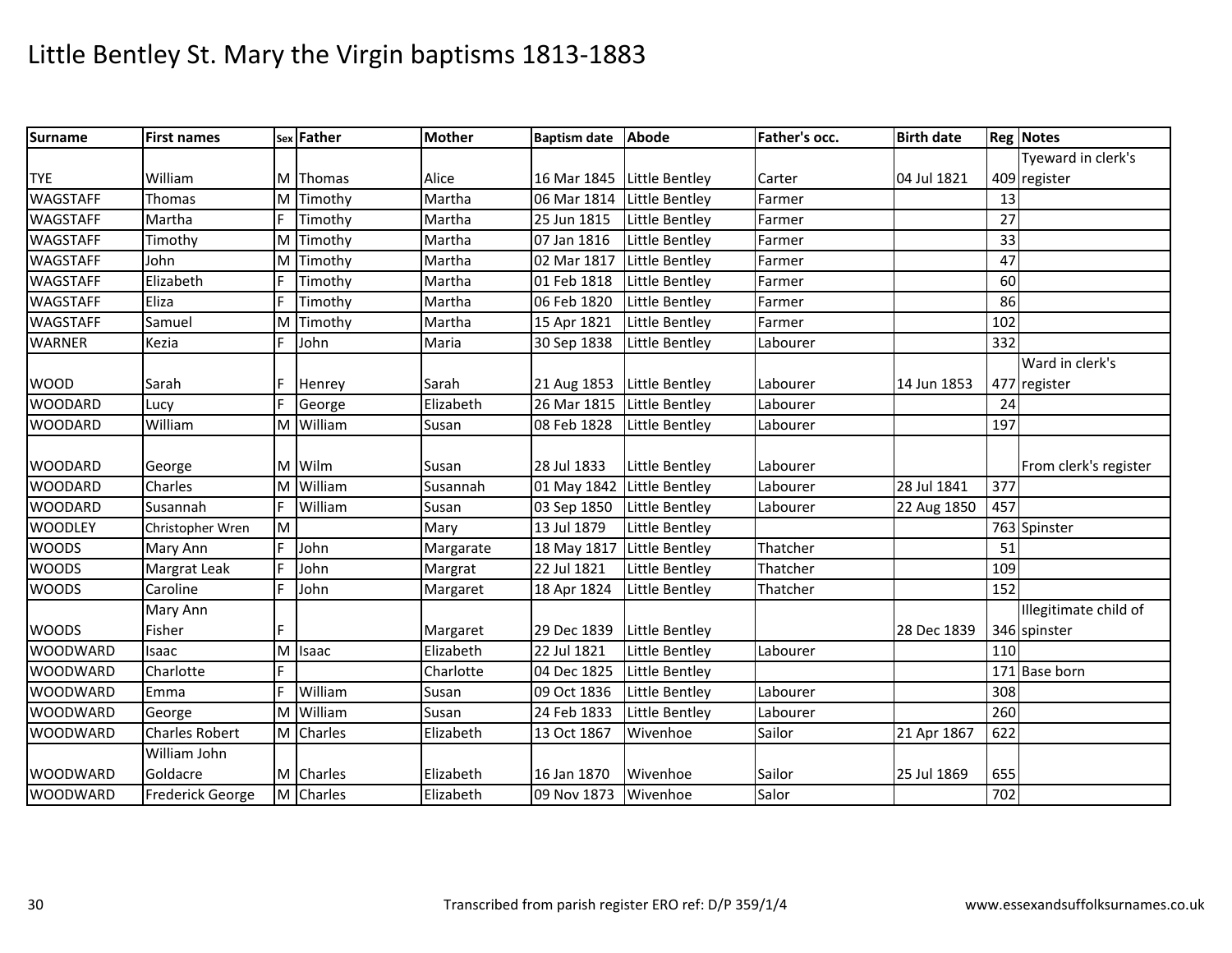# Little Bentley St. Mary the Virgin baptisms 1813-1883

| Surname | First names | Sex | Father | Mother | Baptism date | Abode | Father's occ. | Birth date | Reg | Notes |
|---|---|---|---|---|---|---|---|---|---|---|
| TYE | William | M | Thomas | Alice | 16 Mar 1845 | Little Bentley | Carter | 04 Jul 1821 | 409 | Tyeward in clerk's register |
| WAGSTAFF | Thomas | M | Timothy | Martha | 06 Mar 1814 | Little Bentley | Farmer | | 13 | |
| WAGSTAFF | Martha | F | Timothy | Martha | 25 Jun 1815 | Little Bentley | Farmer | | 27 | |
| WAGSTAFF | Timothy | M | Timothy | Martha | 07 Jan 1816 | Little Bentley | Farmer | | 33 | |
| WAGSTAFF | John | M | Timothy | Martha | 02 Mar 1817 | Little Bentley | Farmer | | 47 | |
| WAGSTAFF | Elizabeth | F | Timothy | Martha | 01 Feb 1818 | Little Bentley | Farmer | | 60 | |
| WAGSTAFF | Eliza | F | Timothy | Martha | 06 Feb 1820 | Little Bentley | Farmer | | 86 | |
| WAGSTAFF | Samuel | M | Timothy | Martha | 15 Apr 1821 | Little Bentley | Farmer | | 102 | |
| WARNER | Kezia | F | John | Maria | 30 Sep 1838 | Little Bentley | Labourer | | 332 | |
| WOOD | Sarah | F | Henrey | Sarah | 21 Aug 1853 | Little Bentley | Labourer | 14 Jun 1853 | 477 | Ward in clerk's register |
| WOODARD | Lucy | F | George | Elizabeth | 26 Mar 1815 | Little Bentley | Labourer | | 24 | |
| WOODARD | William | M | William | Susan | 08 Feb 1828 | Little Bentley | Labourer | | 197 | |
| WOODARD | George | M | Wilm | Susan | 28 Jul 1833 | Little Bentley | Labourer | | | From clerk's register |
| WOODARD | Charles | M | William | Susannah | 01 May 1842 | Little Bentley | Labourer | 28 Jul 1841 | 377 | |
| WOODARD | Susannah | F | William | Susan | 03 Sep 1850 | Little Bentley | Labourer | 22 Aug 1850 | 457 | |
| WOODLEY | Christopher Wren | M | | Mary | 13 Jul 1879 | Little Bentley | | | 763 | Spinster |
| WOODS | Mary Ann | F | John | Margarate | 18 May 1817 | Little Bentley | Thatcher | | 51 | |
| WOODS | Margrat Leak | F | John | Margrat | 22 Jul 1821 | Little Bentley | Thatcher | | 109 | |
| WOODS | Caroline | F | John | Margaret | 18 Apr 1824 | Little Bentley | Thatcher | | 152 | |
| WOODS | Mary Ann Fisher | F | | Margaret | 29 Dec 1839 | Little Bentley | | 28 Dec 1839 | 346 | Illegitimate child of spinster |
| WOODWARD | Isaac | M | Isaac | Elizabeth | 22 Jul 1821 | Little Bentley | Labourer | | 110 | |
| WOODWARD | Charlotte | F | | Charlotte | 04 Dec 1825 | Little Bentley | | | 171 | Base born |
| WOODWARD | Emma | F | William | Susan | 09 Oct 1836 | Little Bentley | Labourer | | 308 | |
| WOODWARD | George | M | William | Susan | 24 Feb 1833 | Little Bentley | Labourer | | 260 | |
| WOODWARD | Charles Robert | M | Charles | Elizabeth | 13 Oct 1867 | Wivenhoe | Sailor | 21 Apr 1867 | 622 | |
| WOODWARD | William John Goldacre | M | Charles | Elizabeth | 16 Jan 1870 | Wivenhoe | Sailor | 25 Jul 1869 | 655 | |
| WOODWARD | Frederick George | M | Charles | Elizabeth | 09 Nov 1873 | Wivenhoe | Salor | | 702 | |

Transcribed from parish register ERO ref: D/P 359/1/4

www.essexandsuffolksurnames.co.uk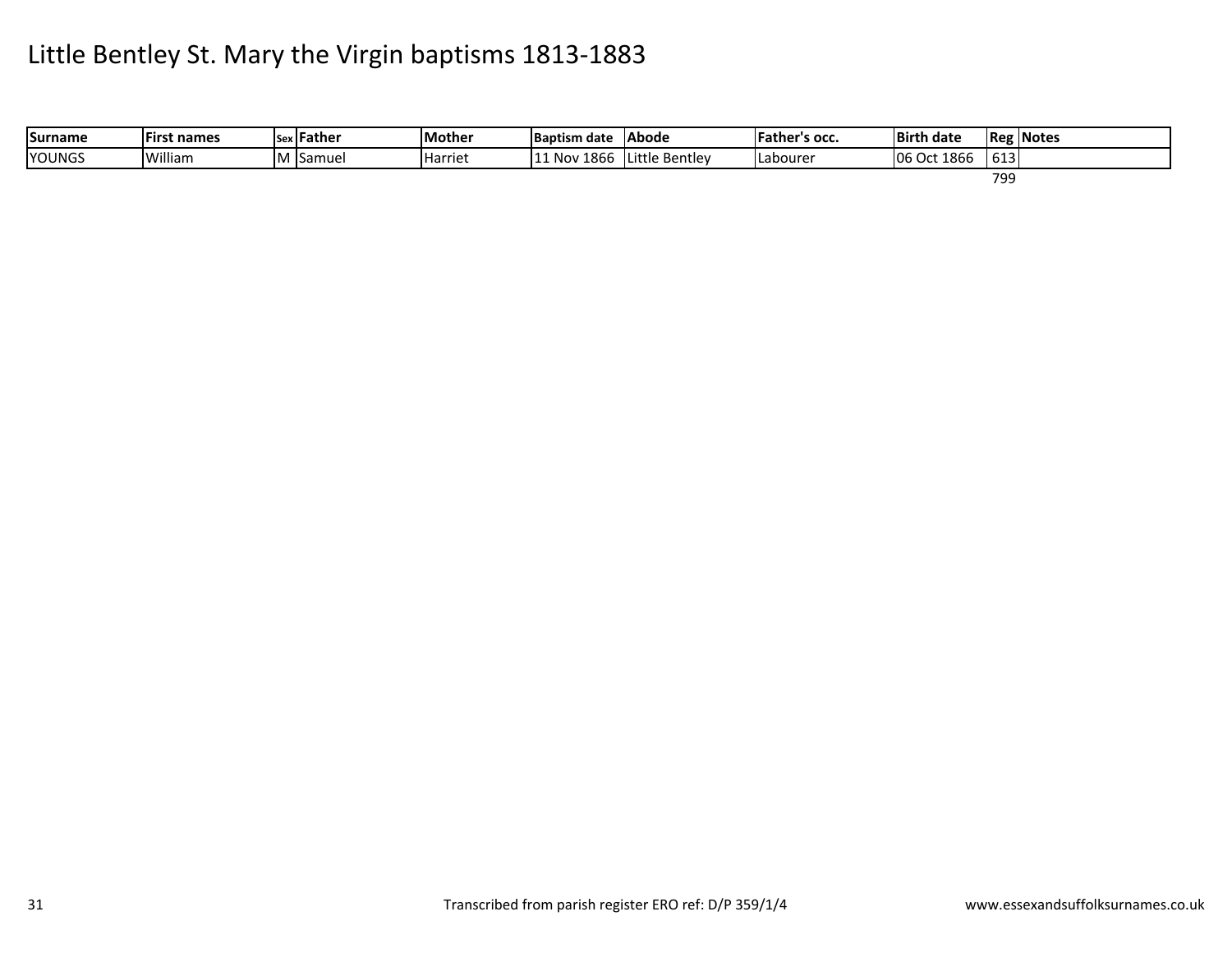# Little Bentley St. Mary the Virgin baptisms 1813-1883

| Surname | First names | Sex | Father | Mother | Baptism date | Abode | Father's occ. | Birth date | Reg | Notes |
|---|---|---|---|---|---|---|---|---|---|---|
| YOUNGS | William | M | Samuel | Harriet | 11 Nov 1866 | Little Bentley | Labourer | 06 Oct 1866 | 613 | |

799

Transcribed from parish register ERO ref: D/P 359/1/4

www.essexandsuffolksurnames.co.uk